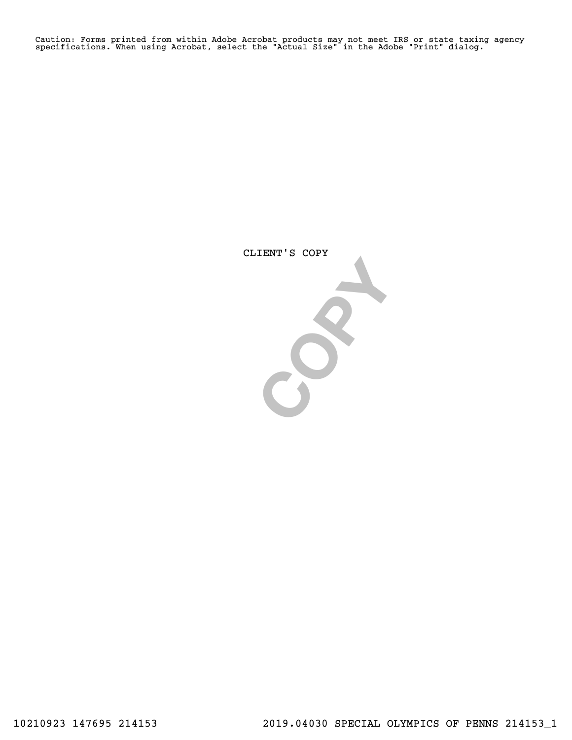Caution: Forms printed from within Adobe Acrobat products may not meet IRS or state taxing agency specifications. When using Acrobat, select the "Actual Size" in the Adobe "Print" dialog.

CLIENT'S COPY

COPY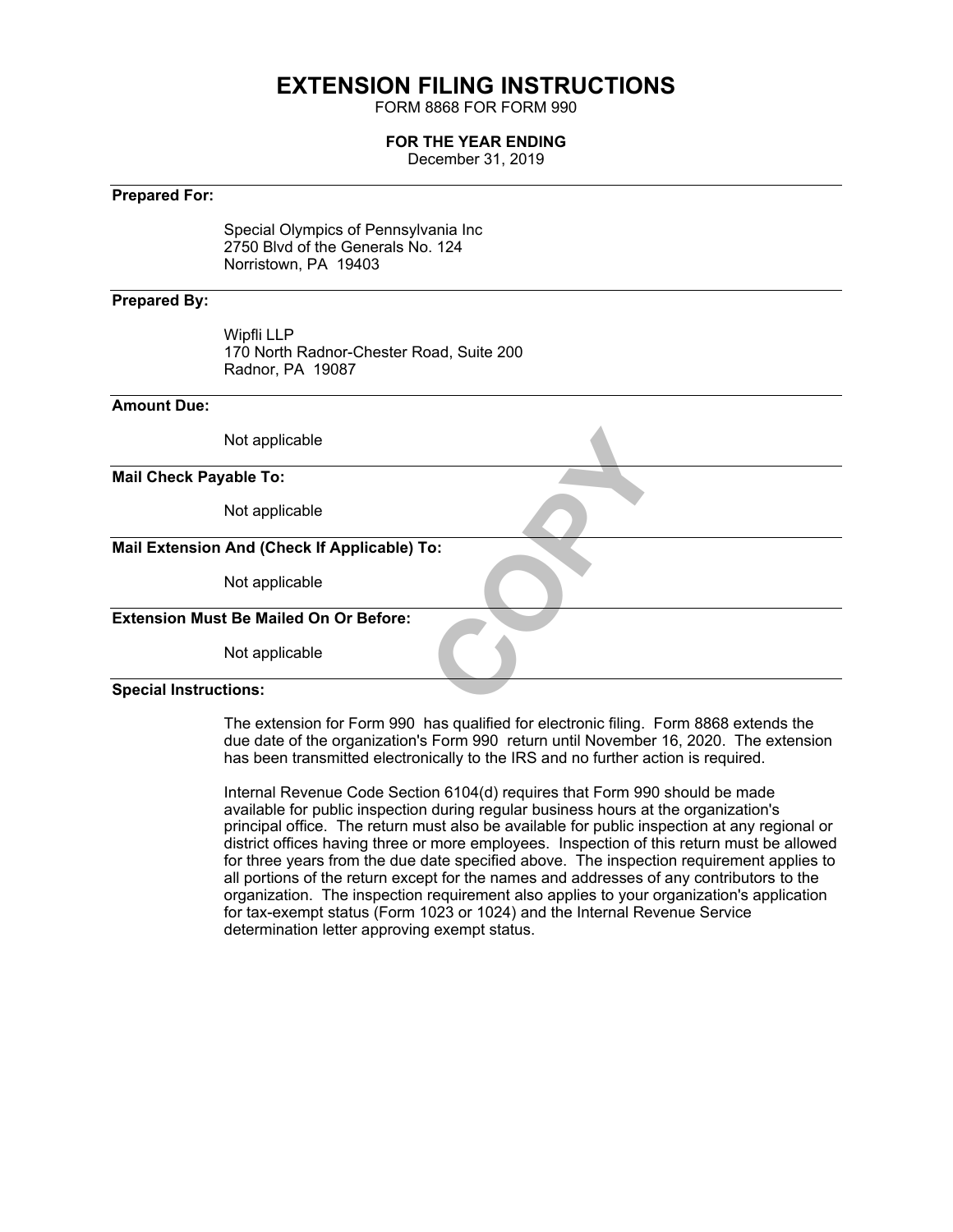# EXTENSION FILING INSTRUCTIONS

FORM 8868 FOR FORM 990

**FOR THE YEAR ENDING**

December 31, 2019

**Prepared For:**

Special Olympics of Pennsylvania Inc
2750 Blvd of the Generals No. 124
Norristown, PA 19403

**Prepared By:**

Wipfli LLP
170 North Radnor-Chester Road, Suite 200
Radnor, PA 19087

**Amount Due:**

Not applicable

**Mail Check Payable To:**

Not applicable

**Mail Extension And (Check If Applicable) To:**

Not applicable

**Extension Must Be Mailed On Or Before:**

Not applicable

**Special Instructions:**

The extension for Form 990 has qualified for electronic filing. Form 8868 extends the due date of the organization's Form 990 return until November 16, 2020. The extension has been transmitted electronically to the IRS and no further action is required.

Internal Revenue Code Section 6104(d) requires that Form 990 should be made available for public inspection during regular business hours at the organization's principal office. The return must also be available for public inspection at any regional or district offices having three or more employees. Inspection of this return must be allowed for three years from the due date specified above. The inspection requirement applies to all portions of the return except for the names and addresses of any contributors to the organization. The inspection requirement also applies to your organization's application for tax-exempt status (Form 1023 or 1024) and the Internal Revenue Service determination letter approving exempt status.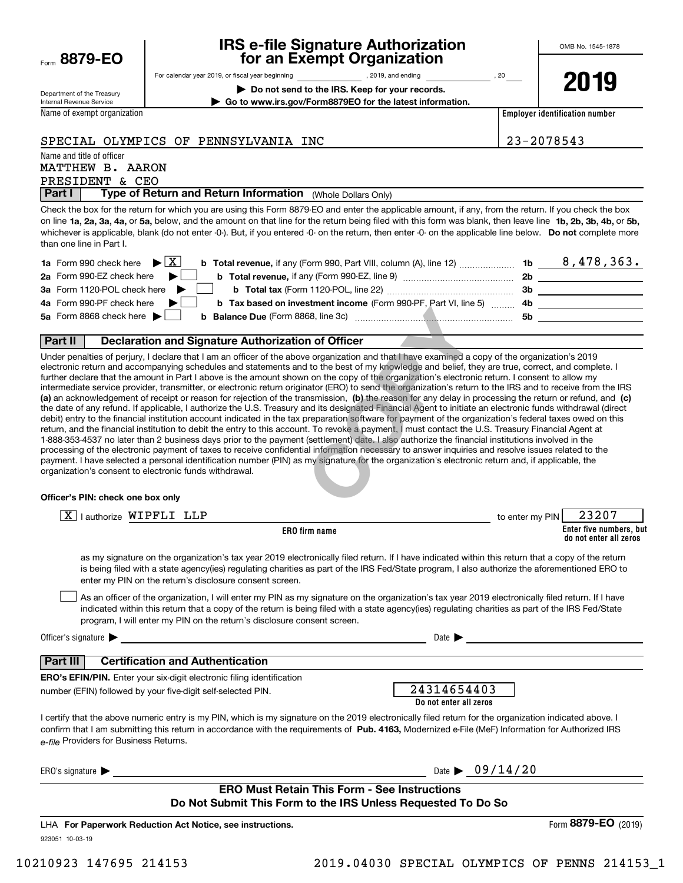Form **8879-EO**

Department of the Treasury
Internal Revenue Service

# IRS e-file Signature Authorization for an Exempt Organization

For calendar year 2019, or fiscal year beginning ____________, 2019, and ending ____________, 20___

▶ **Do not send to the IRS. Keep for your records.**

▶ **Go to www.irs.gov/Form8879EO for the latest information.**

OMB No. 1545-1878

**2019**

Name of exempt organization: SPECIAL OLYMPICS OF PENNSYLVANIA INC

**Employer identification number:** 23-2078543

Name and title of officer:
MATTHEW B. AARON
PRESIDENT & CEO

## Part I Type of Return and Return Information (Whole Dollars Only)

Check the box for the return for which you are using this Form 8879-EO and enter the applicable amount, if any, from the return. If you check the box on line **1a, 2a, 3a, 4a,** or **5a,** below, and the amount on that line for the return being filed with this form was blank, then leave line **1b, 2b, 3b, 4b,** or **5b,** whichever is applicable, blank (do not enter -0-). But, if you entered -0- on the return, then enter -0- on the applicable line below. **Do not** complete more than one line in Part I.

| | | | | |
|---|---|---|---|---|
| **1a** Form 990 check here ▶ | X | **b Total revenue,** if any (Form 990, Part VIII, column (A), line 12) | **1b** | 8,478,363. |
| **2a** Form 990-EZ check here ▶ | | **b Total revenue,** if any (Form 990-EZ, line 9) | **2b** | |
| **3a** Form 1120-POL check here ▶ | | **b Total tax** (Form 1120-POL, line 22) | **3b** | |
| **4a** Form 990-PF check here ▶ | | **b Tax based on investment income** (Form 990-PF, Part VI, line 5) | **4b** | |
| **5a** Form 8868 check here ▶ | | **b Balance Due** (Form 8868, line 3c) | **5b** | |

## Part II Declaration and Signature Authorization of Officer

Under penalties of perjury, I declare that I am an officer of the above organization and that I have examined a copy of the organization's 2019 electronic return and accompanying schedules and statements and to the best of my knowledge and belief, they are true, correct, and complete. I further declare that the amount in Part I above is the amount shown on the copy of the organization's electronic return. I consent to allow my intermediate service provider, transmitter, or electronic return originator (ERO) to send the organization's return to the IRS and to receive from the IRS **(a)** an acknowledgement of receipt or reason for rejection of the transmission, **(b)** the reason for any delay in processing the return or refund, and **(c)** the date of any refund. If applicable, I authorize the U.S. Treasury and its designated Financial Agent to initiate an electronic funds withdrawal (direct debit) entry to the financial institution account indicated in the tax preparation software for payment of the organization's federal taxes owed on this return, and the financial institution to debit the entry to this account. To revoke a payment, I must contact the U.S. Treasury Financial Agent at 1-888-353-4537 no later than 2 business days prior to the payment (settlement) date. I also authorize the financial institutions involved in the processing of the electronic payment of taxes to receive confidential information necessary to answer inquiries and resolve issues related to the payment. I have selected a personal identification number (PIN) as my signature for the organization's electronic return and, if applicable, the organization's consent to electronic funds withdrawal.

**Officer's PIN: check one box only**

[X] I authorize WIPFLI LLP (**ERO firm name**) to enter my PIN 23207 (**Enter five numbers, but do not enter all zeros**)

as my signature on the organization's tax year 2019 electronically filed return. If I have indicated within this return that a copy of the return is being filed with a state agency(ies) regulating charities as part of the IRS Fed/State program, I also authorize the aforementioned ERO to enter my PIN on the return's disclosure consent screen.

[ ] As an officer of the organization, I will enter my PIN as my signature on the organization's tax year 2019 electronically filed return. If I have indicated within this return that a copy of the return is being filed with a state agency(ies) regulating charities as part of the IRS Fed/State program, I will enter my PIN on the return's disclosure consent screen.

Officer's signature ▶ ______________________ Date ▶ ____________

## Part III Certification and Authentication

**ERO's EFIN/PIN.** Enter your six-digit electronic filing identification number (EFIN) followed by your five-digit self-selected PIN.

24314654403
**Do not enter all zeros**

I certify that the above numeric entry is my PIN, which is my signature on the 2019 electronically filed return for the organization indicated above. I confirm that I am submitting this return in accordance with the requirements of **Pub. 4163,** Modernized e-File (MeF) Information for Authorized IRS *e-file* Providers for Business Returns.

ERO's signature ▶ ______________________ Date ▶ 09/14/20

**ERO Must Retain This Form - See Instructions**
**Do Not Submit This Form to the IRS Unless Requested To Do So**

LHA **For Paperwork Reduction Act Notice, see instructions.** Form **8879-EO** (2019)

923051 10-03-19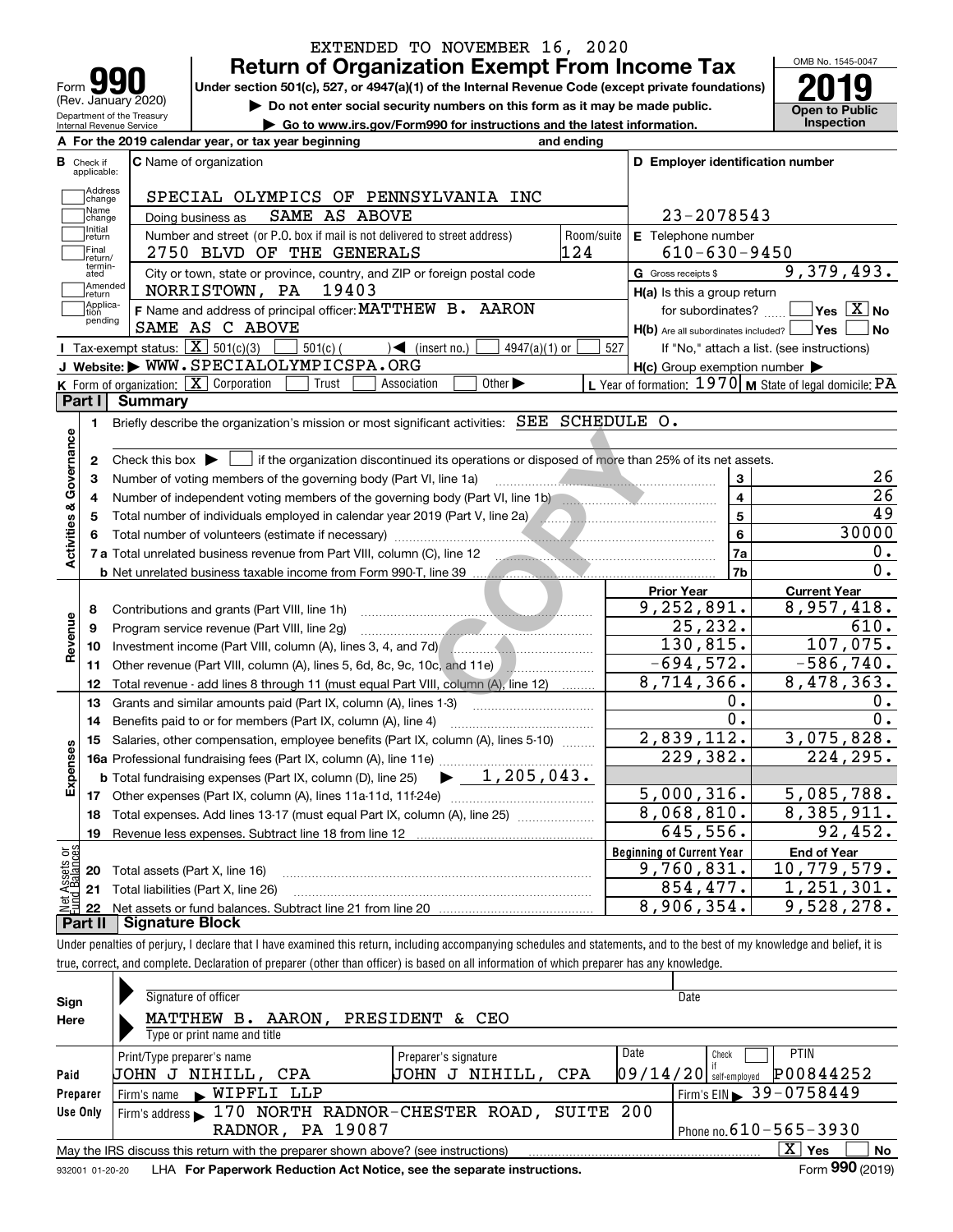EXTENDED TO NOVEMBER 16, 2020

Form **990** (Rev. January 2020)
Department of the Treasury
Internal Revenue Service

# Return of Organization Exempt From Income Tax

**Under section 501(c), 527, or 4947(a)(1) of the Internal Revenue Code (except private foundations)**

▶ **Do not enter social security numbers on this form as it may be made public.**

▶ **Go to www.irs.gov/Form990 for instructions and the latest information.**

OMB No. 1545-0047

**2019**

**Open to Public Inspection**

**A** For the 2019 calendar year, or tax year beginning and ending

**B** Check if applicable: Address change, Name change, Initial return, Final return/terminated, Amended return, Application pending

**C** Name of organization: SPECIAL OLYMPICS OF PENNSYLVANIA INC

Doing business as: SAME AS ABOVE

Number and street (or P.O. box if mail is not delivered to street address): 2750 BLVD OF THE GENERALS — Room/suite: 124

City or town, state or province, country, and ZIP or foreign postal code: NORRISTOWN, PA 19403

**F** Name and address of principal officer: MATTHEW B. AARON, SAME AS C ABOVE

**D** Employer identification number: 23-2078543

**E** Telephone number: 610-630-9450

**G** Gross receipts $ 9,379,493.

**H(a)** Is this a group return for subordinates? ☐ Yes ☒ No

**H(b)** Are all subordinates included? ☐ Yes ☐ No — If "No," attach a list. (see instructions)

**H(c)** Group exemption number ▶

**I** Tax-exempt status: ☒ 501(c)(3) ☐ 501(c) ( ) ◀ (insert no.) ☐ 4947(a)(1) or ☐ 527

**J** Website: ▶ WWW.SPECIALOLYMPICSPA.ORG

**K** Form of organization: ☒ Corporation ☐ Trust ☐ Association ☐ Other ▶

**L** Year of formation: 1970 **M** State of legal domicile: PA

## Part I Summary

**Activities & Governance**

1 Briefly describe the organization's mission or most significant activities: SEE SCHEDULE O.

2 Check this box ▶ ☐ if the organization discontinued its operations or disposed of more than 25% of its net assets.

| | | | |
|---|---|---|---|
| 3 | Number of voting members of the governing body (Part VI, line 1a) | 3 | 26 |
| 4 | Number of independent voting members of the governing body (Part VI, line 1b) | 4 | 26 |
| 5 | Total number of individuals employed in calendar year 2019 (Part V, line 2a) | 5 | 49 |
| 6 | Total number of volunteers (estimate if necessary) | 6 | 30000 |
| 7a | Total unrelated business revenue from Part VIII, column (C), line 12 | 7a | 0. |
| b | Net unrelated business taxable income from Form 990-T, line 39 | 7b | 0. |

| | | Prior Year | Current Year |
|---|---|---|---|
| **Revenue** | | | |
| 8 | Contributions and grants (Part VIII, line 1h) | 9,252,891. | 8,957,418. |
| 9 | Program service revenue (Part VIII, line 2g) | 25,232. | 610. |
| 10 | Investment income (Part VIII, column (A), lines 3, 4, and 7d) | 130,815. | 107,075. |
| 11 | Other revenue (Part VIII, column (A), lines 5, 6d, 8c, 9c, 10c, and 11e) | -694,572. | -586,740. |
| 12 | Total revenue - add lines 8 through 11 (must equal Part VIII, column (A), line 12) | 8,714,366. | 8,478,363. |
| **Expenses** | | | |
| 13 | Grants and similar amounts paid (Part IX, column (A), lines 1-3) | 0. | 0. |
| 14 | Benefits paid to or for members (Part IX, column (A), line 4) | 0. | 0. |
| 15 | Salaries, other compensation, employee benefits (Part IX, column (A), lines 5-10) | 2,839,112. | 3,075,828. |
| 16a | Professional fundraising fees (Part IX, column (A), line 11e) | 229,382. | 224,295. |
| b | Total fundraising expenses (Part IX, column (D), line 25) ▶ 1,205,043. | | |
| 17 | Other expenses (Part IX, column (A), lines 11a-11d, 11f-24e) | 5,000,316. | 5,085,788. |
| 18 | Total expenses. Add lines 13-17 (must equal Part IX, column (A), line 25) | 8,068,810. | 8,385,911. |
| 19 | Revenue less expenses. Subtract line 18 from line 12 | 645,556. | 92,452. |

| | **Net Assets or Fund Balances** | Beginning of Current Year | End of Year |
|---|---|---|---|
| 20 | Total assets (Part X, line 16) | 9,760,831. | 10,779,579. |
| 21 | Total liabilities (Part X, line 26) | 854,477. | 1,251,301. |
| 22 | Net assets or fund balances. Subtract line 21 from line 20 | 8,906,354. | 9,528,278. |

## Part II Signature Block

Under penalties of perjury, I declare that I have examined this return, including accompanying schedules and statements, and to the best of my knowledge and belief, it is true, correct, and complete. Declaration of preparer (other than officer) is based on all information of which preparer has any knowledge.

**Sign Here**

Signature of officer — Date

MATTHEW B. AARON, PRESIDENT & CEO
Type or print name and title

**Paid Preparer Use Only**

| Print/Type preparer's name | Preparer's signature | Date | Check ☐ if self-employed | PTIN |
|---|---|---|---|---|
| JOHN J NIHILL, CPA | JOHN J NIHILL, CPA | 09/14/20 | | P00844252 |

Firm's name ▶ WIPFLI LLP — Firm's EIN ▶ 39-0758449

Firm's address ▶ 170 NORTH RADNOR-CHESTER ROAD, SUITE 200, RADNOR, PA 19087 — Phone no. 610-565-3930

May the IRS discuss this return with the preparer shown above? (see instructions) ☒ Yes ☐ No

932001 01-20-20 LHA **For Paperwork Reduction Act Notice, see the separate instructions.** Form **990** (2019)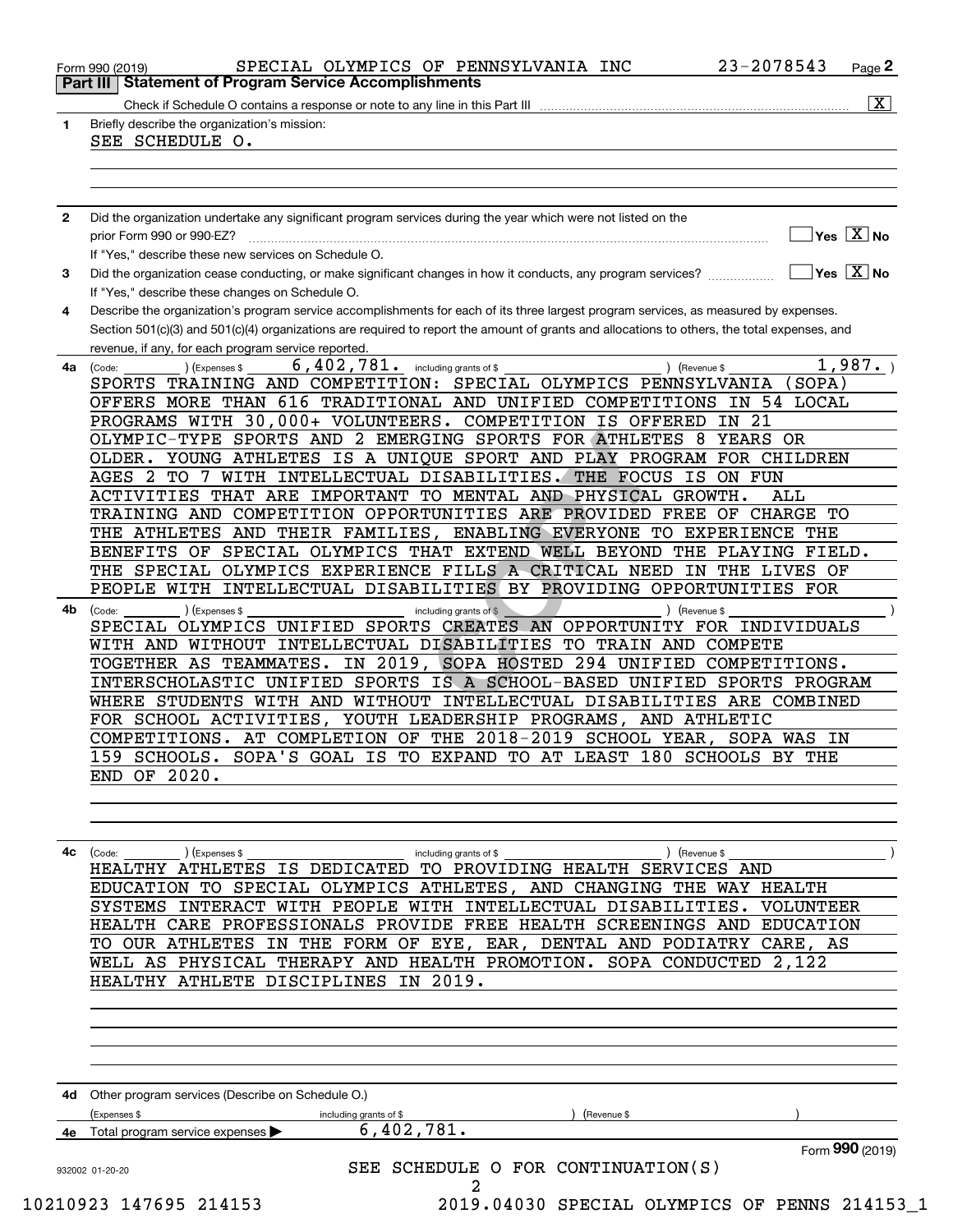Form 990 (2019) SPECIAL OLYMPICS OF PENNSYLVANIA INC 23-2078543 Page 2

## Part III Statement of Program Service Accomplishments

Check if Schedule O contains a response or note to any line in this Part III [X]

**1** Briefly describe the organization's mission:

SEE SCHEDULE O.

**2** Did the organization undertake any significant program services during the year which were not listed on the prior Form 990 or 990-EZ? [ ] Yes [X] No

If "Yes," describe these new services on Schedule O.

**3** Did the organization cease conducting, or make significant changes in how it conducts, any program services? [ ] Yes [X] No

If "Yes," describe these changes on Schedule O.

**4** Describe the organization's program service accomplishments for each of its three largest program services, as measured by expenses. Section 501(c)(3) and 501(c)(4) organizations are required to report the amount of grants and allocations to others, the total expenses, and revenue, if any, for each program service reported.

**4a** (Code: ) (Expenses $ 6,402,781. including grants of $ ) (Revenue $ 1,987. )

SPORTS TRAINING AND COMPETITION: SPECIAL OLYMPICS PENNSYLVANIA (SOPA) OFFERS MORE THAN 616 TRADITIONAL AND UNIFIED COMPETITIONS IN 54 LOCAL PROGRAMS WITH 30,000+ VOLUNTEERS. COMPETITION IS OFFERED IN 21 OLYMPIC-TYPE SPORTS AND 2 EMERGING SPORTS FOR ATHLETES 8 YEARS OR OLDER. YOUNG ATHLETES IS A UNIQUE SPORT AND PLAY PROGRAM FOR CHILDREN AGES 2 TO 7 WITH INTELLECTUAL DISABILITIES. THE FOCUS IS ON FUN ACTIVITIES THAT ARE IMPORTANT TO MENTAL AND PHYSICAL GROWTH. ALL TRAINING AND COMPETITION OPPORTUNITIES ARE PROVIDED FREE OF CHARGE TO THE ATHLETES AND THEIR FAMILIES, ENABLING EVERYONE TO EXPERIENCE THE BENEFITS OF SPECIAL OLYMPICS THAT EXTEND WELL BEYOND THE PLAYING FIELD. THE SPECIAL OLYMPICS EXPERIENCE FILLS A CRITICAL NEED IN THE LIVES OF PEOPLE WITH INTELLECTUAL DISABILITIES BY PROVIDING OPPORTUNITIES FOR

**4b** (Code: ) (Expenses $ including grants of $ ) (Revenue $ )

SPECIAL OLYMPICS UNIFIED SPORTS CREATES AN OPPORTUNITY FOR INDIVIDUALS WITH AND WITHOUT INTELLECTUAL DISABILITIES TO TRAIN AND COMPETE TOGETHER AS TEAMMATES. IN 2019, SOPA HOSTED 294 UNIFIED COMPETITIONS. INTERSCHOLASTIC UNIFIED SPORTS IS A SCHOOL-BASED UNIFIED SPORTS PROGRAM WHERE STUDENTS WITH AND WITHOUT INTELLECTUAL DISABILITIES ARE COMBINED FOR SCHOOL ACTIVITIES, YOUTH LEADERSHIP PROGRAMS, AND ATHLETIC COMPETITIONS. AT COMPLETION OF THE 2018-2019 SCHOOL YEAR, SOPA WAS IN 159 SCHOOLS. SOPA'S GOAL IS TO EXPAND TO AT LEAST 180 SCHOOLS BY THE END OF 2020.

**4c** (Code: ) (Expenses $ including grants of $ ) (Revenue $ )

HEALTHY ATHLETES IS DEDICATED TO PROVIDING HEALTH SERVICES AND EDUCATION TO SPECIAL OLYMPICS ATHLETES, AND CHANGING THE WAY HEALTH SYSTEMS INTERACT WITH PEOPLE WITH INTELLECTUAL DISABILITIES. VOLUNTEER HEALTH CARE PROFESSIONALS PROVIDE FREE HEALTH SCREENINGS AND EDUCATION TO OUR ATHLETES IN THE FORM OF EYE, EAR, DENTAL AND PODIATRY CARE, AS WELL AS PHYSICAL THERAPY AND HEALTH PROMOTION. SOPA CONDUCTED 2,122 HEALTHY ATHLETE DISCIPLINES IN 2019.

**4d** Other program services (Describe on Schedule O.)

(Expenses $ including grants of $ ) (Revenue $ )

**4e** Total program service expenses ▶ 6,402,781.

Form **990** (2019)

932002 01-20-20

SEE SCHEDULE O FOR CONTINUATION(S)

10210923 147695 214153 2019.04030 SPECIAL OLYMPICS OF PENNS 214153_1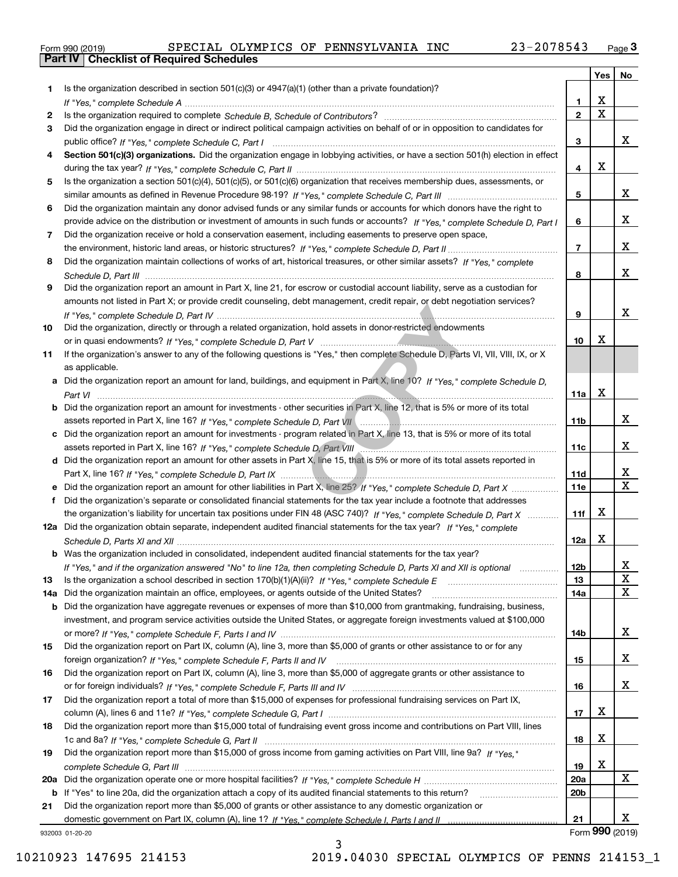Form 990 (2019) SPECIAL OLYMPICS OF PENNSYLVANIA INC 23-2078543

## Part IV Checklist of Required Schedules

| | | | Yes | No |
|---|---|---|---|---|
| 1 | Is the organization described in section 501(c)(3) or 4947(a)(1) (other than a private foundation)? *If "Yes," complete Schedule A* | 1 | X | |
| 2 | Is the organization required to complete *Schedule B, Schedule of Contributors*? | 2 | X | |
| 3 | Did the organization engage in direct or indirect political campaign activities on behalf of or in opposition to candidates for public office? *If "Yes," complete Schedule C, Part I* | 3 | | X |
| 4 | **Section 501(c)(3) organizations.** Did the organization engage in lobbying activities, or have a section 501(h) election in effect during the tax year? *If "Yes," complete Schedule C, Part II* | 4 | X | |
| 5 | Is the organization a section 501(c)(4), 501(c)(5), or 501(c)(6) organization that receives membership dues, assessments, or similar amounts as defined in Revenue Procedure 98-19? *If "Yes," complete Schedule C, Part III* | 5 | | X |
| 6 | Did the organization maintain any donor advised funds or any similar funds or accounts for which donors have the right to provide advice on the distribution or investment of amounts in such funds or accounts? *If "Yes," complete Schedule D, Part I* | 6 | | X |
| 7 | Did the organization receive or hold a conservation easement, including easements to preserve open space, the environment, historic land areas, or historic structures? *If "Yes," complete Schedule D, Part II* | 7 | | X |
| 8 | Did the organization maintain collections of works of art, historical treasures, or other similar assets? *If "Yes," complete Schedule D, Part III* | 8 | | X |
| 9 | Did the organization report an amount in Part X, line 21, for escrow or custodial account liability, serve as a custodian for amounts not listed in Part X; or provide credit counseling, debt management, credit repair, or debt negotiation services? *If "Yes," complete Schedule D, Part IV* | 9 | | X |
| 10 | Did the organization, directly or through a related organization, hold assets in donor-restricted endowments or in quasi endowments? *If "Yes," complete Schedule D, Part V* | 10 | X | |
| 11 | If the organization's answer to any of the following questions is "Yes," then complete Schedule D, Parts VI, VII, VIII, IX, or X as applicable. | | | |
| a | Did the organization report an amount for land, buildings, and equipment in Part X, line 10? *If "Yes," complete Schedule D, Part VI* | 11a | X | |
| b | Did the organization report an amount for investments - other securities in Part X, line 12, that is 5% or more of its total assets reported in Part X, line 16? *If "Yes," complete Schedule D, Part VII* | 11b | | X |
| c | Did the organization report an amount for investments - program related in Part X, line 13, that is 5% or more of its total assets reported in Part X, line 16? *If "Yes," complete Schedule D, Part VIII* | 11c | | X |
| d | Did the organization report an amount for other assets in Part X, line 15, that is 5% or more of its total assets reported in Part X, line 16? *If "Yes," complete Schedule D, Part IX* | 11d | | X |
| e | Did the organization report an amount for other liabilities in Part X, line 25? *If "Yes," complete Schedule D, Part X* | 11e | | X |
| f | Did the organization's separate or consolidated financial statements for the tax year include a footnote that addresses the organization's liability for uncertain tax positions under FIN 48 (ASC 740)? *If "Yes," complete Schedule D, Part X* | 11f | X | |
| 12a | Did the organization obtain separate, independent audited financial statements for the tax year? *If "Yes," complete Schedule D, Parts XI and XII* | 12a | X | |
| b | Was the organization included in consolidated, independent audited financial statements for the tax year? *If "Yes," and if the organization answered "No" to line 12a, then completing Schedule D, Parts XI and XII is optional* | 12b | | X |
| 13 | Is the organization a school described in section 170(b)(1)(A)(ii)? *If "Yes," complete Schedule E* | 13 | | X |
| 14a | Did the organization maintain an office, employees, or agents outside of the United States? | 14a | | X |
| b | Did the organization have aggregate revenues or expenses of more than $10,000 from grantmaking, fundraising, business, investment, and program service activities outside the United States, or aggregate foreign investments valued at $100,000 or more? *If "Yes," complete Schedule F, Parts I and IV* | 14b | | X |
| 15 | Did the organization report on Part IX, column (A), line 3, more than $5,000 of grants or other assistance to or for any foreign organization? *If "Yes," complete Schedule F, Parts II and IV* | 15 | | X |
| 16 | Did the organization report on Part IX, column (A), line 3, more than $5,000 of aggregate grants or other assistance to or for foreign individuals? *If "Yes," complete Schedule F, Parts III and IV* | 16 | | X |
| 17 | Did the organization report a total of more than $15,000 of expenses for professional fundraising services on Part IX, column (A), lines 6 and 11e? *If "Yes," complete Schedule G, Part I* | 17 | X | |
| 18 | Did the organization report more than $15,000 total of fundraising event gross income and contributions on Part VIII, lines 1c and 8a? *If "Yes," complete Schedule G, Part II* | 18 | X | |
| 19 | Did the organization report more than $15,000 of gross income from gaming activities on Part VIII, line 9a? *If "Yes," complete Schedule G, Part III* | 19 | X | |
| 20a | Did the organization operate one or more hospital facilities? *If "Yes," complete Schedule H* | 20a | | X |
| b | If "Yes" to line 20a, did the organization attach a copy of its audited financial statements to this return? | 20b | | |
| 21 | Did the organization report more than $5,000 of grants or other assistance to any domestic organization or domestic government on Part IX, column (A), line 1? *If "Yes," complete Schedule I, Parts I and II* | 21 | | X |

932003 01-20-20

Form **990** (2019)

10210923 147695 214153 2019.04030 SPECIAL OLYMPICS OF PENNS 214153_1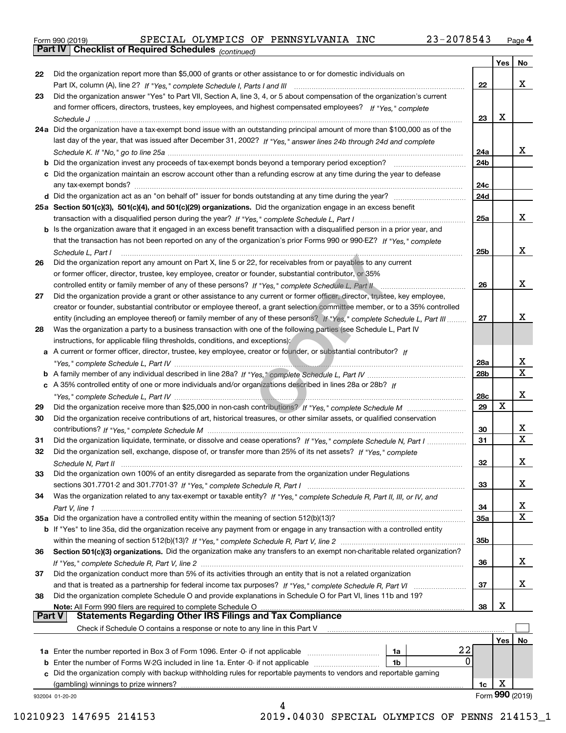Form 990 (2019) SPECIAL OLYMPICS OF PENNSYLVANIA INC 23-2078543 Page **4**

## Part IV Checklist of Required Schedules *(continued)*

| | | | Yes | No |
|---|---|---|---|---|
| 22 | Did the organization report more than $5,000 of grants or other assistance to or for domestic individuals on Part IX, column (A), line 2? *If "Yes," complete Schedule I, Parts I and III* | 22 | | X |
| 23 | Did the organization answer "Yes" to Part VII, Section A, line 3, 4, or 5 about compensation of the organization's current and former officers, directors, trustees, key employees, and highest compensated employees? *If "Yes," complete Schedule J* | 23 | X | |
| 24a | Did the organization have a tax-exempt bond issue with an outstanding principal amount of more than $100,000 as of the last day of the year, that was issued after December 31, 2002? *If "Yes," answer lines 24b through 24d and complete Schedule K. If "No," go to line 25a* | 24a | | X |
| b | Did the organization invest any proceeds of tax-exempt bonds beyond a temporary period exception? | 24b | | |
| c | Did the organization maintain an escrow account other than a refunding escrow at any time during the year to defease any tax-exempt bonds? | 24c | | |
| d | Did the organization act as an "on behalf of" issuer for bonds outstanding at any time during the year? | 24d | | |
| 25a | **Section 501(c)(3), 501(c)(4), and 501(c)(29) organizations.** Did the organization engage in an excess benefit transaction with a disqualified person during the year? *If "Yes," complete Schedule L, Part I* | 25a | | X |
| b | Is the organization aware that it engaged in an excess benefit transaction with a disqualified person in a prior year, and that the transaction has not been reported on any of the organization's prior Forms 990 or 990-EZ? *If "Yes," complete Schedule L, Part I* | 25b | | X |
| 26 | Did the organization report any amount on Part X, line 5 or 22, for receivables from or payables to any current or former officer, director, trustee, key employee, creator or founder, substantial contributor, or 35% controlled entity or family member of any of these persons? *If "Yes," complete Schedule L, Part II* | 26 | | X |
| 27 | Did the organization provide a grant or other assistance to any current or former officer, director, trustee, key employee, creator or founder, substantial contributor or employee thereof, a grant selection committee member, or to a 35% controlled entity (including an employee thereof) or family member of any of these persons? *If "Yes," complete Schedule L, Part III* | 27 | | X |
| 28 | Was the organization a party to a business transaction with one of the following parties (see Schedule L, Part IV instructions, for applicable filing thresholds, conditions, and exceptions): | | | |
| a | A current or former officer, director, trustee, key employee, creator or founder, or substantial contributor? *If "Yes," complete Schedule L, Part IV* | 28a | | X |
| b | A family member of any individual described in line 28a? *If "Yes," complete Schedule L, Part IV* | 28b | | X |
| c | A 35% controlled entity of one or more individuals and/or organizations described in lines 28a or 28b? *If "Yes," complete Schedule L, Part IV* | 28c | | X |
| 29 | Did the organization receive more than $25,000 in non-cash contributions? *If "Yes," complete Schedule M* | 29 | X | |
| 30 | Did the organization receive contributions of art, historical treasures, or other similar assets, or qualified conservation contributions? *If "Yes," complete Schedule M* | 30 | | X |
| 31 | Did the organization liquidate, terminate, or dissolve and cease operations? *If "Yes," complete Schedule N, Part I* | 31 | | X |
| 32 | Did the organization sell, exchange, dispose of, or transfer more than 25% of its net assets? *If "Yes," complete Schedule N, Part II* | 32 | | X |
| 33 | Did the organization own 100% of an entity disregarded as separate from the organization under Regulations sections 301.7701-2 and 301.7701-3? *If "Yes," complete Schedule R, Part I* | 33 | | X |
| 34 | Was the organization related to any tax-exempt or taxable entity? *If "Yes," complete Schedule R, Part II, III, or IV, and Part V, line 1* | 34 | | X |
| 35a | Did the organization have a controlled entity within the meaning of section 512(b)(13)? | 35a | | X |
| b | If "Yes" to line 35a, did the organization receive any payment from or engage in any transaction with a controlled entity within the meaning of section 512(b)(13)? *If "Yes," complete Schedule R, Part V, line 2* | 35b | | |
| 36 | **Section 501(c)(3) organizations.** Did the organization make any transfers to an exempt non-charitable related organization? *If "Yes," complete Schedule R, Part V, line 2* | 36 | | X |
| 37 | Did the organization conduct more than 5% of its activities through an entity that is not a related organization and that is treated as a partnership for federal income tax purposes? *If "Yes," complete Schedule R, Part VI* | 37 | | X |
| 38 | Did the organization complete Schedule O and provide explanations in Schedule O for Part VI, lines 11b and 19? **Note:** All Form 990 filers are required to complete Schedule O | 38 | X | |

## Part V Statements Regarding Other IRS Filings and Tax Compliance

Check if Schedule O contains a response or note to any line in this Part V ☐

| | | | | | Yes | No |
|---|---|---|---|---|---|---|
| 1a | Enter the number reported in Box 3 of Form 1096. Enter -0- if not applicable | 1a | 22 | | | |
| b | Enter the number of Forms W-2G included in line 1a. Enter -0- if not applicable | 1b | 0 | | | |
| c | Did the organization comply with backup withholding rules for reportable payments to vendors and reportable gaming (gambling) winnings to prize winners? | | | 1c | X | |

932004 01-20-20 Form **990** (2019)

10210923 147695 214153 2019.04030 SPECIAL OLYMPICS OF PENNS 214153_1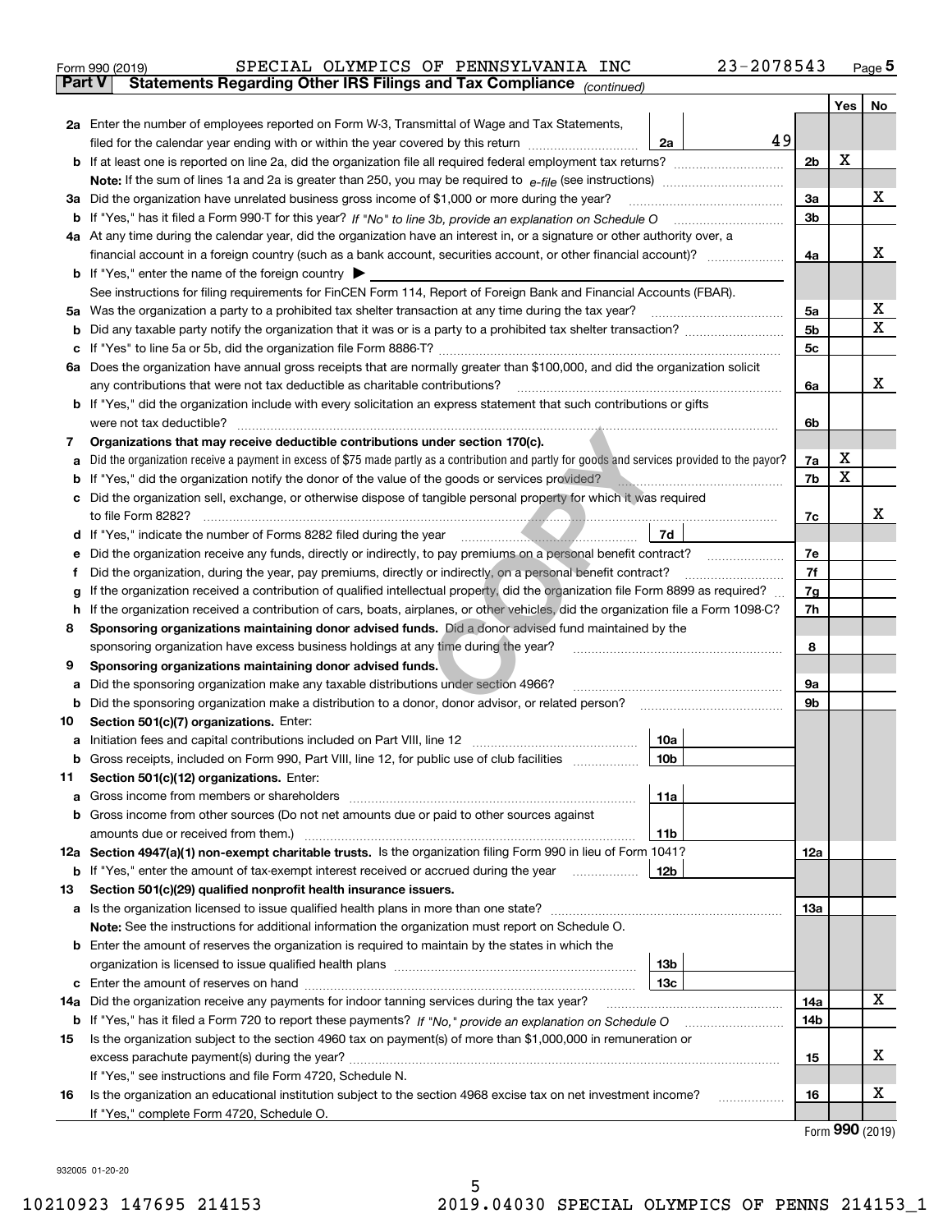Form 990 (2019) SPECIAL OLYMPICS OF PENNSYLVANIA INC 23-2078543 Page **5**

**Part V** **Statements Regarding Other IRS Filings and Tax Compliance** *(continued)*

| | | | | | Yes | No |
|---|---|---|---|---|---|---|
| **2a** | Enter the number of employees reported on Form W-3, Transmittal of Wage and Tax Statements, filed for the calendar year ending with or within the year covered by this return | 2a | 49 | | | |
| **b** | If at least one is reported on line 2a, did the organization file all required federal employment tax returns? | | | 2b | X | |
| | **Note:** If the sum of lines 1a and 2a is greater than 250, you may be required to *e-file* (see instructions) | | | | | |
| **3a** | Did the organization have unrelated business gross income of $1,000 or more during the year? | | | 3a | | X |
| **b** | If "Yes," has it filed a Form 990-T for this year? *If "No" to line 3b, provide an explanation on Schedule O* | | | 3b | | |
| **4a** | At any time during the calendar year, did the organization have an interest in, or a signature or other authority over, a financial account in a foreign country (such as a bank account, securities account, or other financial account)? | | | 4a | | X |
| **b** | If "Yes," enter the name of the foreign country ▶ | | | | | |
| | See instructions for filing requirements for FinCEN Form 114, Report of Foreign Bank and Financial Accounts (FBAR). | | | | | |
| **5a** | Was the organization a party to a prohibited tax shelter transaction at any time during the tax year? | | | 5a | | X |
| **b** | Did any taxable party notify the organization that it was or is a party to a prohibited tax shelter transaction? | | | 5b | | X |
| **c** | If "Yes" to line 5a or 5b, did the organization file Form 8886-T? | | | 5c | | |
| **6a** | Does the organization have annual gross receipts that are normally greater than $100,000, and did the organization solicit any contributions that were not tax deductible as charitable contributions? | | | 6a | | X |
| **b** | If "Yes," did the organization include with every solicitation an express statement that such contributions or gifts were not tax deductible? | | | 6b | | |
| **7** | **Organizations that may receive deductible contributions under section 170(c).** | | | | | |
| **a** | Did the organization receive a payment in excess of $75 made partly as a contribution and partly for goods and services provided to the payor? | | | 7a | X | |
| **b** | If "Yes," did the organization notify the donor of the value of the goods or services provided? | | | 7b | X | |
| **c** | Did the organization sell, exchange, or otherwise dispose of tangible personal property for which it was required to file Form 8282? | | | 7c | | X |
| **d** | If "Yes," indicate the number of Forms 8282 filed during the year | 7d | | | | |
| **e** | Did the organization receive any funds, directly or indirectly, to pay premiums on a personal benefit contract? | | | 7e | | |
| **f** | Did the organization, during the year, pay premiums, directly or indirectly, on a personal benefit contract? | | | 7f | | |
| **g** | If the organization received a contribution of qualified intellectual property, did the organization file Form 8899 as required? | | | 7g | | |
| **h** | If the organization received a contribution of cars, boats, airplanes, or other vehicles, did the organization file a Form 1098-C? | | | 7h | | |
| **8** | **Sponsoring organizations maintaining donor advised funds.** Did a donor advised fund maintained by the sponsoring organization have excess business holdings at any time during the year? | | | 8 | | |
| **9** | **Sponsoring organizations maintaining donor advised funds.** | | | | | |
| **a** | Did the sponsoring organization make any taxable distributions under section 4966? | | | 9a | | |
| **b** | Did the sponsoring organization make a distribution to a donor, donor advisor, or related person? | | | 9b | | |
| **10** | **Section 501(c)(7) organizations.** Enter: | | | | | |
| **a** | Initiation fees and capital contributions included on Part VIII, line 12 | 10a | | | | |
| **b** | Gross receipts, included on Form 990, Part VIII, line 12, for public use of club facilities | 10b | | | | |
| **11** | **Section 501(c)(12) organizations.** Enter: | | | | | |
| **a** | Gross income from members or shareholders | 11a | | | | |
| **b** | Gross income from other sources (Do not net amounts due or paid to other sources against amounts due or received from them.) | 11b | | | | |
| **12a** | **Section 4947(a)(1) non-exempt charitable trusts.** Is the organization filing Form 990 in lieu of Form 1041? | | | 12a | | |
| **b** | If "Yes," enter the amount of tax-exempt interest received or accrued during the year | 12b | | | | |
| **13** | **Section 501(c)(29) qualified nonprofit health insurance issuers.** | | | | | |
| **a** | Is the organization licensed to issue qualified health plans in more than one state? | | | 13a | | |
| | **Note:** See the instructions for additional information the organization must report on Schedule O. | | | | | |
| **b** | Enter the amount of reserves the organization is required to maintain by the states in which the organization is licensed to issue qualified health plans | 13b | | | | |
| **c** | Enter the amount of reserves on hand | 13c | | | | |
| **14a** | Did the organization receive any payments for indoor tanning services during the tax year? | | | 14a | | X |
| **b** | If "Yes," has it filed a Form 720 to report these payments? *If "No," provide an explanation on Schedule O* | | | 14b | | |
| **15** | Is the organization subject to the section 4960 tax on payment(s) of more than $1,000,000 in remuneration or excess parachute payment(s) during the year? | | | 15 | | X |
| | If "Yes," see instructions and file Form 4720, Schedule N. | | | | | |
| **16** | Is the organization an educational institution subject to the section 4968 excise tax on net investment income? | | | 16 | | X |
| | If "Yes," complete Form 4720, Schedule O. | | | | | |

Form **990** (2019)

932005 01-20-20

10210923 147695 214153 2019.04030 SPECIAL OLYMPICS OF PENNS 214153_1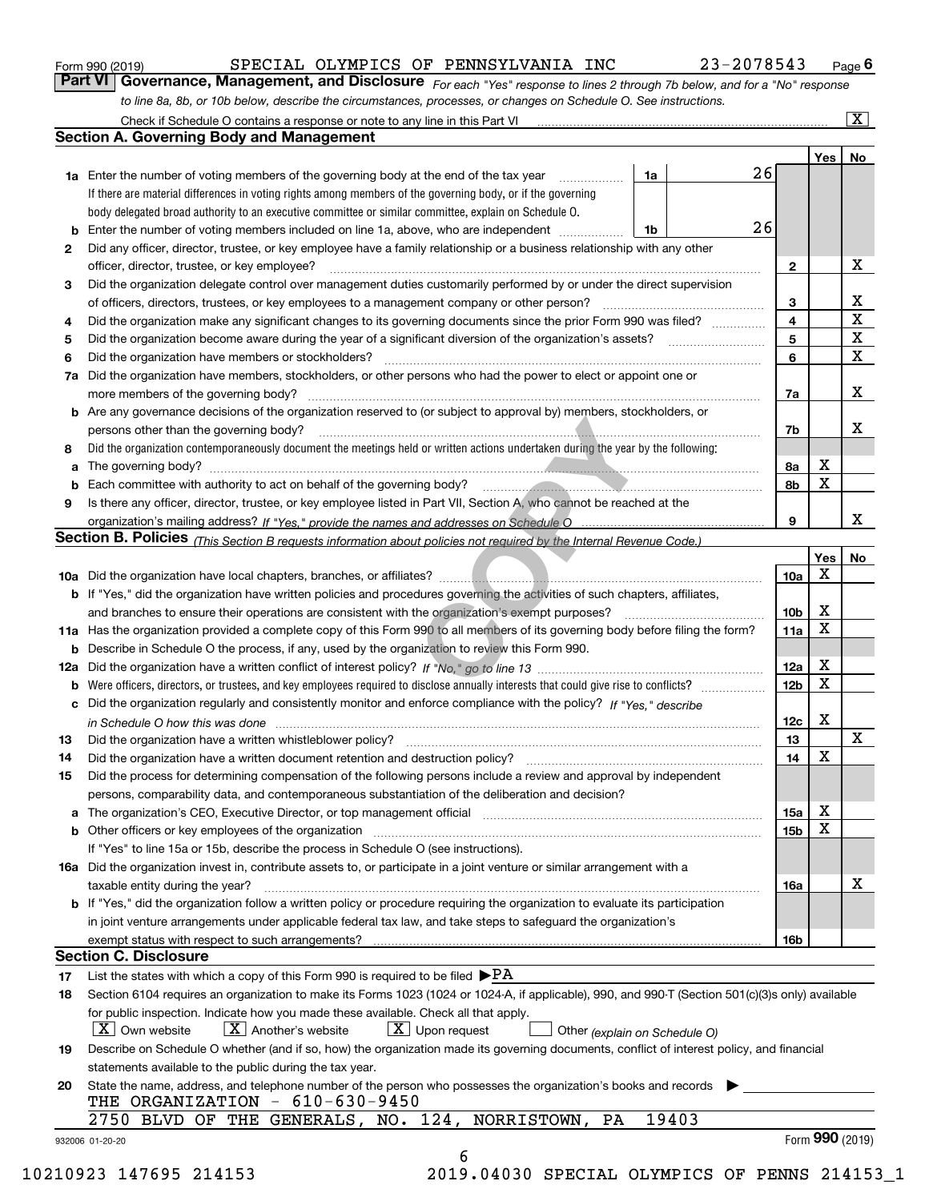Form 990 (2019) SPECIAL OLYMPICS OF PENNSYLVANIA INC 23-2078543 Page 6

## Part VI Governance, Management, and Disclosure

*For each "Yes" response to lines 2 through 7b below, and for a "No" response to line 8a, 8b, or 10b below, describe the circumstances, processes, or changes on Schedule O. See instructions.*

Check if Schedule O contains a response or note to any line in this Part VI ..... [X]

### Section A. Governing Body and Management

| | | | | | Yes | No |
|---|---|---|---|---|---|---|
| **1a** | Enter the number of voting members of the governing body at the end of the tax year. If there are material differences in voting rights among members of the governing body, or if the governing body delegated broad authority to an executive committee or similar committee, explain on Schedule O. | 1a | 26 | | | |
| **b** | Enter the number of voting members included on line 1a, above, who are independent | 1b | 26 | | | |
| **2** | Did any officer, director, trustee, or key employee have a family relationship or a business relationship with any other officer, director, trustee, or key employee? | | | 2 | | X |
| **3** | Did the organization delegate control over management duties customarily performed by or under the direct supervision of officers, directors, trustees, or key employees to a management company or other person? | | | 3 | | X |
| **4** | Did the organization make any significant changes to its governing documents since the prior Form 990 was filed? | | | 4 | | X |
| **5** | Did the organization become aware during the year of a significant diversion of the organization's assets? | | | 5 | | X |
| **6** | Did the organization have members or stockholders? | | | 6 | | X |
| **7a** | Did the organization have members, stockholders, or other persons who had the power to elect or appoint one or more members of the governing body? | | | 7a | | X |
| **b** | Are any governance decisions of the organization reserved to (or subject to approval by) members, stockholders, or persons other than the governing body? | | | 7b | | X |
| **8** | Did the organization contemporaneously document the meetings held or written actions undertaken during the year by the following: | | | | | |
| **a** | The governing body? | | | 8a | X | |
| **b** | Each committee with authority to act on behalf of the governing body? | | | 8b | X | |
| **9** | Is there any officer, director, trustee, or key employee listed in Part VII, Section A, who cannot be reached at the organization's mailing address? *If "Yes," provide the names and addresses on Schedule O* | | | 9 | | X |

### Section B. Policies *(This Section B requests information about policies not required by the Internal Revenue Code.)*

| | | | Yes | No |
|---|---|---|---|---|
| **10a** | Did the organization have local chapters, branches, or affiliates? | 10a | X | |
| **b** | If "Yes," did the organization have written policies and procedures governing the activities of such chapters, affiliates, and branches to ensure their operations are consistent with the organization's exempt purposes? | 10b | X | |
| **11a** | Has the organization provided a complete copy of this Form 990 to all members of its governing body before filing the form? | 11a | X | |
| **b** | Describe in Schedule O the process, if any, used by the organization to review this Form 990. | | | |
| **12a** | Did the organization have a written conflict of interest policy? *If "No," go to line 13* | 12a | X | |
| **b** | Were officers, directors, or trustees, and key employees required to disclose annually interests that could give rise to conflicts? | 12b | X | |
| **c** | Did the organization regularly and consistently monitor and enforce compliance with the policy? *If "Yes," describe in Schedule O how this was done* | 12c | X | |
| **13** | Did the organization have a written whistleblower policy? | 13 | | X |
| **14** | Did the organization have a written document retention and destruction policy? | 14 | X | |
| **15** | Did the process for determining compensation of the following persons include a review and approval by independent persons, comparability data, and contemporaneous substantiation of the deliberation and decision? | | | |
| **a** | The organization's CEO, Executive Director, or top management official | 15a | X | |
| **b** | Other officers or key employees of the organization | 15b | X | |
| | If "Yes" to line 15a or 15b, describe the process in Schedule O (see instructions). | | | |
| **16a** | Did the organization invest in, contribute assets to, or participate in a joint venture or similar arrangement with a taxable entity during the year? | 16a | | X |
| **b** | If "Yes," did the organization follow a written policy or procedure requiring the organization to evaluate its participation in joint venture arrangements under applicable federal tax law, and take steps to safeguard the organization's exempt status with respect to such arrangements? | 16b | | |

### Section C. Disclosure

**17** List the states with which a copy of this Form 990 is required to be filed ▶PA

**18** Section 6104 requires an organization to make its Forms 1023 (1024 or 1024-A, if applicable), 990, and 990-T (Section 501(c)(3)s only) available for public inspection. Indicate how you made these available. Check all that apply.

[X] Own website [X] Another's website [X] Upon request [ ] Other *(explain on Schedule O)*

**19** Describe on Schedule O whether (and if so, how) the organization made its governing documents, conflict of interest policy, and financial statements available to the public during the tax year.

**20** State the name, address, and telephone number of the person who possesses the organization's books and records ▶

THE ORGANIZATION - 610-630-9450

2750 BLVD OF THE GENERALS, NO. 124, NORRISTOWN, PA 19403

932006 01-20-20 Form **990** (2019)

10210923 147695 214153 2019.04030 SPECIAL OLYMPICS OF PENNS 214153_1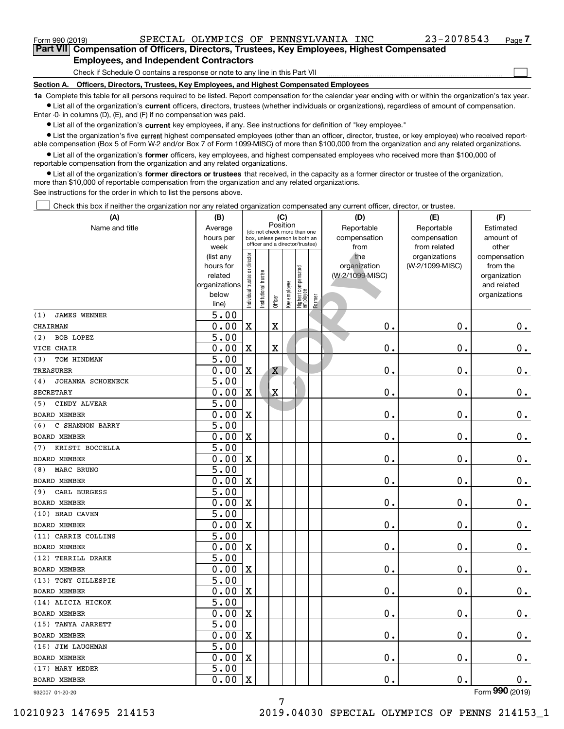Form 990 (2019) SPECIAL OLYMPICS OF PENNSYLVANIA INC 23-2078543 Page 7

## Part VII Compensation of Officers, Directors, Trustees, Key Employees, Highest Compensated Employees, and Independent Contractors

Check if Schedule O contains a response or note to any line in this Part VII

**Section A. Officers, Directors, Trustees, Key Employees, and Highest Compensated Employees**

**1a** Complete this table for all persons required to be listed. Report compensation for the calendar year ending with or within the organization's tax year.

- List all of the organization's **current** officers, directors, trustees (whether individuals or organizations), regardless of amount of compensation. Enter -0- in columns (D), (E), and (F) if no compensation was paid.
- List all of the organization's **current** key employees, if any. See instructions for definition of "key employee."
- List the organization's five **current** highest compensated employees (other than an officer, director, trustee, or key employee) who received reportable compensation (Box 5 of Form W-2 and/or Box 7 of Form 1099-MISC) of more than $100,000 from the organization and any related organizations.
- List all of the organization's **former** officers, key employees, and highest compensated employees who received more than $100,000 of reportable compensation from the organization and any related organizations.
- List all of the organization's **former directors or trustees** that received, in the capacity as a former director or trustee of the organization, more than $10,000 of reportable compensation from the organization and any related organizations.

See instructions for the order in which to list the persons above.

Check this box if neither the organization nor any related organization compensated any current officer, director, or trustee.

| (A) Name and title | (B) Average hours per week (list any hours for related organizations below line) | (C) Position: Individual trustee or director | Institutional trustee | Officer | Key employee | Highest compensated employee | Former | (D) Reportable compensation from the organization (W-2/1099-MISC) | (E) Reportable compensation from related organizations (W-2/1099-MISC) | (F) Estimated amount of other compensation from the organization and related organizations |
|---|---|---|---|---|---|---|---|---|---|---|
| (1) JAMES WENNER<br>CHAIRMAN | 5.00<br>0.00 | X | | X | | | | 0. | 0. | 0. |
| (2) BOB LOPEZ<br>VICE CHAIR | 5.00<br>0.00 | X | | X | | | | 0. | 0. | 0. |
| (3) TOM HINDMAN<br>TREASURER | 5.00<br>0.00 | X | | X | | | | 0. | 0. | 0. |
| (4) JOHANNA SCHOENECK<br>SECRETARY | 5.00<br>0.00 | X | | X | | | | 0. | 0. | 0. |
| (5) CINDY ALVEAR<br>BOARD MEMBER | 5.00<br>0.00 | X | | | | | | 0. | 0. | 0. |
| (6) C SHANNON BARRY<br>BOARD MEMBER | 5.00<br>0.00 | X | | | | | | 0. | 0. | 0. |
| (7) KRISTI BOCCELLA<br>BOARD MEMBER | 5.00<br>0.00 | X | | | | | | 0. | 0. | 0. |
| (8) MARC BRUNO<br>BOARD MEMBER | 5.00<br>0.00 | X | | | | | | 0. | 0. | 0. |
| (9) CARL BURGESS<br>BOARD MEMBER | 5.00<br>0.00 | X | | | | | | 0. | 0. | 0. |
| (10) BRAD CAVEN<br>BOARD MEMBER | 5.00<br>0.00 | X | | | | | | 0. | 0. | 0. |
| (11) CARRIE COLLINS<br>BOARD MEMBER | 5.00<br>0.00 | X | | | | | | 0. | 0. | 0. |
| (12) TERRILL DRAKE<br>BOARD MEMBER | 5.00<br>0.00 | X | | | | | | 0. | 0. | 0. |
| (13) TONY GILLESPIE<br>BOARD MEMBER | 5.00<br>0.00 | X | | | | | | 0. | 0. | 0. |
| (14) ALICIA HICKOK<br>BOARD MEMBER | 5.00<br>0.00 | X | | | | | | 0. | 0. | 0. |
| (15) TANYA JARRETT<br>BOARD MEMBER | 5.00<br>0.00 | X | | | | | | 0. | 0. | 0. |
| (16) JIM LAUGHMAN<br>BOARD MEMBER | 5.00<br>0.00 | X | | | | | | 0. | 0. | 0. |
| (17) MARY MEDER<br>BOARD MEMBER | 5.00<br>0.00 | X | | | | | | 0. | 0. | 0. |

932007 01-20-20

Form 990 (2019)

10210923 147695 214153 2019.04030 SPECIAL OLYMPICS OF PENNS 214153_1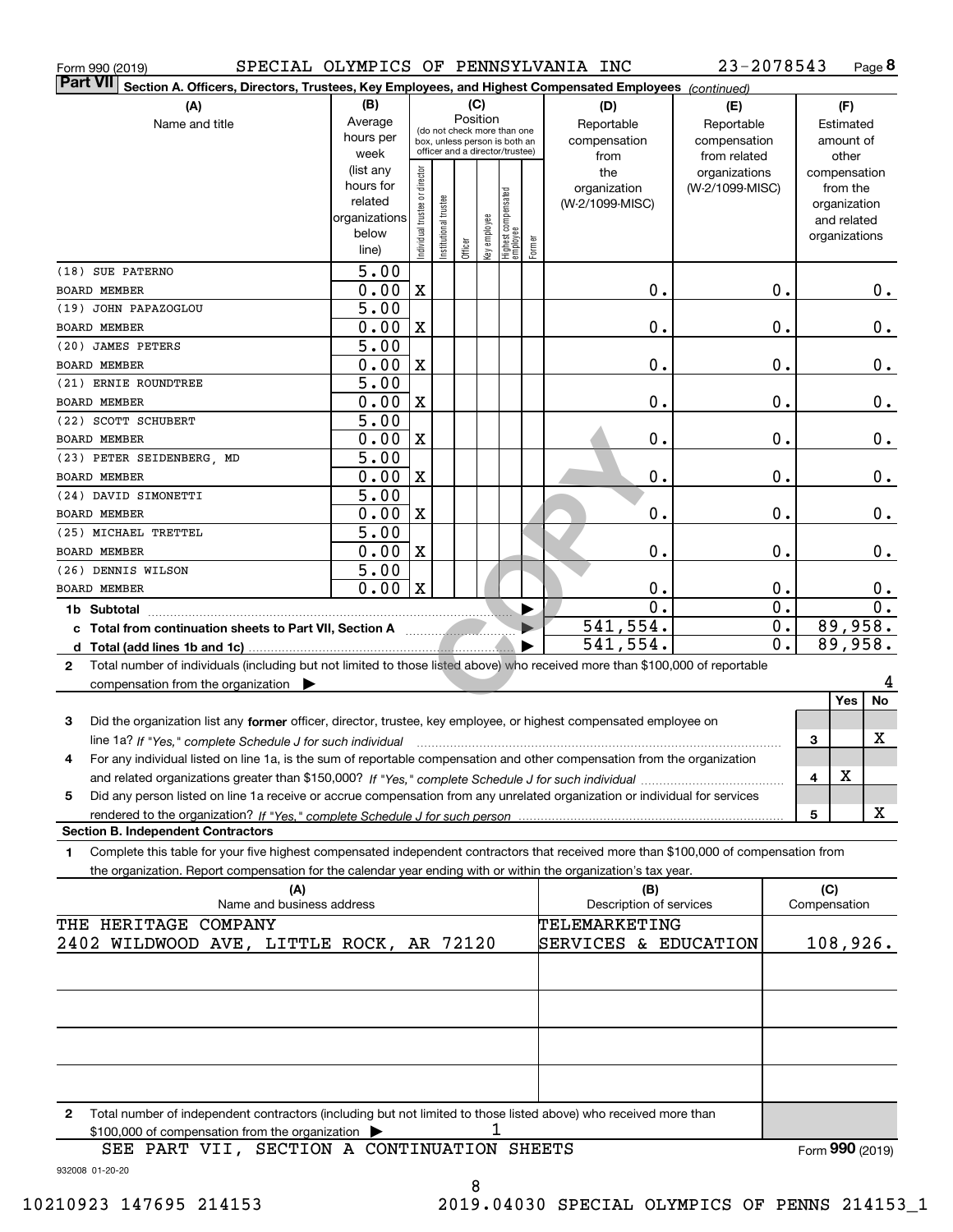Form 990 (2019) SPECIAL OLYMPICS OF PENNSYLVANIA INC 23-2078543 Page 8

**Part VII Section A. Officers, Directors, Trustees, Key Employees, and Highest Compensated Employees** *(continued)*

| (A) Name and title | (B) Average hours per week (list any hours for related organizations below line) | (C) Position: Individual trustee or director | Institutional trustee | Officer | Key employee | Highest compensated employee | Former | (D) Reportable compensation from the organization (W-2/1099-MISC) | (E) Reportable compensation from related organizations (W-2/1099-MISC) | (F) Estimated amount of other compensation from the organization and related organizations |
|---|---|---|---|---|---|---|---|---|---|---|
| (18) SUE PATERNO / BOARD MEMBER | 5.00 / 0.00 | X | | | | | | 0. | 0. | 0. |
| (19) JOHN PAPAZOGLOU / BOARD MEMBER | 5.00 / 0.00 | X | | | | | | 0. | 0. | 0. |
| (20) JAMES PETERS / BOARD MEMBER | 5.00 / 0.00 | X | | | | | | 0. | 0. | 0. |
| (21) ERNIE ROUNDTREE / BOARD MEMBER | 5.00 / 0.00 | X | | | | | | 0. | 0. | 0. |
| (22) SCOTT SCHUBERT / BOARD MEMBER | 5.00 / 0.00 | X | | | | | | 0. | 0. | 0. |
| (23) PETER SEIDENBERG, MD / BOARD MEMBER | 5.00 / 0.00 | X | | | | | | 0. | 0. | 0. |
| (24) DAVID SIMONETTI / BOARD MEMBER | 5.00 / 0.00 | X | | | | | | 0. | 0. | 0. |
| (25) MICHAEL TRETTEL / BOARD MEMBER | 5.00 / 0.00 | X | | | | | | 0. | 0. | 0. |
| (26) DENNIS WILSON / BOARD MEMBER | 5.00 / 0.00 | X | | | | | | 0. | 0. | 0. |
| **1b Subtotal** | | | | | | | | 0. | 0. | 0. |
| **c Total from continuation sheets to Part VII, Section A** | | | | | | | | 541,554. | 0. | 89,958. |
| **d Total (add lines 1b and 1c)** | | | | | | | | 541,554. | 0. | 89,958. |

2 Total number of individuals (including but not limited to those listed above) who received more than $100,000 of reportable compensation from the organization ▶ 4

| | | Yes | No |
|---|---|---|---|
| 3 Did the organization list any **former** officer, director, trustee, key employee, or highest compensated employee on line 1a? *If "Yes," complete Schedule J for such individual* | 3 | | X |
| 4 For any individual listed on line 1a, is the sum of reportable compensation and other compensation from the organization and related organizations greater than $150,000? *If "Yes," complete Schedule J for such individual* | 4 | X | |
| 5 Did any person listed on line 1a receive or accrue compensation from any unrelated organization or individual for services rendered to the organization? *If "Yes," complete Schedule J for such person* | 5 | | X |

**Section B. Independent Contractors**

1 Complete this table for your five highest compensated independent contractors that received more than $100,000 of compensation from the organization. Report compensation for the calendar year ending with or within the organization's tax year.

| (A) Name and business address | (B) Description of services | (C) Compensation |
|---|---|---|
| THE HERITAGE COMPANY 2402 WILDWOOD AVE, LITTLE ROCK, AR 72120 | TELEMARKETING SERVICES & EDUCATION | 108,926. |
| | | |
| | | |
| | | |
| | | |

2 Total number of independent contractors (including but not limited to those listed above) who received more than $100,000 of compensation from the organization ▶ 1

SEE PART VII, SECTION A CONTINUATION SHEETS

Form **990** (2019)

932008 01-20-20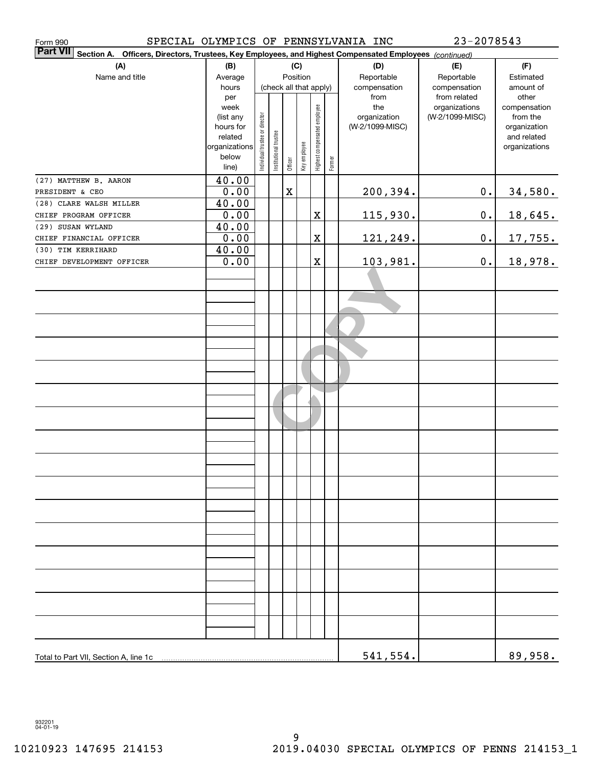Form 990 SPECIAL OLYMPICS OF PENNSYLVANIA INC 23-2078543

**Part VII Section A. Officers, Directors, Trustees, Key Employees, and Highest Compensated Employees** *(continued)*

| (A) Name and title | (B) Average hours per week (list any hours for related organizations below line) | (C) Position (check all that apply): Individual trustee or director | Institutional trustee | Officer | Key employee | Highest compensated employee | Former | (D) Reportable compensation from the organization (W-2/1099-MISC) | (E) Reportable compensation from related organizations (W-2/1099-MISC) | (F) Estimated amount of other compensation from the organization and related organizations |
|---|---|---|---|---|---|---|---|---|---|---|
| (27) MATTHEW B. AARON<br>PRESIDENT & CEO | 40.00<br>0.00 | | | X | | | | 200,394. | 0. | 34,580. |
| (28) CLARE WALSH MILLER<br>CHIEF PROGRAM OFFICER | 40.00<br>0.00 | | | | | X | | 115,930. | 0. | 18,645. |
| (29) SUSAN WYLAND<br>CHIEF FINANCIAL OFFICER | 40.00<br>0.00 | | | | | X | | 121,249. | 0. | 17,755. |
| (30) TIM KERRIHARD<br>CHIEF DEVELOPMENT OFFICER | 40.00<br>0.00 | | | | | X | | 103,981. | 0. | 18,978. |
| Total to Part VII, Section A, line 1c | | | | | | | | 541,554. | | 89,958. |

932201 04-01-19

10210923 147695 214153 2019.04030 SPECIAL OLYMPICS OF PENNS 214153_1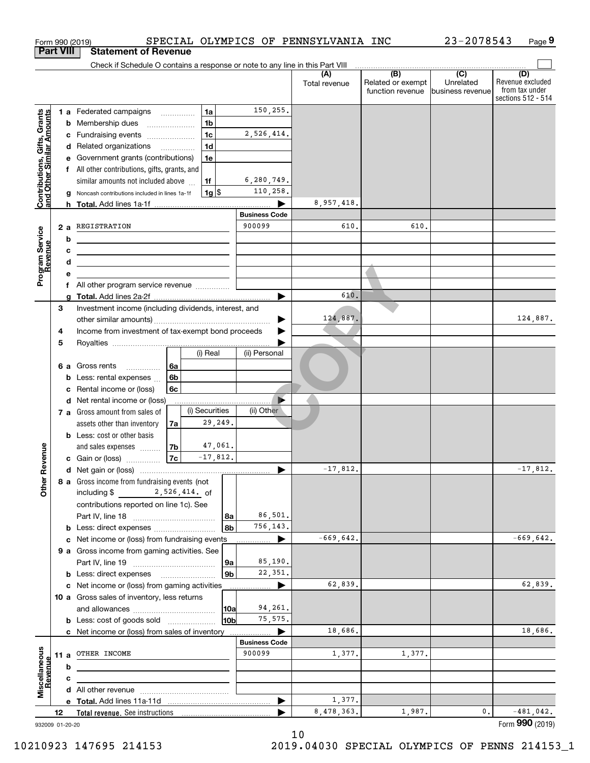Form 990 (2019) SPECIAL OLYMPICS OF PENNSYLVANIA INC 23-2078543 Page **9**

## Part VIII Statement of Revenue

Check if Schedule O contains a response or note to any line in this Part VIII ☐

| | | | | (A) Total revenue | (B) Related or exempt function revenue | (C) Unrelated business revenue | (D) Revenue excluded from tax under sections 512 - 514 |
|---|---|---|---|---|---|---|---|
| **Contributions, Gifts, Grants and Other Similar Amounts** | 1 a Federated campaigns | 1a | 150,255. | | | | |
| | b Membership dues | 1b | | | | | |
| | c Fundraising events | 1c | 2,526,414. | | | | |
| | d Related organizations | 1d | | | | | |
| | e Government grants (contributions) | 1e | | | | | |
| | f All other contributions, gifts, grants, and similar amounts not included above | 1f | 6,280,749. | | | | |
| | g Noncash contributions included in lines 1a-1f | 1g $ | 110,258. | | | | |
| | h **Total.** Add lines 1a-1f | | ▶ | 8,957,418. | | | |
| **Program Service Revenue** | | | **Business Code** | | | | |
| | 2 a REGISTRATION | | 900099 | 610. | 610. | | |
| | b | | | | | | |
| | c | | | | | | |
| | d | | | | | | |
| | e | | | | | | |
| | f All other program service revenue | | | | | | |
| | g **Total.** Add lines 2a-2f | | ▶ | 610. | | | |
| | 3 Investment income (including dividends, interest, and other similar amounts) | | ▶ | 124,887. | | | 124,887. |
| | 4 Income from investment of tax-exempt bond proceeds | | ▶ | | | | |
| | 5 Royalties | | ▶ | | | | |
| | | (i) Real | (ii) Personal | | | | |
| | 6 a Gross rents 6a | | | | | | |
| | b Less: rental expenses 6b | | | | | | |
| | c Rental income or (loss) 6c | | | | | | |
| | d Net rental income or (loss) | | ▶ | | | | |
| | | (i) Securities | (ii) Other | | | | |
| | 7 a Gross amount from sales of assets other than inventory 7a | 29,249. | | | | | |
| | b Less: cost or other basis and sales expenses 7b | 47,061. | | | | | |
| | c Gain or (loss) 7c | -17,812. | | | | | |
| | d Net gain or (loss) | | ▶ | -17,812. | | | -17,812. |
| **Other Revenue** | 8 a Gross income from fundraising events (not including $ 2,526,414. of contributions reported on line 1c). See Part IV, line 18 | 8a | 86,501. | | | | |
| | b Less: direct expenses | 8b | 756,143. | | | | |
| | c Net income or (loss) from fundraising events | | ▶ | -669,642. | | | -669,642. |
| | 9 a Gross income from gaming activities. See Part IV, line 19 | 9a | 85,190. | | | | |
| | b Less: direct expenses | 9b | 22,351. | | | | |
| | c Net income or (loss) from gaming activities | | ▶ | 62,839. | | | 62,839. |
| | 10 a Gross sales of inventory, less returns and allowances | 10a | 94,261. | | | | |
| | b Less: cost of goods sold | 10b | 75,575. | | | | |
| | c Net income or (loss) from sales of inventory | | ▶ | 18,686. | | | 18,686. |
| **Miscellaneous Revenue** | | | **Business Code** | | | | |
| | 11 a OTHER INCOME | | 900099 | 1,377. | 1,377. | | |
| | b | | | | | | |
| | c | | | | | | |
| | d All other revenue | | | | | | |
| | e **Total.** Add lines 11a-11d | | ▶ | 1,377. | | | |
| | 12 **Total revenue.** See instructions | | ▶ | 8,478,363. | 1,987. | 0. | -481,042. |

932009 01-20-20

Form **990** (2019)

10210923 147695 214153 2019.04030 SPECIAL OLYMPICS OF PENNS 214153_1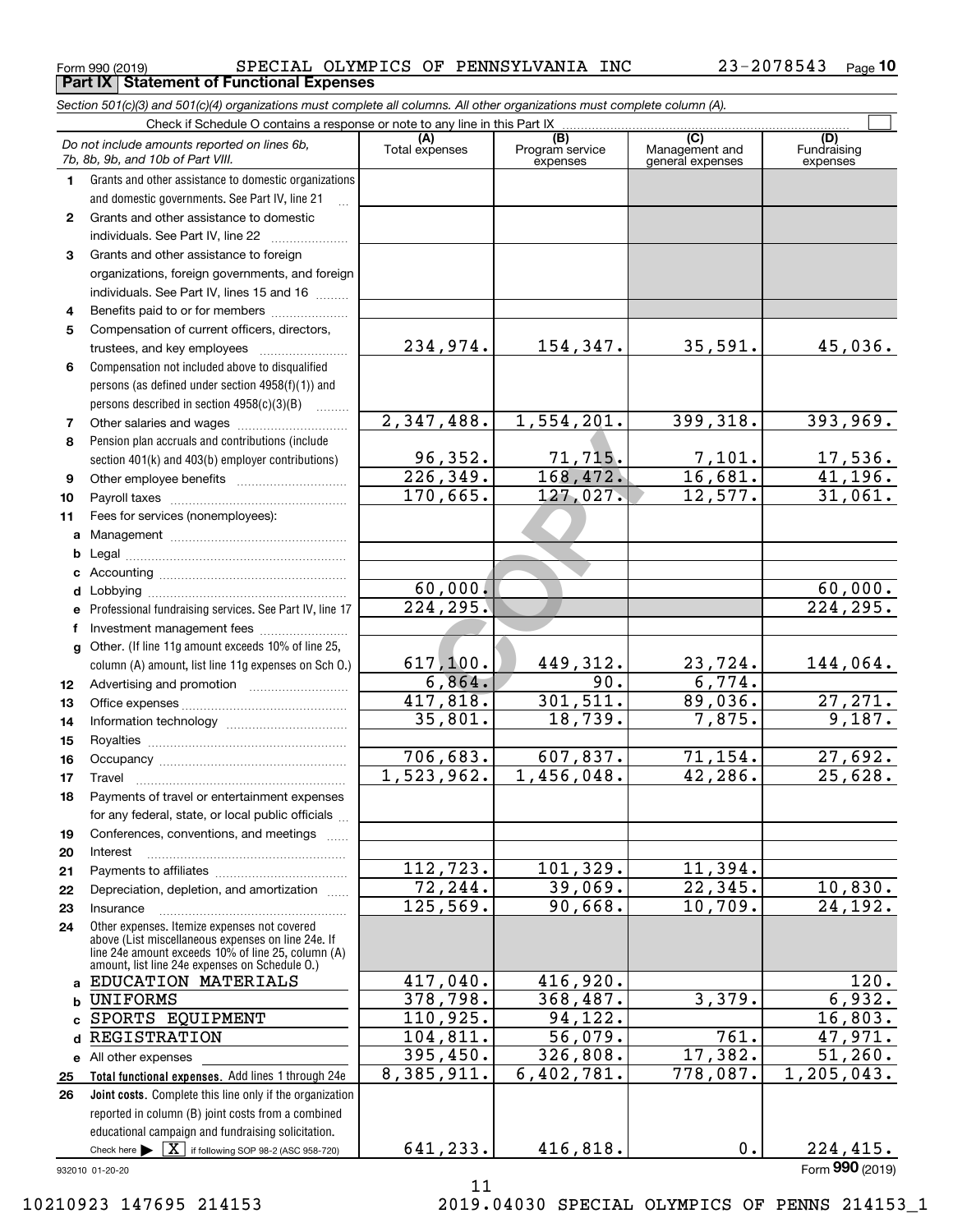Form 990 (2019) SPECIAL OLYMPICS OF PENNSYLVANIA INC 23-2078543 Page 10

## Part IX Statement of Functional Expenses

*Section 501(c)(3) and 501(c)(4) organizations must complete all columns. All other organizations must complete column (A).*

Check if Schedule O contains a response or note to any line in this Part IX ☐

| | *Do not include amounts reported on lines 6b, 7b, 8b, 9b, and 10b of Part VIII.* | (A) Total expenses | (B) Program service expenses | (C) Management and general expenses | (D) Fundraising expenses |
|---|---|---|---|---|---|
| 1 | Grants and other assistance to domestic organizations and domestic governments. See Part IV, line 21 | | | | |
| 2 | Grants and other assistance to domestic individuals. See Part IV, line 22 | | | | |
| 3 | Grants and other assistance to foreign organizations, foreign governments, and foreign individuals. See Part IV, lines 15 and 16 | | | | |
| 4 | Benefits paid to or for members | | | | |
| 5 | Compensation of current officers, directors, trustees, and key employees | 234,974. | 154,347. | 35,591. | 45,036. |
| 6 | Compensation not included above to disqualified persons (as defined under section 4958(f)(1)) and persons described in section 4958(c)(3)(B) | | | | |
| 7 | Other salaries and wages | 2,347,488. | 1,554,201. | 399,318. | 393,969. |
| 8 | Pension plan accruals and contributions (include section 401(k) and 403(b) employer contributions) | 96,352. | 71,715. | 7,101. | 17,536. |
| 9 | Other employee benefits | 226,349. | 168,472. | 16,681. | 41,196. |
| 10 | Payroll taxes | 170,665. | 127,027. | 12,577. | 31,061. |
| 11 | Fees for services (nonemployees): | | | | |
| a | Management | | | | |
| b | Legal | | | | |
| c | Accounting | | | | |
| d | Lobbying | 60,000. | | | 60,000. |
| e | Professional fundraising services. See Part IV, line 17 | 224,295. | | | 224,295. |
| f | Investment management fees | | | | |
| g | Other. (If line 11g amount exceeds 10% of line 25, column (A) amount, list line 11g expenses on Sch O.) | 617,100. | 449,312. | 23,724. | 144,064. |
| 12 | Advertising and promotion | 6,864. | 90. | 6,774. | |
| 13 | Office expenses | 417,818. | 301,511. | 89,036. | 27,271. |
| 14 | Information technology | 35,801. | 18,739. | 7,875. | 9,187. |
| 15 | Royalties | | | | |
| 16 | Occupancy | 706,683. | 607,837. | 71,154. | 27,692. |
| 17 | Travel | 1,523,962. | 1,456,048. | 42,286. | 25,628. |
| 18 | Payments of travel or entertainment expenses for any federal, state, or local public officials | | | | |
| 19 | Conferences, conventions, and meetings | | | | |
| 20 | Interest | | | | |
| 21 | Payments to affiliates | 112,723. | 101,329. | 11,394. | |
| 22 | Depreciation, depletion, and amortization | 72,244. | 39,069. | 22,345. | 10,830. |
| 23 | Insurance | 125,569. | 90,668. | 10,709. | 24,192. |
| 24 | Other expenses. Itemize expenses not covered above (List miscellaneous expenses on line 24e. If line 24e amount exceeds 10% of line 25, column (A) amount, list line 24e expenses on Schedule O.) | | | | |
| a | EDUCATION MATERIALS | 417,040. | 416,920. | | 120. |
| b | UNIFORMS | 378,798. | 368,487. | 3,379. | 6,932. |
| c | SPORTS EQUIPMENT | 110,925. | 94,122. | | 16,803. |
| d | REGISTRATION | 104,811. | 56,079. | 761. | 47,971. |
| e | All other expenses | 395,450. | 326,808. | 17,382. | 51,260. |
| 25 | **Total functional expenses.** Add lines 1 through 24e | 8,385,911. | 6,402,781. | 778,087. | 1,205,043. |
| 26 | **Joint costs.** Complete this line only if the organization reported in column (B) joint costs from a combined educational campaign and fundraising solicitation. Check here ▶ [X] if following SOP 98-2 (ASC 958-720) | 641,233. | 416,818. | 0. | 224,415. |

932010 01-20-20

Form **990** (2019)

10210923 147695 214153 2019.04030 SPECIAL OLYMPICS OF PENNS 214153_1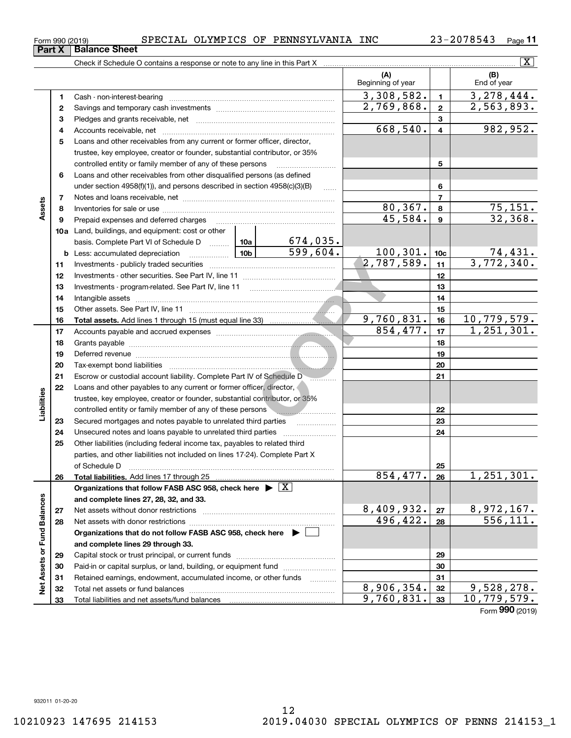Form 990 (2019) SPECIAL OLYMPICS OF PENNSYLVANIA INC 23-2078543 Page 11

## Part X Balance Sheet

Check if Schedule O contains a response or note to any line in this Part X [X]

| | | | | | (A) Beginning of year | | (B) End of year |
|---|---|---|---|---|---|---|---|
| **Assets** | 1 | Cash - non-interest-bearing | | | 3,308,582. | 1 | 3,278,444. |
| | 2 | Savings and temporary cash investments | | | 2,769,868. | 2 | 2,563,893. |
| | 3 | Pledges and grants receivable, net | | | | 3 | |
| | 4 | Accounts receivable, net | | | 668,540. | 4 | 982,952. |
| | 5 | Loans and other receivables from any current or former officer, director, trustee, key employee, creator or founder, substantial contributor, or 35% controlled entity or family member of any of these persons | | | | 5 | |
| | 6 | Loans and other receivables from other disqualified persons (as defined under section 4958(f)(1)), and persons described in section 4958(c)(3)(B) | | | | 6 | |
| | 7 | Notes and loans receivable, net | | | | 7 | |
| | 8 | Inventories for sale or use | | | 80,367. | 8 | 75,151. |
| | 9 | Prepaid expenses and deferred charges | | | 45,584. | 9 | 32,368. |
| | 10a | Land, buildings, and equipment: cost or other basis. Complete Part VI of Schedule D | 10a | 674,035. | | | |
| | b | Less: accumulated depreciation | 10b | 599,604. | 100,301. | 10c | 74,431. |
| | 11 | Investments - publicly traded securities | | | 2,787,589. | 11 | 3,772,340. |
| | 12 | Investments - other securities. See Part IV, line 11 | | | | 12 | |
| | 13 | Investments - program-related. See Part IV, line 11 | | | | 13 | |
| | 14 | Intangible assets | | | | 14 | |
| | 15 | Other assets. See Part IV, line 11 | | | | 15 | |
| | 16 | **Total assets.** Add lines 1 through 15 (must equal line 33) | | | 9,760,831. | 16 | 10,779,579. |
| **Liabilities** | 17 | Accounts payable and accrued expenses | | | 854,477. | 17 | 1,251,301. |
| | 18 | Grants payable | | | | 18 | |
| | 19 | Deferred revenue | | | | 19 | |
| | 20 | Tax-exempt bond liabilities | | | | 20 | |
| | 21 | Escrow or custodial account liability. Complete Part IV of Schedule D | | | | 21 | |
| | 22 | Loans and other payables to any current or former officer, director, trustee, key employee, creator or founder, substantial contributor, or 35% controlled entity or family member of any of these persons | | | | 22 | |
| | 23 | Secured mortgages and notes payable to unrelated third parties | | | | 23 | |
| | 24 | Unsecured notes and loans payable to unrelated third parties | | | | 24 | |
| | 25 | Other liabilities (including federal income tax, payables to related third parties, and other liabilities not included on lines 17-24). Complete Part X of Schedule D | | | | 25 | |
| | 26 | **Total liabilities.** Add lines 17 through 25 | | | 854,477. | 26 | 1,251,301. |
| **Net Assets or Fund Balances** | | **Organizations that follow FASB ASC 958, check here** ▶ [X] **and complete lines 27, 28, 32, and 33.** | | | | | |
| | 27 | Net assets without donor restrictions | | | 8,409,932. | 27 | 8,972,167. |
| | 28 | Net assets with donor restrictions | | | 496,422. | 28 | 556,111. |
| | | **Organizations that do not follow FASB ASC 958, check here** ▶ [ ] **and complete lines 29 through 33.** | | | | | |
| | 29 | Capital stock or trust principal, or current funds | | | | 29 | |
| | 30 | Paid-in or capital surplus, or land, building, or equipment fund | | | | 30 | |
| | 31 | Retained earnings, endowment, accumulated income, or other funds | | | | 31 | |
| | 32 | Total net assets or fund balances | | | 8,906,354. | 32 | 9,528,278. |
| | 33 | Total liabilities and net assets/fund balances | | | 9,760,831. | 33 | 10,779,579. |

Form **990** (2019)

932011 01-20-20

10210923 147695 214153 2019.04030 SPECIAL OLYMPICS OF PENNS 214153_1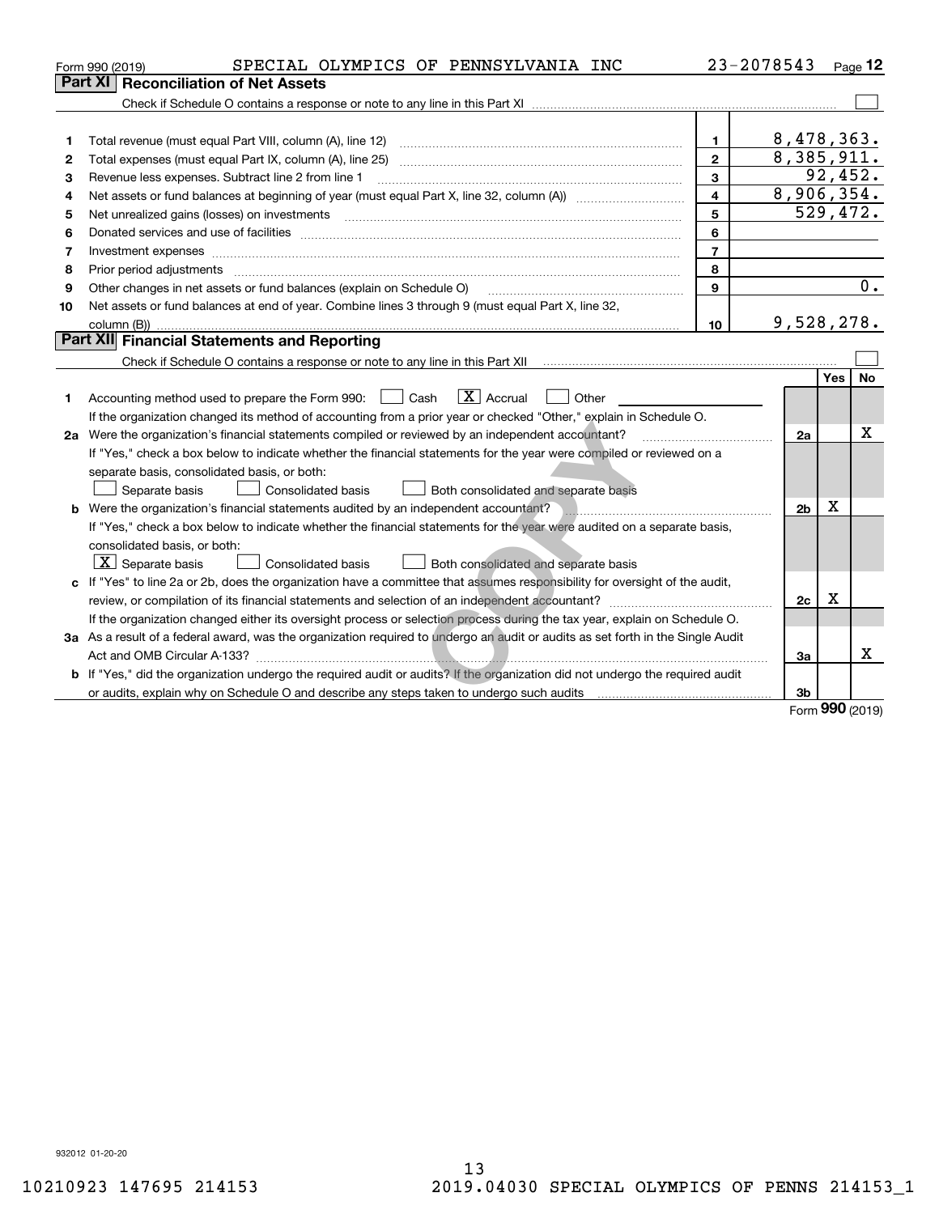Form 990 (2019) SPECIAL OLYMPICS OF PENNSYLVANIA INC 23-2078543 Page 12

## Part XI Reconciliation of Net Assets

Check if Schedule O contains a response or note to any line in this Part XI ☐

| | | | |
|---|---|---|---|
| 1 | Total revenue (must equal Part VIII, column (A), line 12) | 1 | 8,478,363. |
| 2 | Total expenses (must equal Part IX, column (A), line 25) | 2 | 8,385,911. |
| 3 | Revenue less expenses. Subtract line 2 from line 1 | 3 | 92,452. |
| 4 | Net assets or fund balances at beginning of year (must equal Part X, line 32, column (A)) | 4 | 8,906,354. |
| 5 | Net unrealized gains (losses) on investments | 5 | 529,472. |
| 6 | Donated services and use of facilities | 6 | |
| 7 | Investment expenses | 7 | |
| 8 | Prior period adjustments | 8 | |
| 9 | Other changes in net assets or fund balances (explain on Schedule O) | 9 | 0. |
| 10 | Net assets or fund balances at end of year. Combine lines 3 through 9 (must equal Part X, line 32, column (B)) | 10 | 9,528,278. |

## Part XII Financial Statements and Reporting

Check if Schedule O contains a response or note to any line in this Part XII ☐

| | | | Yes | No |
|---|---|---|---|---|
| 1 | Accounting method used to prepare the Form 990: ☐ Cash ☒ Accrual ☐ Other | | | |
| | If the organization changed its method of accounting from a prior year or checked "Other," explain in Schedule O. | | | |
| 2a | Were the organization's financial statements compiled or reviewed by an independent accountant? | 2a | | X |
| | If "Yes," check a box below to indicate whether the financial statements for the year were compiled or reviewed on a separate basis, consolidated basis, or both: ☐ Separate basis ☐ Consolidated basis ☐ Both consolidated and separate basis | | | |
| b | Were the organization's financial statements audited by an independent accountant? | 2b | X | |
| | If "Yes," check a box below to indicate whether the financial statements for the year were audited on a separate basis, consolidated basis, or both: ☒ Separate basis ☐ Consolidated basis ☐ Both consolidated and separate basis | | | |
| c | If "Yes" to line 2a or 2b, does the organization have a committee that assumes responsibility for oversight of the audit, review, or compilation of its financial statements and selection of an independent accountant? | 2c | X | |
| | If the organization changed either its oversight process or selection process during the tax year, explain on Schedule O. | | | |
| 3a | As a result of a federal award, was the organization required to undergo an audit or audits as set forth in the Single Audit Act and OMB Circular A-133? | 3a | | X |
| b | If "Yes," did the organization undergo the required audit or audits? If the organization did not undergo the required audit or audits, explain why on Schedule O and describe any steps taken to undergo such audits | 3b | | |

Form 990 (2019)

932012 01-20-20

10210923 147695 214153 2019.04030 SPECIAL OLYMPICS OF PENNS 214153_1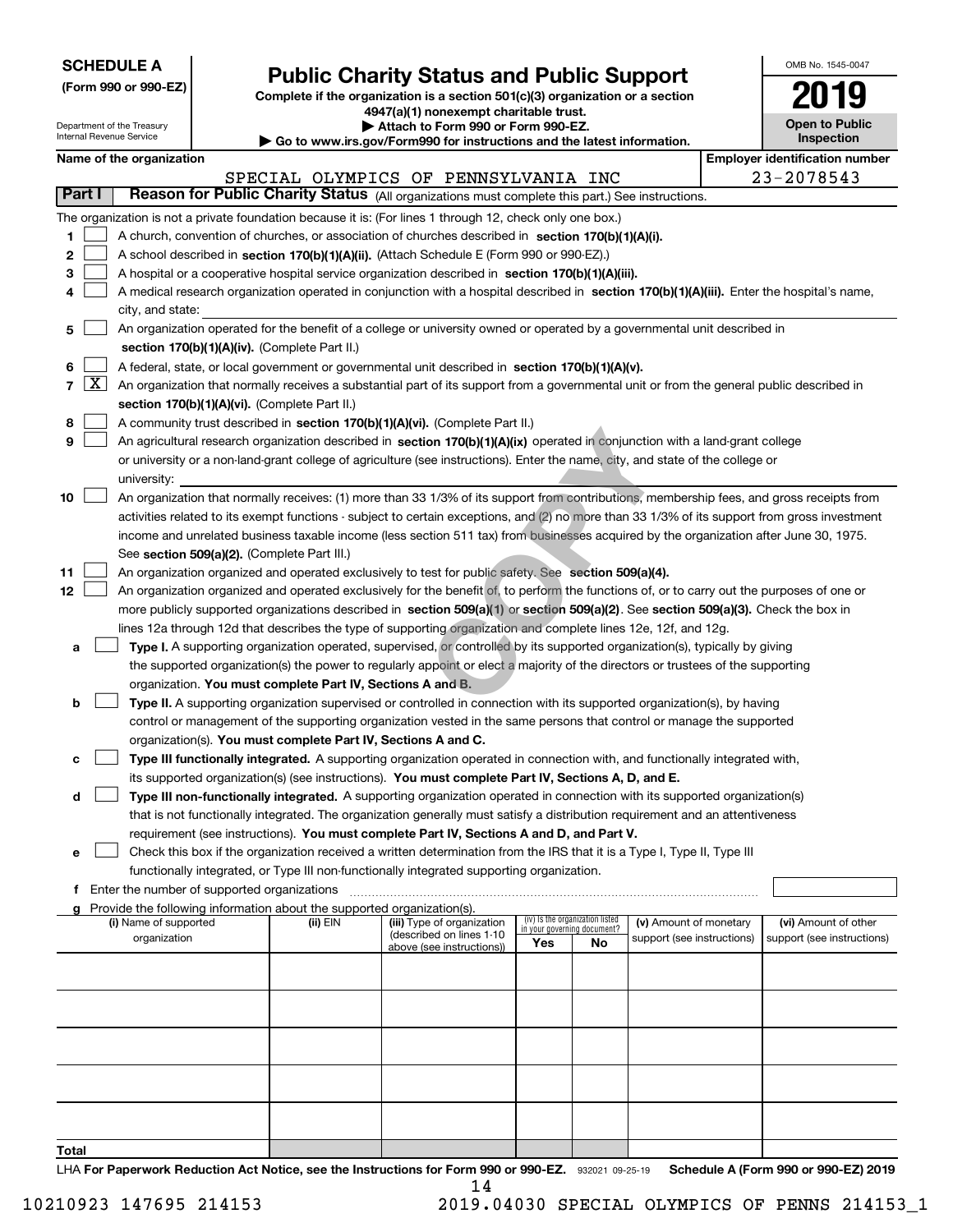**SCHEDULE A**
**(Form 990 or 990-EZ)**

Department of the Treasury
Internal Revenue Service

# Public Charity Status and Public Support

**Complete if the organization is a section 501(c)(3) organization or a section 4947(a)(1) nonexempt charitable trust.**
**▶ Attach to Form 990 or Form 990-EZ.**
**▶ Go to www.irs.gov/Form990 for instructions and the latest information.**

OMB No. 1545-0047
**2019**
**Open to Public Inspection**

**Name of the organization:** SPECIAL OLYMPICS OF PENNSYLVANIA INC
**Employer identification number:** 23-2078543

## Part I — Reason for Public Charity Status (All organizations must complete this part.) See instructions.

The organization is not a private foundation because it is: (For lines 1 through 12, check only one box.)

1. ☐ A church, convention of churches, or association of churches described in **section 170(b)(1)(A)(i).**
2. ☐ A school described in **section 170(b)(1)(A)(ii).** (Attach Schedule E (Form 990 or 990-EZ).)
3. ☐ A hospital or a cooperative hospital service organization described in **section 170(b)(1)(A)(iii).**
4. ☐ A medical research organization operated in conjunction with a hospital described in **section 170(b)(1)(A)(iii).** Enter the hospital's name, city, and state:
5. ☐ An organization operated for the benefit of a college or university owned or operated by a governmental unit described in **section 170(b)(1)(A)(iv).** (Complete Part II.)
6. ☐ A federal, state, or local government or governmental unit described in **section 170(b)(1)(A)(v).**
7. ☒ An organization that normally receives a substantial part of its support from a governmental unit or from the general public described in **section 170(b)(1)(A)(vi).** (Complete Part II.)
8. ☐ A community trust described in **section 170(b)(1)(A)(vi).** (Complete Part II.)
9. ☐ An agricultural research organization described in **section 170(b)(1)(A)(ix)** operated in conjunction with a land-grant college or university or a non-land-grant college of agriculture (see instructions). Enter the name, city, and state of the college or university:
10. ☐ An organization that normally receives: (1) more than 33 1/3% of its support from contributions, membership fees, and gross receipts from activities related to its exempt functions - subject to certain exceptions, and (2) no more than 33 1/3% of its support from gross investment income and unrelated business taxable income (less section 511 tax) from businesses acquired by the organization after June 30, 1975. See **section 509(a)(2).** (Complete Part III.)
11. ☐ An organization organized and operated exclusively to test for public safety. See **section 509(a)(4).**
12. ☐ An organization organized and operated exclusively for the benefit of, to perform the functions of, or to carry out the purposes of one or more publicly supported organizations described in **section 509(a)(1)** or **section 509(a)(2)**. See **section 509(a)(3).** Check the box in lines 12a through 12d that describes the type of supporting organization and complete lines 12e, 12f, and 12g.
   - **a** ☐ **Type I.** A supporting organization operated, supervised, or controlled by its supported organization(s), typically by giving the supported organization(s) the power to regularly appoint or elect a majority of the directors or trustees of the supporting organization. **You must complete Part IV, Sections A and B.**
   - **b** ☐ **Type II.** A supporting organization supervised or controlled in connection with its supported organization(s), by having control or management of the supporting organization vested in the same persons that control or manage the supported organization(s). **You must complete Part IV, Sections A and C.**
   - **c** ☐ **Type III functionally integrated.** A supporting organization operated in connection with, and functionally integrated with, its supported organization(s) (see instructions). **You must complete Part IV, Sections A, D, and E.**
   - **d** ☐ **Type III non-functionally integrated.** A supporting organization operated in connection with its supported organization(s) that is not functionally integrated. The organization generally must satisfy a distribution requirement and an attentiveness requirement (see instructions). **You must complete Part IV, Sections A and D, and Part V.**
   - **e** ☐ Check this box if the organization received a written determination from the IRS that it is a Type I, Type II, Type III functionally integrated, or Type III non-functionally integrated supporting organization.
   - **f** Enter the number of supported organizations
   - **g** Provide the following information about the supported organization(s).

| (i) Name of supported organization | (ii) EIN | (iii) Type of organization (described on lines 1-10 above (see instructions)) | (iv) Is the organization listed in your governing document? Yes | No | (v) Amount of monetary support (see instructions) | (vi) Amount of other support (see instructions) |
|---|---|---|---|---|---|---|
| | | | | | | |
| | | | | | | |
| | | | | | | |
| | | | | | | |
| | | | | | | |
| **Total** | | | | | | |

LHA **For Paperwork Reduction Act Notice, see the Instructions for Form 990 or 990-EZ.** 932021 09-25-19 **Schedule A (Form 990 or 990-EZ) 2019**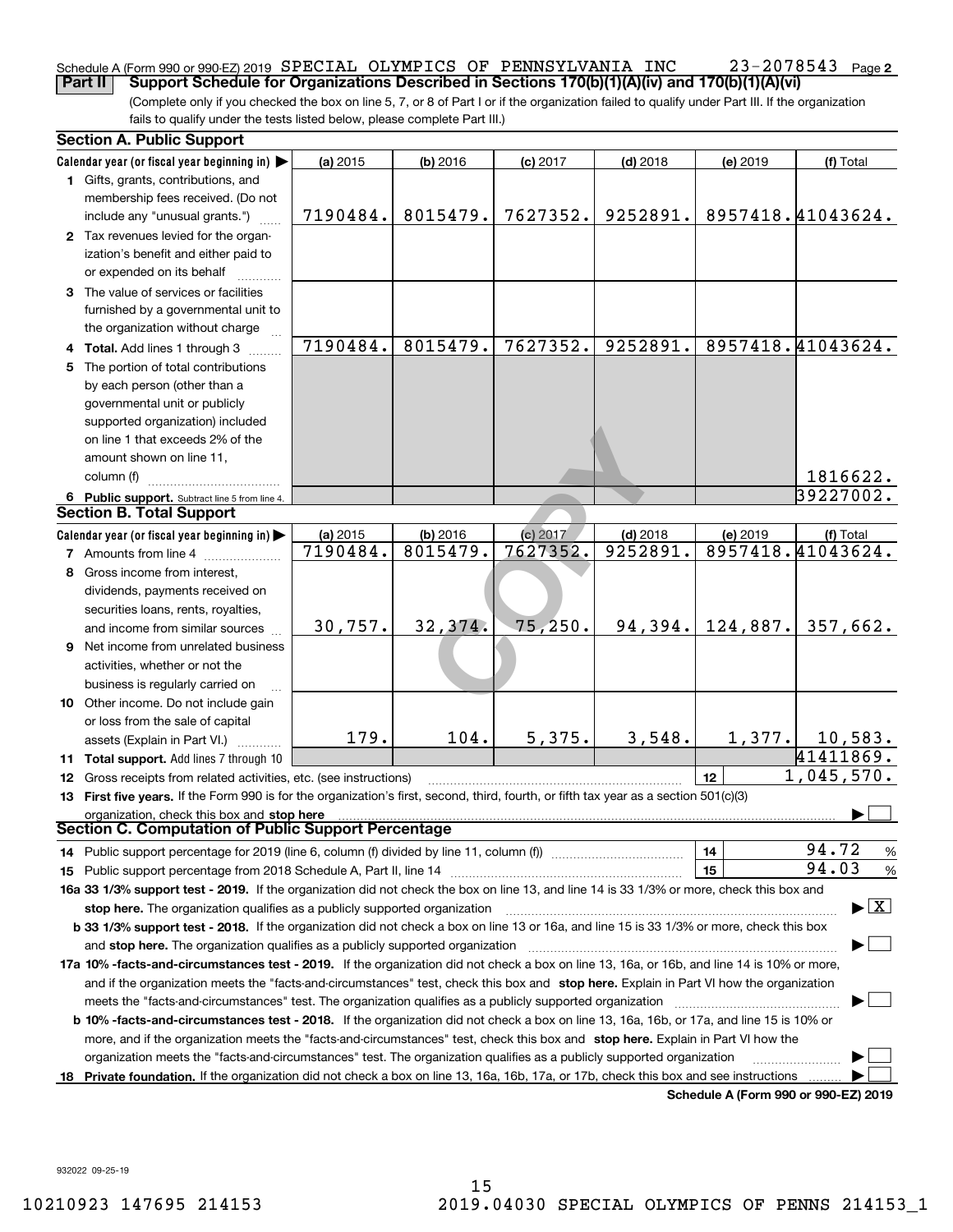Schedule A (Form 990 or 990-EZ) 2019 SPECIAL OLYMPICS OF PENNSYLVANIA INC 23-2078543 Page 2

**Part II Support Schedule for Organizations Described in Sections 170(b)(1)(A)(iv) and 170(b)(1)(A)(vi)**

(Complete only if you checked the box on line 5, 7, or 8 of Part I or if the organization failed to qualify under Part III. If the organization fails to qualify under the tests listed below, please complete Part III.)

### Section A. Public Support

| Calendar year (or fiscal year beginning in) ▶ | (a) 2015 | (b) 2016 | (c) 2017 | (d) 2018 | (e) 2019 | (f) Total |
|---|---|---|---|---|---|---|
| 1 Gifts, grants, contributions, and membership fees received. (Do not include any "unusual grants.") | 7190484. | 8015479. | 7627352. | 9252891. | 8957418. | 41043624. |
| 2 Tax revenues levied for the organization's benefit and either paid to or expended on its behalf | | | | | | |
| 3 The value of services or facilities furnished by a governmental unit to the organization without charge | | | | | | |
| 4 Total. Add lines 1 through 3 | 7190484. | 8015479. | 7627352. | 9252891. | 8957418. | 41043624. |
| 5 The portion of total contributions by each person (other than a governmental unit or publicly supported organization) included on line 1 that exceeds 2% of the amount shown on line 11, column (f) | | | | | | 1816622. |
| 6 Public support. Subtract line 5 from line 4. | | | | | | 39227002. |

### Section B. Total Support

| Calendar year (or fiscal year beginning in) ▶ | (a) 2015 | (b) 2016 | (c) 2017 | (d) 2018 | (e) 2019 | (f) Total |
|---|---|---|---|---|---|---|
| 7 Amounts from line 4 | 7190484. | 8015479. | 7627352. | 9252891. | 8957418. | 41043624. |
| 8 Gross income from interest, dividends, payments received on securities loans, rents, royalties, and income from similar sources | 30,757. | 32,374. | 75,250. | 94,394. | 124,887. | 357,662. |
| 9 Net income from unrelated business activities, whether or not the business is regularly carried on | | | | | | |
| 10 Other income. Do not include gain or loss from the sale of capital assets (Explain in Part VI.) | 179. | 104. | 5,375. | 3,548. | 1,377. | 10,583. |
| 11 Total support. Add lines 7 through 10 | | | | | | 41411869. |

12 Gross receipts from related activities, etc. (see instructions) | 12 | 1,045,570.

13 **First five years.** If the Form 990 is for the organization's first, second, third, fourth, or fifth tax year as a section 501(c)(3) organization, check this box and **stop here** ▶ ☐

### Section C. Computation of Public Support Percentage

14 Public support percentage for 2019 (line 6, column (f) divided by line 11, column (f)) | 14 | 94.72 %

15 Public support percentage from 2018 Schedule A, Part II, line 14 | 15 | 94.03 %

**16a 33 1/3% support test - 2019.** If the organization did not check the box on line 13, and line 14 is 33 1/3% or more, check this box and **stop here.** The organization qualifies as a publicly supported organization ▶ ☒

**b 33 1/3% support test - 2018.** If the organization did not check a box on line 13 or 16a, and line 15 is 33 1/3% or more, check this box and **stop here.** The organization qualifies as a publicly supported organization ▶ ☐

**17a 10% -facts-and-circumstances test - 2019.** If the organization did not check a box on line 13, 16a, or 16b, and line 14 is 10% or more, and if the organization meets the "facts-and-circumstances" test, check this box and **stop here.** Explain in Part VI how the organization meets the "facts-and-circumstances" test. The organization qualifies as a publicly supported organization ▶ ☐

**b 10% -facts-and-circumstances test - 2018.** If the organization did not check a box on line 13, 16a, 16b, or 17a, and line 15 is 10% or more, and if the organization meets the "facts-and-circumstances" test, check this box and **stop here.** Explain in Part VI how the organization meets the "facts-and-circumstances" test. The organization qualifies as a publicly supported organization ▶ ☐

**18 Private foundation.** If the organization did not check a box on line 13, 16a, 16b, 17a, or 17b, check this box and see instructions ▶ ☐

**Schedule A (Form 990 or 990-EZ) 2019**

932022 09-25-19

10210923 147695 214153 2019.04030 SPECIAL OLYMPICS OF PENNS 214153_1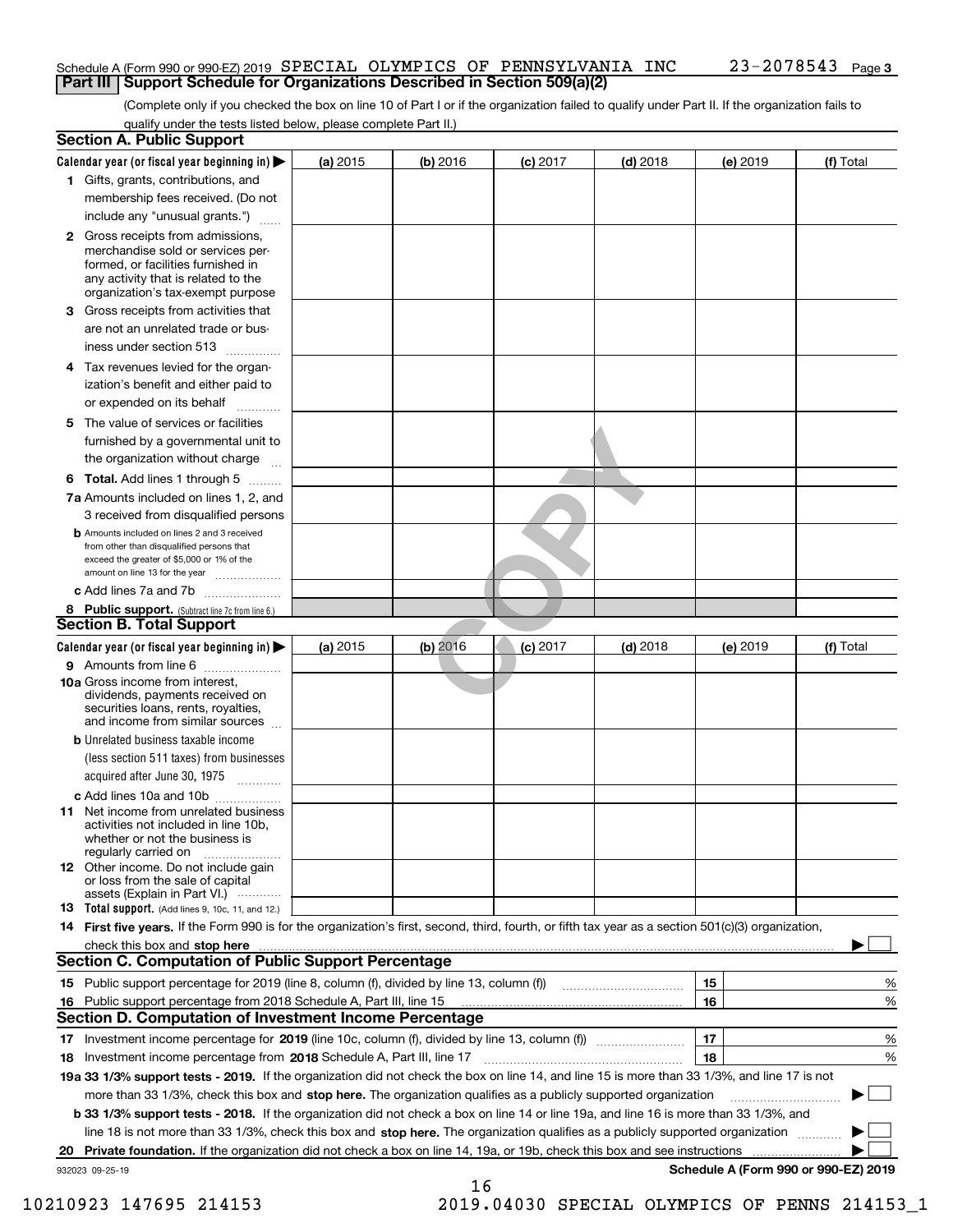Schedule A (Form 990 or 990-EZ) 2019 SPECIAL OLYMPICS OF PENNSYLVANIA INC 23-2078543 Page 3

## Part III Support Schedule for Organizations Described in Section 509(a)(2)

(Complete only if you checked the box on line 10 of Part I or if the organization failed to qualify under Part II. If the organization fails to qualify under the tests listed below, please complete Part II.)

### Section A. Public Support

| Calendar year (or fiscal year beginning in) ▶ | (a) 2015 | (b) 2016 | (c) 2017 | (d) 2018 | (e) 2019 | (f) Total |
|---|---|---|---|---|---|---|
| **1** Gifts, grants, contributions, and membership fees received. (Do not include any "unusual grants.") | | | | | | |
| **2** Gross receipts from admissions, merchandise sold or services performed, or facilities furnished in any activity that is related to the organization's tax-exempt purpose | | | | | | |
| **3** Gross receipts from activities that are not an unrelated trade or business under section 513 | | | | | | |
| **4** Tax revenues levied for the organization's benefit and either paid to or expended on its behalf | | | | | | |
| **5** The value of services or facilities furnished by a governmental unit to the organization without charge | | | | | | |
| **6 Total.** Add lines 1 through 5 | | | | | | |
| **7a** Amounts included on lines 1, 2, and 3 received from disqualified persons | | | | | | |
| **b** Amounts included on lines 2 and 3 received from other than disqualified persons that exceed the greater of $5,000 or 1% of the amount on line 13 for the year | | | | | | |
| **c** Add lines 7a and 7b | | | | | | |
| **8 Public support.** (Subtract line 7c from line 6.) | | | | | | |

### Section B. Total Support

| Calendar year (or fiscal year beginning in) ▶ | (a) 2015 | (b) 2016 | (c) 2017 | (d) 2018 | (e) 2019 | (f) Total |
|---|---|---|---|---|---|---|
| **9** Amounts from line 6 | | | | | | |
| **10a** Gross income from interest, dividends, payments received on securities loans, rents, royalties, and income from similar sources | | | | | | |
| **b** Unrelated business taxable income (less section 511 taxes) from businesses acquired after June 30, 1975 | | | | | | |
| **c** Add lines 10a and 10b | | | | | | |
| **11** Net income from unrelated business activities not included in line 10b, whether or not the business is regularly carried on | | | | | | |
| **12** Other income. Do not include gain or loss from the sale of capital assets (Explain in Part VI.) | | | | | | |
| **13 Total support.** (Add lines 9, 10c, 11, and 12.) | | | | | | |

**14 First five years.** If the Form 990 is for the organization's first, second, third, fourth, or fifth tax year as a section 501(c)(3) organization, check this box and **stop here** ▶ ☐

### Section C. Computation of Public Support Percentage

| | | |
|---|---|---|
| **15** Public support percentage for 2019 (line 8, column (f), divided by line 13, column (f)) | 15 | % |
| **16** Public support percentage from 2018 Schedule A, Part III, line 15 | 16 | % |

### Section D. Computation of Investment Income Percentage

| | | |
|---|---|---|
| **17** Investment income percentage for **2019** (line 10c, column (f), divided by line 13, column (f)) | 17 | % |
| **18** Investment income percentage from **2018** Schedule A, Part III, line 17 | 18 | % |

**19a 33 1/3% support tests - 2019.** If the organization did not check the box on line 14, and line 15 is more than 33 1/3%, and line 17 is not more than 33 1/3%, check this box and **stop here.** The organization qualifies as a publicly supported organization ▶ ☐

**b 33 1/3% support tests - 2018.** If the organization did not check a box on line 14 or line 19a, and line 16 is more than 33 1/3%, and line 18 is not more than 33 1/3%, check this box and **stop here.** The organization qualifies as a publicly supported organization ▶ ☐

**20 Private foundation.** If the organization did not check a box on line 14, 19a, or 19b, check this box and see instructions ▶ ☐

932023 09-25-19 **Schedule A (Form 990 or 990-EZ) 2019**

10210923 147695 214153 2019.04030 SPECIAL OLYMPICS OF PENNS 214153_1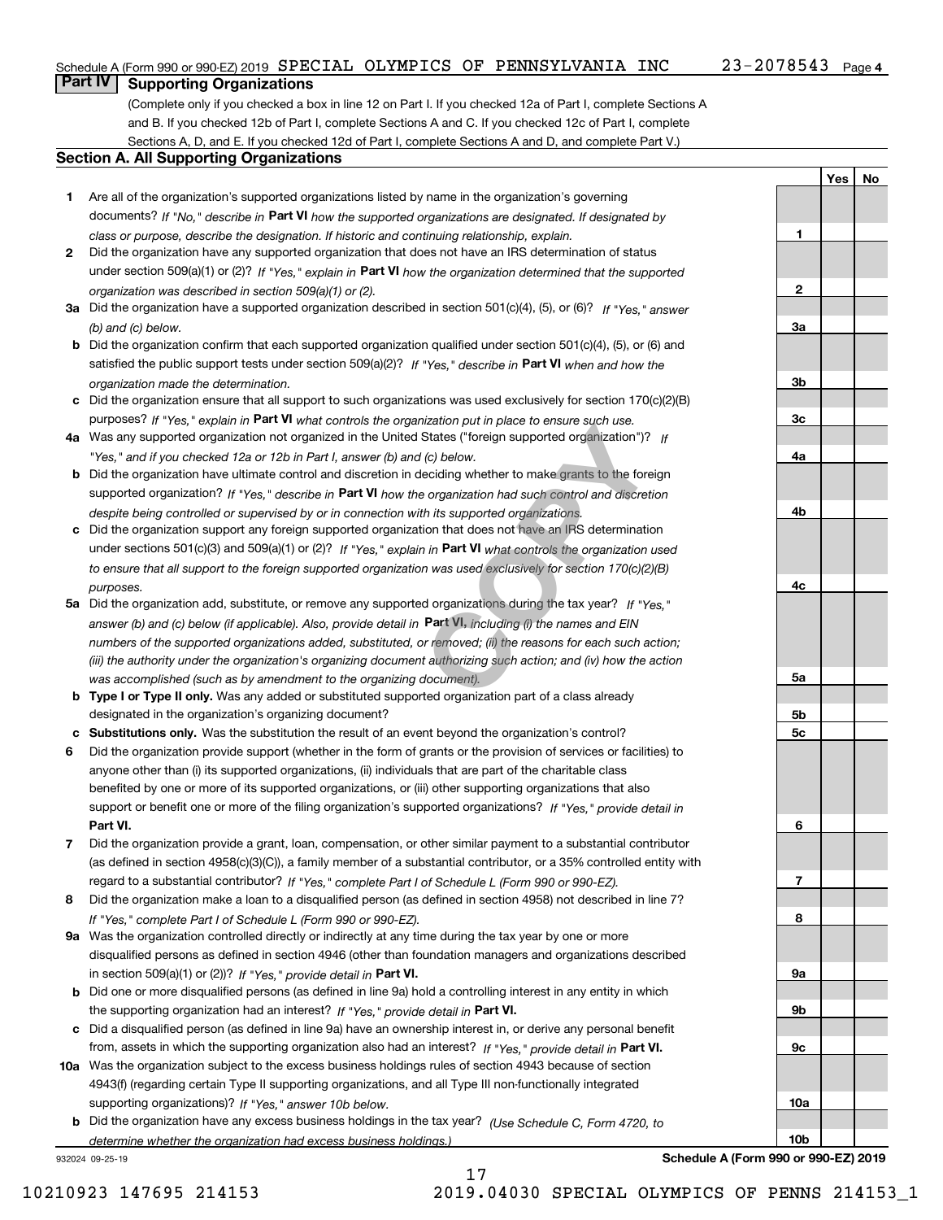Schedule A (Form 990 or 990-EZ) 2019 SPECIAL OLYMPICS OF PENNSYLVANIA INC 23-2078543 Page 4

## Part IV Supporting Organizations

(Complete only if you checked a box in line 12 on Part I. If you checked 12a of Part I, complete Sections A and B. If you checked 12b of Part I, complete Sections A and C. If you checked 12c of Part I, complete Sections A, D, and E. If you checked 12d of Part I, complete Sections A and D, and complete Part V.)

### Section A. All Supporting Organizations

| | | | Yes | No |
|---|---|---|---|---|
| **1** | Are all of the organization's supported organizations listed by name in the organization's governing documents? *If "No," describe in* **Part VI** *how the supported organizations are designated. If designated by class or purpose, describe the designation. If historic and continuing relationship, explain.* | 1 | | |
| **2** | Did the organization have any supported organization that does not have an IRS determination of status under section 509(a)(1) or (2)? *If "Yes," explain in* **Part VI** *how the organization determined that the supported organization was described in section 509(a)(1) or (2).* | 2 | | |
| **3a** | Did the organization have a supported organization described in section 501(c)(4), (5), or (6)? *If "Yes," answer (b) and (c) below.* | 3a | | |
| **b** | Did the organization confirm that each supported organization qualified under section 501(c)(4), (5), or (6) and satisfied the public support tests under section 509(a)(2)? *If "Yes," describe in* **Part VI** *when and how the organization made the determination.* | 3b | | |
| **c** | Did the organization ensure that all support to such organizations was used exclusively for section 170(c)(2)(B) purposes? *If "Yes," explain in* **Part VI** *what controls the organization put in place to ensure such use.* | 3c | | |
| **4a** | Was any supported organization not organized in the United States ("foreign supported organization")? *If "Yes," and if you checked 12a or 12b in Part I, answer (b) and (c) below.* | 4a | | |
| **b** | Did the organization have ultimate control and discretion in deciding whether to make grants to the foreign supported organization? *If "Yes," describe in* **Part VI** *how the organization had such control and discretion despite being controlled or supervised by or in connection with its supported organizations.* | 4b | | |
| **c** | Did the organization support any foreign supported organization that does not have an IRS determination under sections 501(c)(3) and 509(a)(1) or (2)? *If "Yes," explain in* **Part VI** *what controls the organization used to ensure that all support to the foreign supported organization was used exclusively for section 170(c)(2)(B) purposes.* | 4c | | |
| **5a** | Did the organization add, substitute, or remove any supported organizations during the tax year? *If "Yes," answer (b) and (c) below (if applicable). Also, provide detail in* **Part VI,** *including (i) the names and EIN numbers of the supported organizations added, substituted, or removed; (ii) the reasons for each such action; (iii) the authority under the organization's organizing document authorizing such action; and (iv) how the action was accomplished (such as by amendment to the organizing document).* | 5a | | |
| **b** | **Type I or Type II only.** Was any added or substituted supported organization part of a class already designated in the organization's organizing document? | 5b | | |
| **c** | **Substitutions only.** Was the substitution the result of an event beyond the organization's control? | 5c | | |
| **6** | Did the organization provide support (whether in the form of grants or the provision of services or facilities) to anyone other than (i) its supported organizations, (ii) individuals that are part of the charitable class benefited by one or more of its supported organizations, or (iii) other supporting organizations that also support or benefit one or more of the filing organization's supported organizations? *If "Yes," provide detail in* **Part VI.** | 6 | | |
| **7** | Did the organization provide a grant, loan, compensation, or other similar payment to a substantial contributor (as defined in section 4958(c)(3)(C)), a family member of a substantial contributor, or a 35% controlled entity with regard to a substantial contributor? *If "Yes," complete Part I of Schedule L (Form 990 or 990-EZ).* | 7 | | |
| **8** | Did the organization make a loan to a disqualified person (as defined in section 4958) not described in line 7? *If "Yes," complete Part I of Schedule L (Form 990 or 990-EZ).* | 8 | | |
| **9a** | Was the organization controlled directly or indirectly at any time during the tax year by one or more disqualified persons as defined in section 4946 (other than foundation managers and organizations described in section 509(a)(1) or (2))? *If "Yes," provide detail in* **Part VI.** | 9a | | |
| **b** | Did one or more disqualified persons (as defined in line 9a) hold a controlling interest in any entity in which the supporting organization had an interest? *If "Yes," provide detail in* **Part VI.** | 9b | | |
| **c** | Did a disqualified person (as defined in line 9a) have an ownership interest in, or derive any personal benefit from, assets in which the supporting organization also had an interest? *If "Yes," provide detail in* **Part VI.** | 9c | | |
| **10a** | Was the organization subject to the excess business holdings rules of section 4943 because of section 4943(f) (regarding certain Type II supporting organizations, and all Type III non-functionally integrated supporting organizations)? *If "Yes," answer 10b below.* | 10a | | |
| **b** | Did the organization have any excess business holdings in the tax year? *(Use Schedule C, Form 4720, to determine whether the organization had excess business holdings.)* | 10b | | |

932024 09-25-19 **Schedule A (Form 990 or 990-EZ) 2019**

10210923 147695 214153 2019.04030 SPECIAL OLYMPICS OF PENNS 214153_1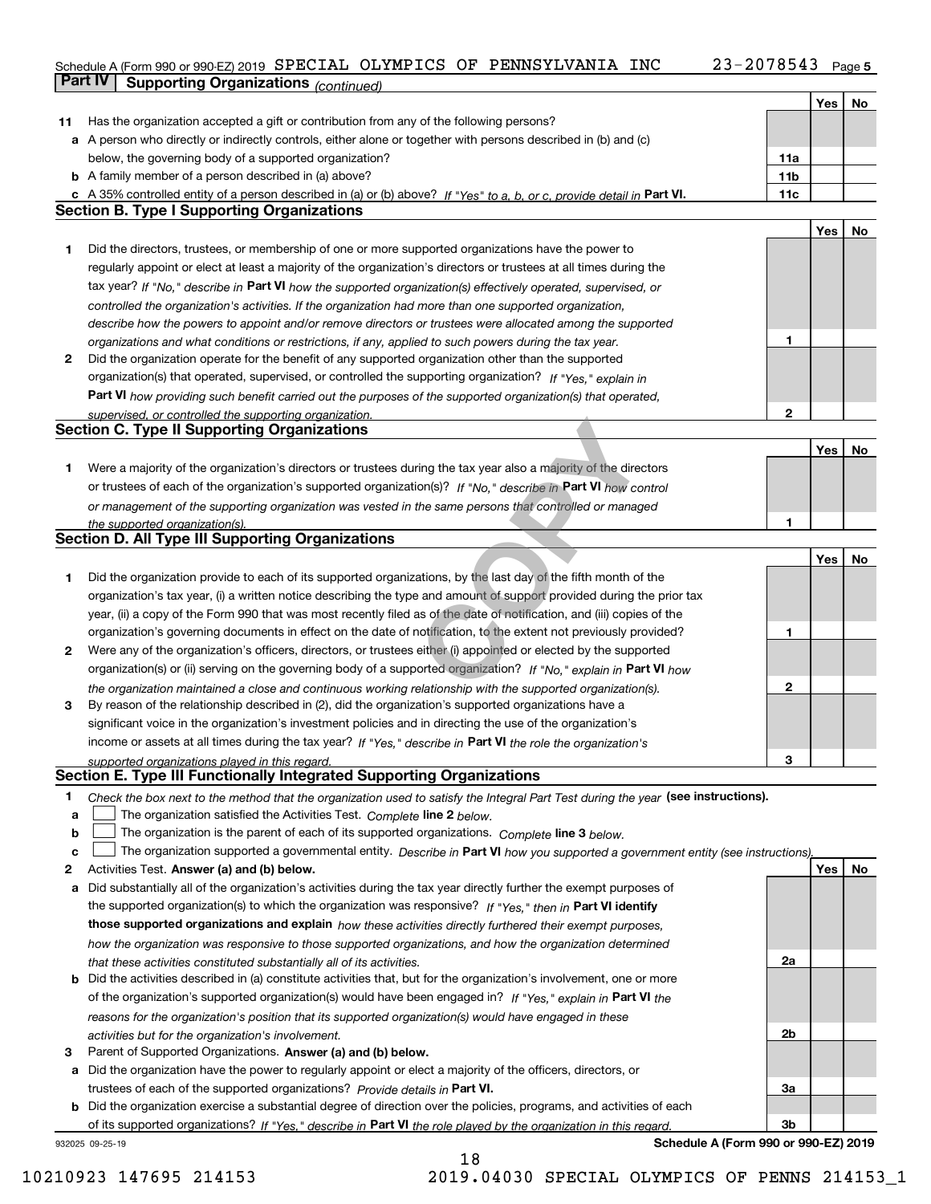Schedule A (Form 990 or 990-EZ) 2019 SPECIAL OLYMPICS OF PENNSYLVANIA INC 23-2078543

## Part IV Supporting Organizations *(continued)*

| | | | Yes | No |
|---|---|---|---|---|
| **11** | Has the organization accepted a gift or contribution from any of the following persons? | | | |
| **a** | A person who directly or indirectly controls, either alone or together with persons described in (b) and (c) below, the governing body of a supported organization? | 11a | | |
| **b** | A family member of a person described in (a) above? | 11b | | |
| **c** | A 35% controlled entity of a person described in (a) or (b) above? *If "Yes" to a, b, or c, provide detail in* **Part VI.** | 11c | | |

### Section B. Type I Supporting Organizations

| | | | Yes | No |
|---|---|---|---|---|
| **1** | Did the directors, trustees, or membership of one or more supported organizations have the power to regularly appoint or elect at least a majority of the organization's directors or trustees at all times during the tax year? *If "No," describe in* **Part VI** *how the supported organization(s) effectively operated, supervised, or controlled the organization's activities. If the organization had more than one supported organization, describe how the powers to appoint and/or remove directors or trustees were allocated among the supported organizations and what conditions or restrictions, if any, applied to such powers during the tax year.* | 1 | | |
| **2** | Did the organization operate for the benefit of any supported organization other than the supported organization(s) that operated, supervised, or controlled the supporting organization? *If "Yes," explain in* **Part VI** *how providing such benefit carried out the purposes of the supported organization(s) that operated, supervised, or controlled the supporting organization.* | 2 | | |

### Section C. Type II Supporting Organizations

| | | | Yes | No |
|---|---|---|---|---|
| **1** | Were a majority of the organization's directors or trustees during the tax year also a majority of the directors or trustees of each of the organization's supported organization(s)? *If "No," describe in* **Part VI** *how control or management of the supporting organization was vested in the same persons that controlled or managed the supported organization(s).* | 1 | | |

### Section D. All Type III Supporting Organizations

| | | | Yes | No |
|---|---|---|---|---|
| **1** | Did the organization provide to each of its supported organizations, by the last day of the fifth month of the organization's tax year, (i) a written notice describing the type and amount of support provided during the prior tax year, (ii) a copy of the Form 990 that was most recently filed as of the date of notification, and (iii) copies of the organization's governing documents in effect on the date of notification, to the extent not previously provided? | 1 | | |
| **2** | Were any of the organization's officers, directors, or trustees either (i) appointed or elected by the supported organization(s) or (ii) serving on the governing body of a supported organization? *If "No," explain in* **Part VI** *how the organization maintained a close and continuous working relationship with the supported organization(s).* | 2 | | |
| **3** | By reason of the relationship described in (2), did the organization's supported organizations have a significant voice in the organization's investment policies and in directing the use of the organization's income or assets at all times during the tax year? *If "Yes," describe in* **Part VI** *the role the organization's supported organizations played in this regard.* | 3 | | |

### Section E. Type III Functionally Integrated Supporting Organizations

**1** *Check the box next to the method that the organization used to satisfy the Integral Part Test during the year* **(see instructions).**

- **a** ☐ The organization satisfied the Activities Test. *Complete* **line 2** *below.*
- **b** ☐ The organization is the parent of each of its supported organizations. *Complete* **line 3** *below.*
- **c** ☐ The organization supported a governmental entity. *Describe in* **Part VI** *how you supported a government entity (see instructions).*

| | | | Yes | No |
|---|---|---|---|---|
| **2** | Activities Test. **Answer (a) and (b) below.** | | | |
| **a** | Did substantially all of the organization's activities during the tax year directly further the exempt purposes of the supported organization(s) to which the organization was responsive? *If "Yes," then in* **Part VI identify those supported organizations and explain** *how these activities directly furthered their exempt purposes, how the organization was responsive to those supported organizations, and how the organization determined that these activities constituted substantially all of its activities.* | 2a | | |
| **b** | Did the activities described in (a) constitute activities that, but for the organization's involvement, one or more of the organization's supported organization(s) would have been engaged in? *If "Yes," explain in* **Part VI** *the reasons for the organization's position that its supported organization(s) would have engaged in these activities but for the organization's involvement.* | 2b | | |
| **3** | Parent of Supported Organizations. **Answer (a) and (b) below.** | | | |
| **a** | Did the organization have the power to regularly appoint or elect a majority of the officers, directors, or trustees of each of the supported organizations? *Provide details in* **Part VI.** | 3a | | |
| **b** | Did the organization exercise a substantial degree of direction over the policies, programs, and activities of each of its supported organizations? *If "Yes," describe in* **Part VI** *the role played by the organization in this regard.* | 3b | | |

932025 09-25-19 **Schedule A (Form 990 or 990-EZ) 2019**

10210923 147695 214153 2019.04030 SPECIAL OLYMPICS OF PENNS 214153_1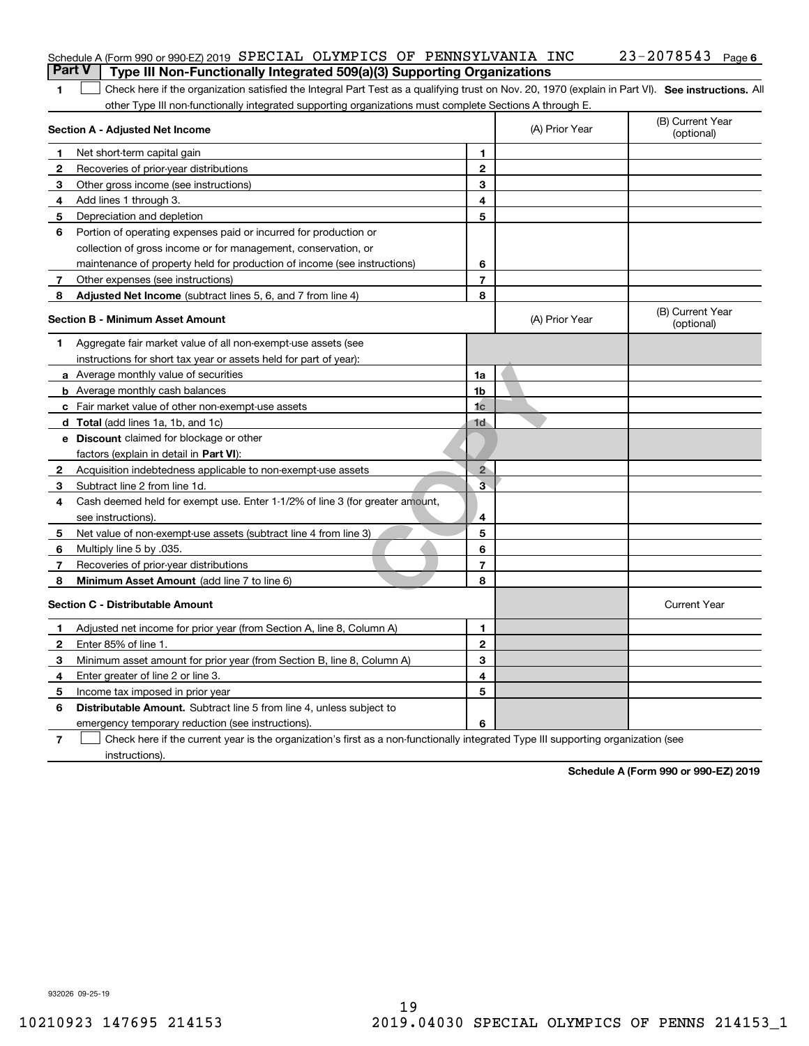Schedule A (Form 990 or 990-EZ) 2019 SPECIAL OLYMPICS OF PENNSYLVANIA INC 23-2078543 Page 6

## Part V Type III Non-Functionally Integrated 509(a)(3) Supporting Organizations

1 ☐ Check here if the organization satisfied the Integral Part Test as a qualifying trust on Nov. 20, 1970 (explain in Part VI). **See instructions.** All other Type III non-functionally integrated supporting organizations must complete Sections A through E.

| **Section A - Adjusted Net Income** | | | (A) Prior Year | (B) Current Year (optional) |
|---|---|---|---|---|
| 1 | Net short-term capital gain | 1 | | |
| 2 | Recoveries of prior-year distributions | 2 | | |
| 3 | Other gross income (see instructions) | 3 | | |
| 4 | Add lines 1 through 3. | 4 | | |
| 5 | Depreciation and depletion | 5 | | |
| 6 | Portion of operating expenses paid or incurred for production or collection of gross income or for management, conservation, or maintenance of property held for production of income (see instructions) | 6 | | |
| 7 | Other expenses (see instructions) | 7 | | |
| 8 | **Adjusted Net Income** (subtract lines 5, 6, and 7 from line 4) | 8 | | |

| **Section B - Minimum Asset Amount** | | | (A) Prior Year | (B) Current Year (optional) |
|---|---|---|---|---|
| 1 | Aggregate fair market value of all non-exempt-use assets (see instructions for short tax year or assets held for part of year): | | | |
| a | Average monthly value of securities | 1a | | |
| b | Average monthly cash balances | 1b | | |
| c | Fair market value of other non-exempt-use assets | 1c | | |
| d | **Total** (add lines 1a, 1b, and 1c) | 1d | | |
| e | **Discount** claimed for blockage or other factors (explain in detail in **Part VI**): | | | |
| 2 | Acquisition indebtedness applicable to non-exempt-use assets | 2 | | |
| 3 | Subtract line 2 from line 1d. | 3 | | |
| 4 | Cash deemed held for exempt use. Enter 1-1/2% of line 3 (for greater amount, see instructions). | 4 | | |
| 5 | Net value of non-exempt-use assets (subtract line 4 from line 3) | 5 | | |
| 6 | Multiply line 5 by .035. | 6 | | |
| 7 | Recoveries of prior-year distributions | 7 | | |
| 8 | **Minimum Asset Amount** (add line 7 to line 6) | 8 | | |

| **Section C - Distributable Amount** | | | | Current Year |
|---|---|---|---|---|
| 1 | Adjusted net income for prior year (from Section A, line 8, Column A) | 1 | | |
| 2 | Enter 85% of line 1. | 2 | | |
| 3 | Minimum asset amount for prior year (from Section B, line 8, Column A) | 3 | | |
| 4 | Enter greater of line 2 or line 3. | 4 | | |
| 5 | Income tax imposed in prior year | 5 | | |
| 6 | **Distributable Amount.** Subtract line 5 from line 4, unless subject to emergency temporary reduction (see instructions). | 6 | | |

7 ☐ Check here if the current year is the organization's first as a non-functionally integrated Type III supporting organization (see instructions).

**Schedule A (Form 990 or 990-EZ) 2019**

932026 09-25-19

10210923 147695 214153 2019.04030 SPECIAL OLYMPICS OF PENNS 214153_1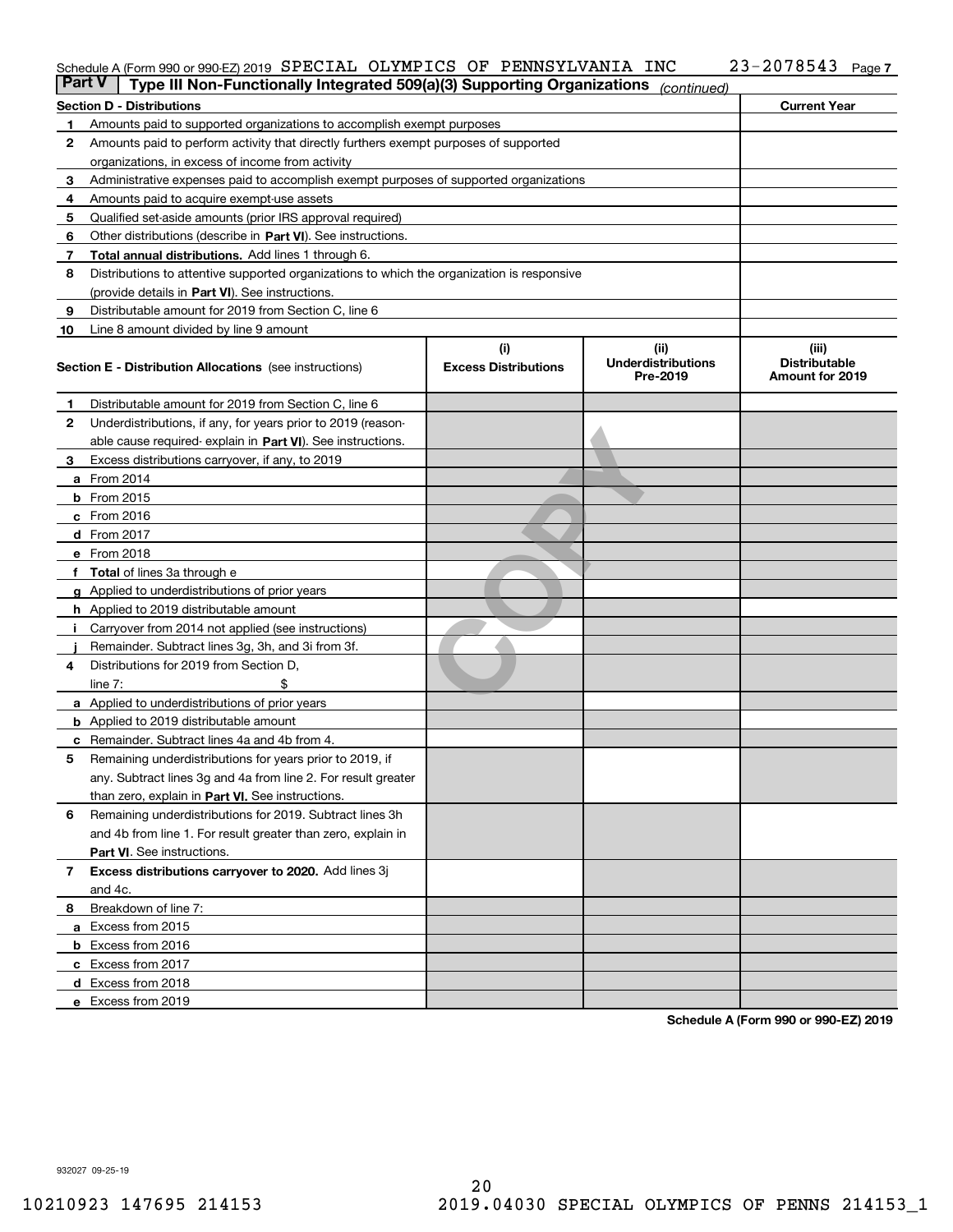Schedule A (Form 990 or 990-EZ) 2019 SPECIAL OLYMPICS OF PENNSYLVANIA INC 23-2078543 Page 7

**Part V** **Type III Non-Functionally Integrated 509(a)(3) Supporting Organizations** *(continued)*

| **Section D - Distributions** | | **Current Year** |
|---|---|---|
| 1 | Amounts paid to supported organizations to accomplish exempt purposes | |
| 2 | Amounts paid to perform activity that directly furthers exempt purposes of supported organizations, in excess of income from activity | |
| 3 | Administrative expenses paid to accomplish exempt purposes of supported organizations | |
| 4 | Amounts paid to acquire exempt-use assets | |
| 5 | Qualified set-aside amounts (prior IRS approval required) | |
| 6 | Other distributions (describe in **Part VI**). See instructions. | |
| 7 | **Total annual distributions.** Add lines 1 through 6. | |
| 8 | Distributions to attentive supported organizations to which the organization is responsive (provide details in **Part VI**). See instructions. | |
| 9 | Distributable amount for 2019 from Section C, line 6 | |
| 10 | Line 8 amount divided by line 9 amount | |

| **Section E - Distribution Allocations** (see instructions) | | (i) **Excess Distributions** | (ii) **Underdistributions Pre-2019** | (iii) **Distributable Amount for 2019** |
|---|---|---|---|---|
| 1 | Distributable amount for 2019 from Section C, line 6 | | | |
| 2 | Underdistributions, if any, for years prior to 2019 (reasonable cause required- explain in **Part VI**). See instructions. | | | |
| 3 | Excess distributions carryover, if any, to 2019 | | | |
| a | From 2014 | | | |
| b | From 2015 | | | |
| c | From 2016 | | | |
| d | From 2017 | | | |
| e | From 2018 | | | |
| f | **Total** of lines 3a through e | | | |
| g | Applied to underdistributions of prior years | | | |
| h | Applied to 2019 distributable amount | | | |
| i | Carryover from 2014 not applied (see instructions) | | | |
| j | Remainder. Subtract lines 3g, 3h, and 3i from 3f. | | | |
| 4 | Distributions for 2019 from Section D, line 7: $ | | | |
| a | Applied to underdistributions of prior years | | | |
| b | Applied to 2019 distributable amount | | | |
| c | Remainder. Subtract lines 4a and 4b from 4. | | | |
| 5 | Remaining underdistributions for years prior to 2019, if any. Subtract lines 3g and 4a from line 2. For result greater than zero, explain in **Part VI.** See instructions. | | | |
| 6 | Remaining underdistributions for 2019. Subtract lines 3h and 4b from line 1. For result greater than zero, explain in **Part VI**. See instructions. | | | |
| 7 | **Excess distributions carryover to 2020.** Add lines 3j and 4c. | | | |
| 8 | Breakdown of line 7: | | | |
| a | Excess from 2015 | | | |
| b | Excess from 2016 | | | |
| c | Excess from 2017 | | | |
| d | Excess from 2018 | | | |
| e | Excess from 2019 | | | |

**Schedule A (Form 990 or 990-EZ) 2019**

932027 09-25-19

10210923 147695 214153 2019.04030 SPECIAL OLYMPICS OF PENNS 214153_1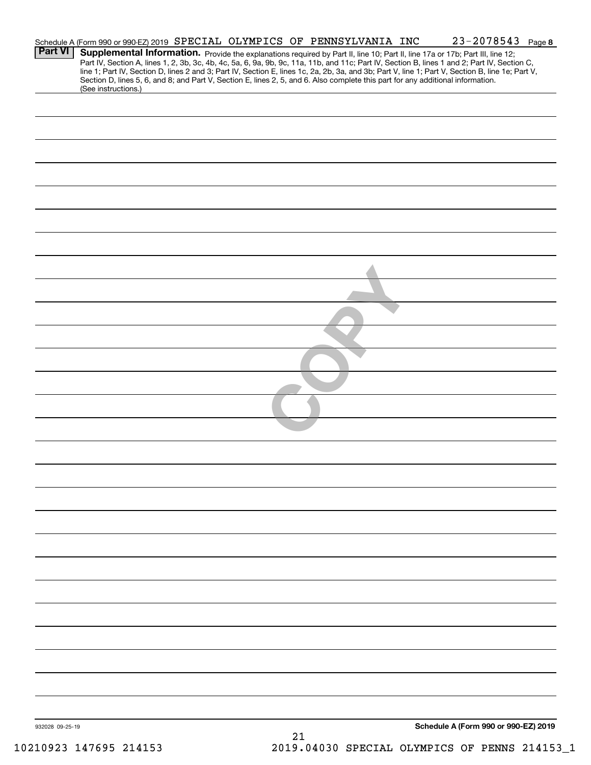Schedule A (Form 990 or 990-EZ) 2019 SPECIAL OLYMPICS OF PENNSYLVANIA INC 23-2078543 Page 8

**Part VI** **Supplemental Information.** Provide the explanations required by Part II, line 10; Part II, line 17a or 17b; Part III, line 12; Part IV, Section A, lines 1, 2, 3b, 3c, 4b, 4c, 5a, 6, 9a, 9b, 9c, 11a, 11b, and 11c; Part IV, Section B, lines 1 and 2; Part IV, Section C, line 1; Part IV, Section D, lines 2 and 3; Part IV, Section E, lines 1c, 2a, 2b, 3a, and 3b; Part V, line 1; Part V, Section B, line 1e; Part V, Section D, lines 5, 6, and 8; and Part V, Section E, lines 2, 5, and 6. Also complete this part for any additional information. (See instructions.)

COPY

932028 09-25-19

**Schedule A (Form 990 or 990-EZ) 2019**

10210923 147695 214153 2019.04030 SPECIAL OLYMPICS OF PENNS 214153_1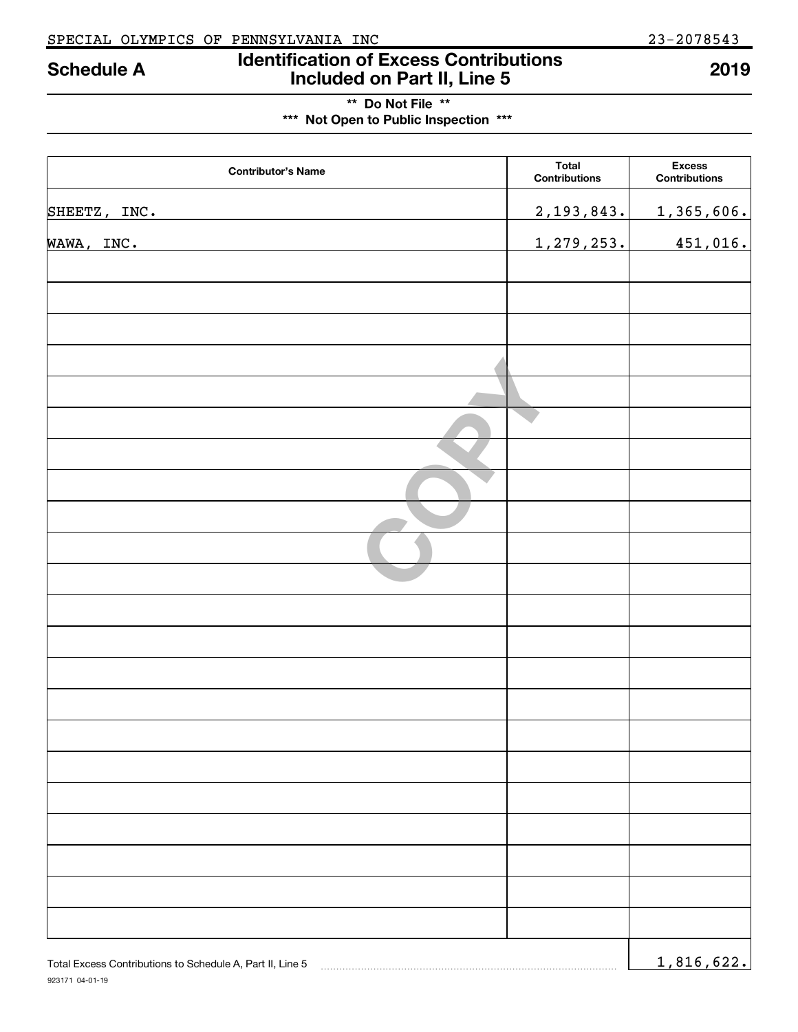SPECIAL OLYMPICS OF PENNSYLVANIA INC 23-2078543

# Schedule A — Identification of Excess Contributions Included on Part II, Line 5 — 2019

**\*\* Do Not File \*\***

**\*\*\* Not Open to Public Inspection \*\*\***

| Contributor's Name | Total Contributions | Excess Contributions |
|---|---|---|
| SHEETZ, INC. | 2,193,843. | 1,365,606. |
| WAWA, INC. | 1,279,253. | 451,016. |

Total Excess Contributions to Schedule A, Part II, Line 5 ........ 1,816,622.

923171 04-01-19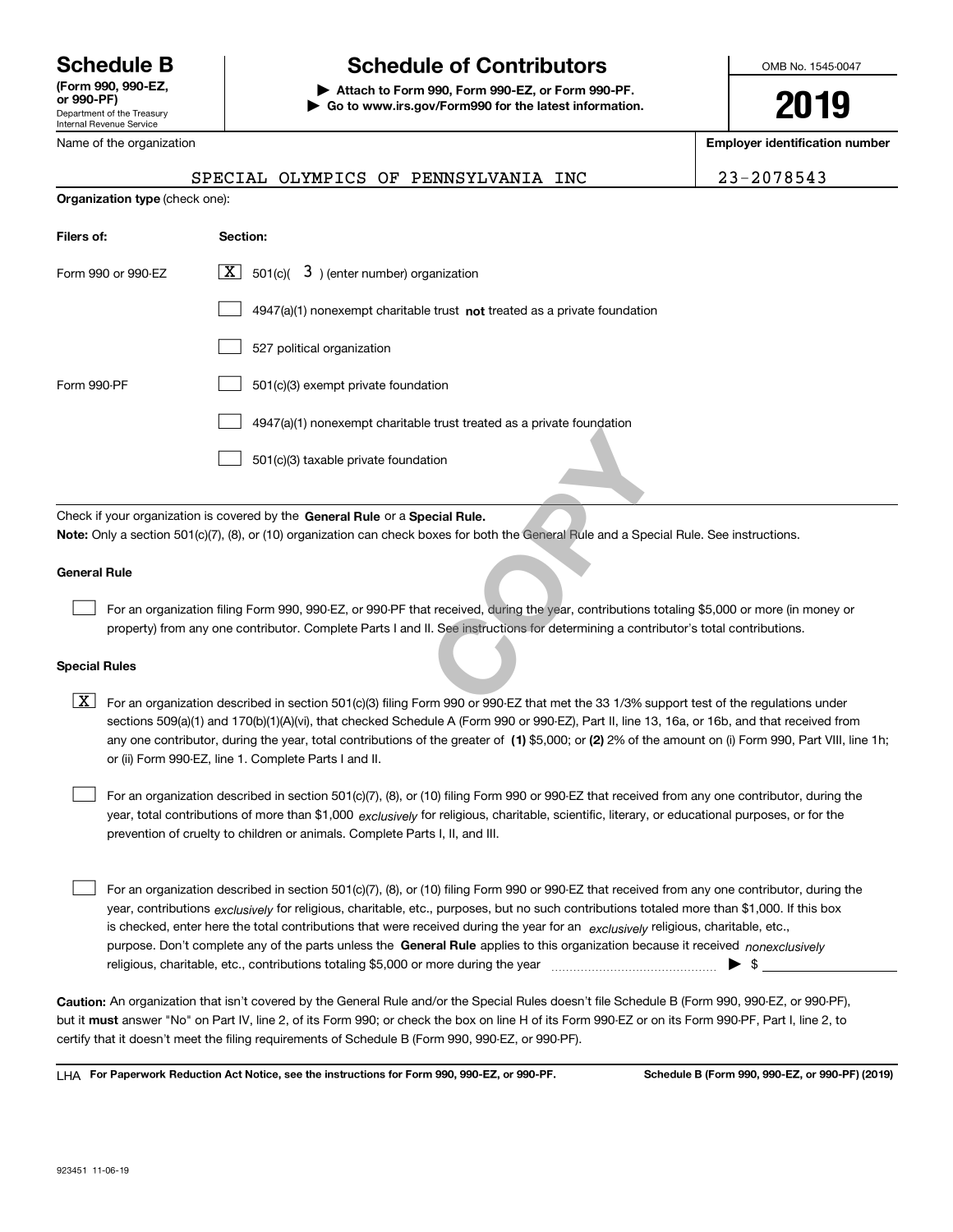# Schedule B

**(Form 990, 990-EZ, or 990-PF)**

Department of the Treasury
Internal Revenue Service

## Schedule of Contributors

**▶ Attach to Form 990, Form 990-EZ, or Form 990-PF.**
**▶ Go to www.irs.gov/Form990 for the latest information.**

OMB No. 1545-0047

**2019**

| Name of the organization | Employer identification number |
|---|---|
| SPECIAL OLYMPICS OF PENNSYLVANIA INC | 23-2078543 |

**Organization type** (check one):

| Filers of: | Section: |
|---|---|
| Form 990 or 990-EZ | [X] 501(c)( 3 ) (enter number) organization |
| | [ ] 4947(a)(1) nonexempt charitable trust **not** treated as a private foundation |
| | [ ] 527 political organization |
| Form 990-PF | [ ] 501(c)(3) exempt private foundation |
| | [ ] 4947(a)(1) nonexempt charitable trust treated as a private foundation |
| | [ ] 501(c)(3) taxable private foundation |

Check if your organization is covered by the **General Rule** or a **Special Rule.**

**Note:** Only a section 501(c)(7), (8), or (10) organization can check boxes for both the General Rule and a Special Rule. See instructions.

### General Rule

[ ] For an organization filing Form 990, 990-EZ, or 990-PF that received, during the year, contributions totaling $5,000 or more (in money or property) from any one contributor. Complete Parts I and II. See instructions for determining a contributor's total contributions.

### Special Rules

[X] For an organization described in section 501(c)(3) filing Form 990 or 990-EZ that met the 33 1/3% support test of the regulations under sections 509(a)(1) and 170(b)(1)(A)(vi), that checked Schedule A (Form 990 or 990-EZ), Part II, line 13, 16a, or 16b, and that received from any one contributor, during the year, total contributions of the greater of **(1)** $5,000; or **(2)** 2% of the amount on (i) Form 990, Part VIII, line 1h; or (ii) Form 990-EZ, line 1. Complete Parts I and II.

[ ] For an organization described in section 501(c)(7), (8), or (10) filing Form 990 or 990-EZ that received from any one contributor, during the year, total contributions of more than $1,000 *exclusively* for religious, charitable, scientific, literary, or educational purposes, or for the prevention of cruelty to children or animals. Complete Parts I, II, and III.

[ ] For an organization described in section 501(c)(7), (8), or (10) filing Form 990 or 990-EZ that received from any one contributor, during the year, contributions *exclusively* for religious, charitable, etc., purposes, but no such contributions totaled more than $1,000. If this box is checked, enter here the total contributions that were received during the year for an *exclusively* religious, charitable, etc., purpose. Don't complete any of the parts unless the **General Rule** applies to this organization because it received *nonexclusively* religious, charitable, etc., contributions totaling $5,000 or more during the year ▶ $ \_\_\_\_\_\_\_\_

**Caution:** An organization that isn't covered by the General Rule and/or the Special Rules doesn't file Schedule B (Form 990, 990-EZ, or 990-PF), but it **must** answer "No" on Part IV, line 2, of its Form 990; or check the box on line H of its Form 990-EZ or on its Form 990-PF, Part I, line 2, to certify that it doesn't meet the filing requirements of Schedule B (Form 990, 990-EZ, or 990-PF).

LHA **For Paperwork Reduction Act Notice, see the instructions for Form 990, 990-EZ, or 990-PF.** **Schedule B (Form 990, 990-EZ, or 990-PF) (2019)**

923451 11-06-19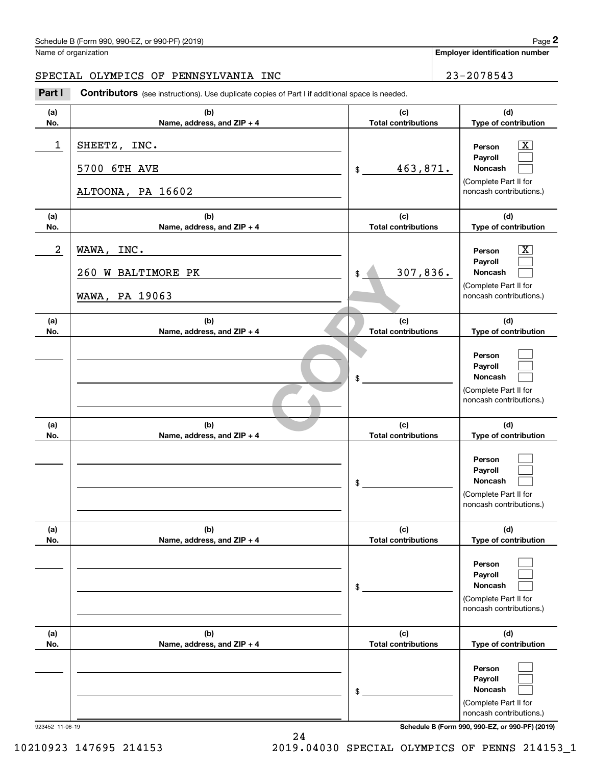Schedule B (Form 990, 990-EZ, or 990-PF) (2019)

Name of organization: SPECIAL OLYMPICS OF PENNSYLVANIA INC

Employer identification number: 23-2078543

**Part I** **Contributors** (see instructions). Use duplicate copies of Part I if additional space is needed.

| (a) No. | (b) Name, address, and ZIP + 4 | (c) Total contributions | (d) Type of contribution |
|---|---|---|---|
| 1 | SHEETZ, INC.<br>5700 6TH AVE<br>ALTOONA, PA 16602 | $ 463,871. | Person [X]<br>Payroll [ ]<br>Noncash [ ]<br>(Complete Part II for noncash contributions.) |
| 2 | WAWA, INC.<br>260 W BALTIMORE PK<br>WAWA, PA 19063 | $ 307,836. | Person [X]<br>Payroll [ ]<br>Noncash [ ]<br>(Complete Part II for noncash contributions.) |
| | | $ | Person [ ]<br>Payroll [ ]<br>Noncash [ ]<br>(Complete Part II for noncash contributions.) |
| | | $ | Person [ ]<br>Payroll [ ]<br>Noncash [ ]<br>(Complete Part II for noncash contributions.) |
| | | $ | Person [ ]<br>Payroll [ ]<br>Noncash [ ]<br>(Complete Part II for noncash contributions.) |
| | | $ | Person [ ]<br>Payroll [ ]<br>Noncash [ ]<br>(Complete Part II for noncash contributions.) |

923452 11-06-19

10210923 147695 214153 2019.04030 SPECIAL OLYMPICS OF PENNS 214153_1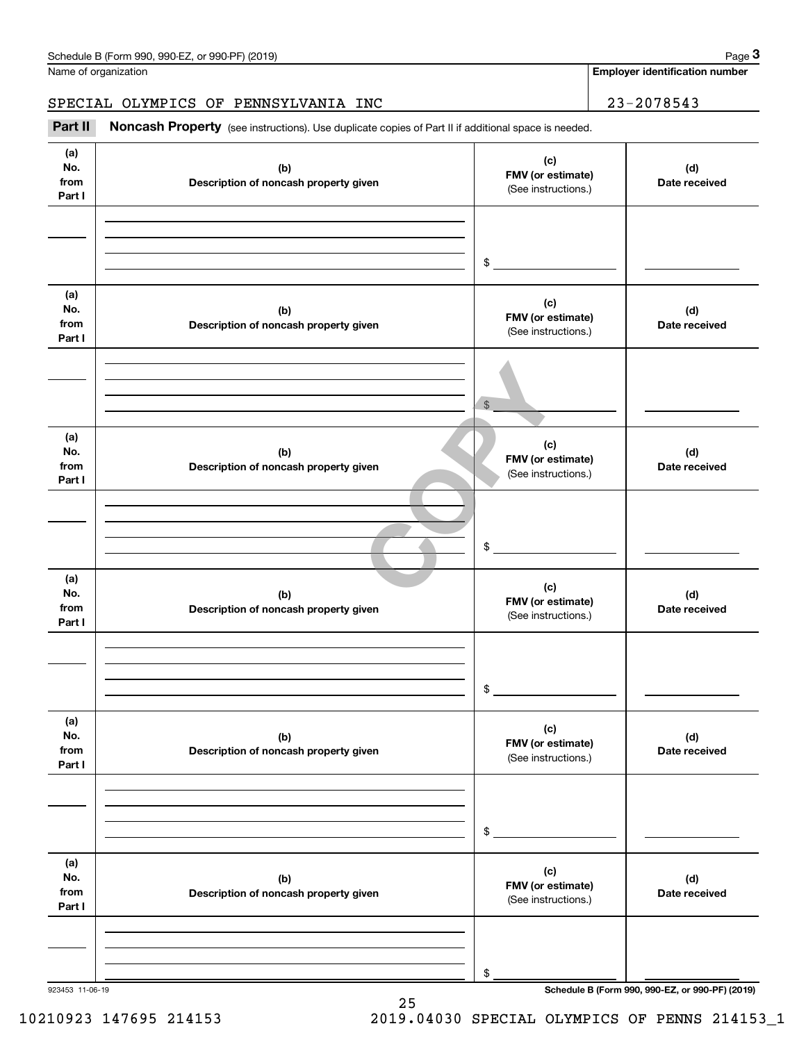Schedule B (Form 990, 990-EZ, or 990-PF) (2019)

Name of organization: SPECIAL OLYMPICS OF PENNSYLVANIA INC

**Employer identification number:** 23-2078543

## Part II Noncash Property

(see instructions). Use duplicate copies of Part II if additional space is needed.

| (a) No. from Part I | (b) Description of noncash property given | (c) FMV (or estimate) (See instructions.) | (d) Date received |
|---|---|---|---|
| | | $ | |

| (a) No. from Part I | (b) Description of noncash property given | (c) FMV (or estimate) (See instructions.) | (d) Date received |
|---|---|---|---|
| | | $ | |

| (a) No. from Part I | (b) Description of noncash property given | (c) FMV (or estimate) (See instructions.) | (d) Date received |
|---|---|---|---|
| | | $ | |

| (a) No. from Part I | (b) Description of noncash property given | (c) FMV (or estimate) (See instructions.) | (d) Date received |
|---|---|---|---|
| | | $ | |

| (a) No. from Part I | (b) Description of noncash property given | (c) FMV (or estimate) (See instructions.) | (d) Date received |
|---|---|---|---|
| | | $ | |

| (a) No. from Part I | (b) Description of noncash property given | (c) FMV (or estimate) (See instructions.) | (d) Date received |
|---|---|---|---|
| | | $ | |

COPY

923453 11-06-19

Schedule B (Form 990, 990-EZ, or 990-PF) (2019)

10210923 147695 214153 2019.04030 SPECIAL OLYMPICS OF PENNS 214153_1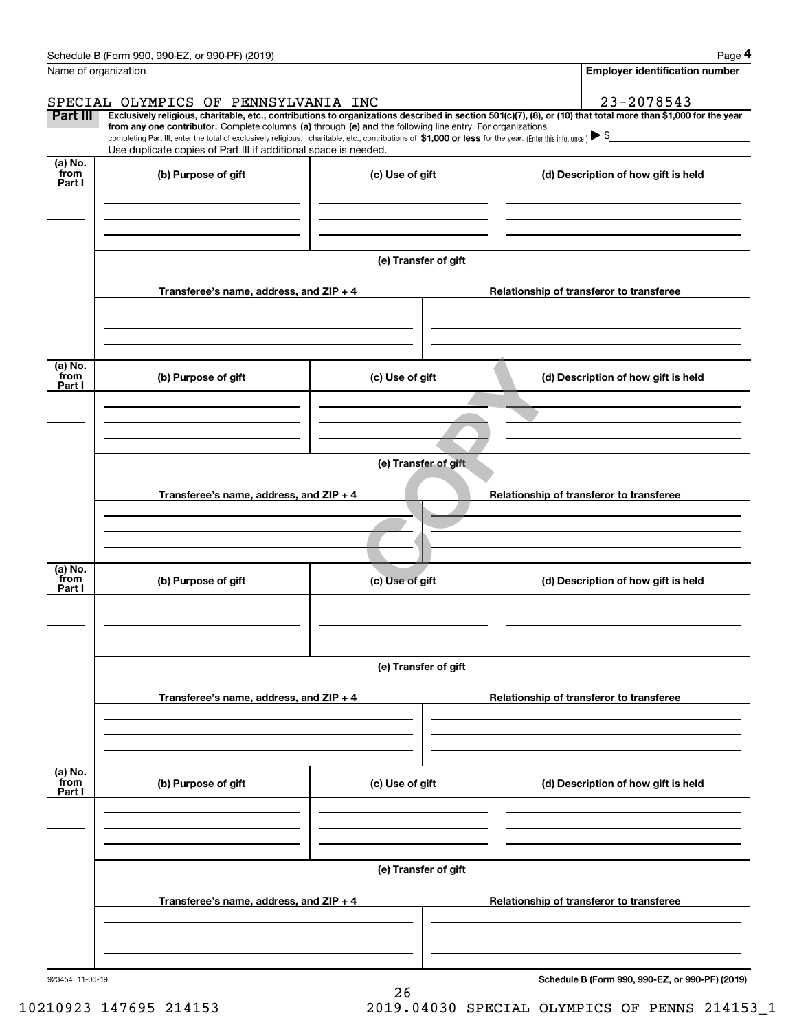Schedule B (Form 990, 990-EZ, or 990-PF) (2019) Page **4**

Name of organization

SPECIAL OLYMPICS OF PENNSYLVANIA INC

**Employer identification number**

23-2078543

**Part III** **Exclusively religious, charitable, etc., contributions to organizations described in section 501(c)(7), (8), or (10) that total more than $1,000 for the year from any one contributor.** Complete columns **(a)** through **(e) and** the following line entry. For organizations completing Part III, enter the total of exclusively religious, charitable, etc., contributions of **$1,000 or less** for the year. (Enter this info. once.) ▶ $

Use duplicate copies of Part III if additional space is needed.

| (a) No. from Part I | (b) Purpose of gift | (c) Use of gift | (d) Description of how gift is held |
|---|---|---|---|
| | | | |

**(e) Transfer of gift**

| Transferee's name, address, and ZIP + 4 | Relationship of transferor to transferee |
|---|---|
| | |

| (a) No. from Part I | (b) Purpose of gift | (c) Use of gift | (d) Description of how gift is held |
|---|---|---|---|
| | | | |

**(e) Transfer of gift**

| Transferee's name, address, and ZIP + 4 | Relationship of transferor to transferee |
|---|---|
| | |

| (a) No. from Part I | (b) Purpose of gift | (c) Use of gift | (d) Description of how gift is held |
|---|---|---|---|
| | | | |

**(e) Transfer of gift**

| Transferee's name, address, and ZIP + 4 | Relationship of transferor to transferee |
|---|---|
| | |

| (a) No. from Part I | (b) Purpose of gift | (c) Use of gift | (d) Description of how gift is held |
|---|---|---|---|
| | | | |

**(e) Transfer of gift**

| Transferee's name, address, and ZIP + 4 | Relationship of transferor to transferee |
|---|---|
| | |

COPY

923454 11-06-19

**Schedule B (Form 990, 990-EZ, or 990-PF) (2019)**

10210923 147695 214153 2019.04030 SPECIAL OLYMPICS OF PENNS 214153_1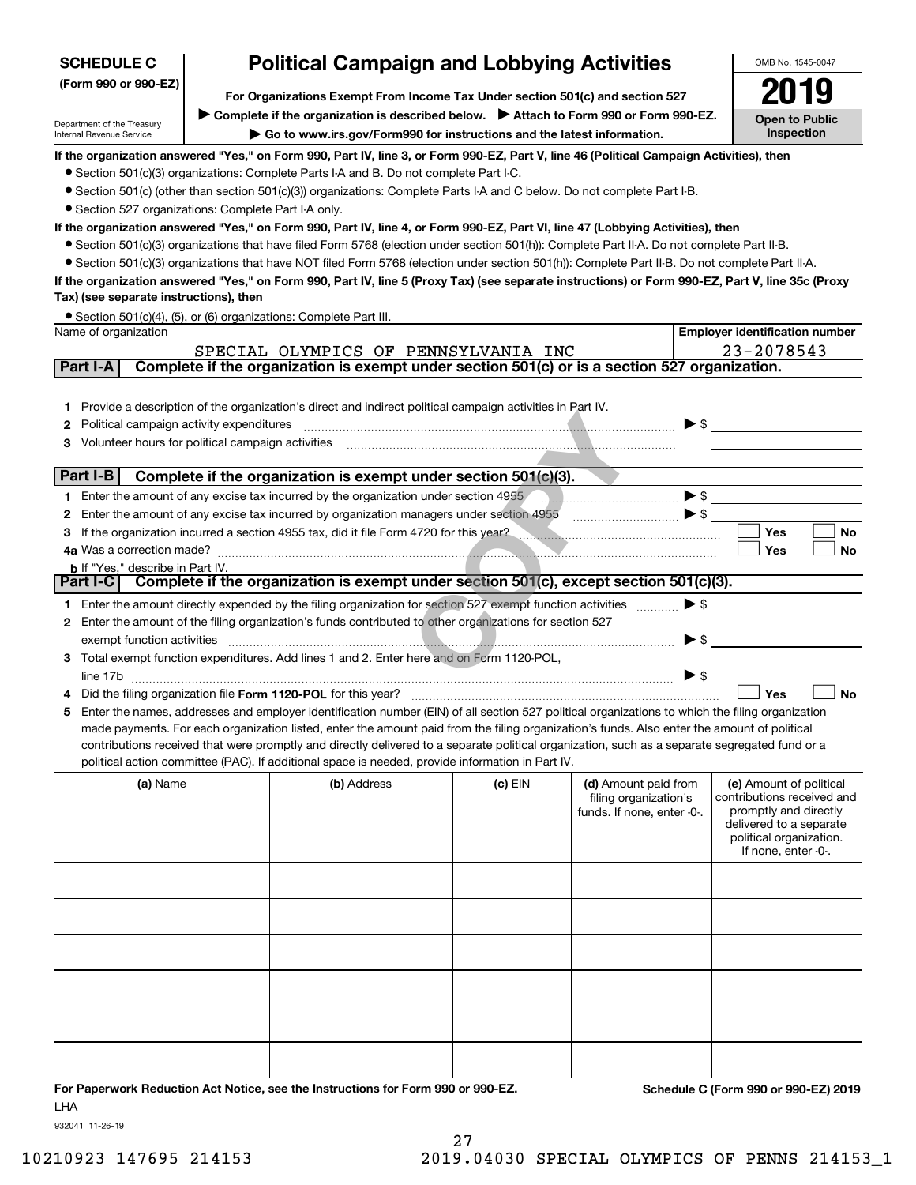**SCHEDULE C**
**(Form 990 or 990-EZ)**

Department of the Treasury
Internal Revenue Service

# Political Campaign and Lobbying Activities

**For Organizations Exempt From Income Tax Under section 501(c) and section 527**

▶ **Complete if the organization is described below.** ▶ **Attach to Form 990 or Form 990-EZ.**

▶ **Go to www.irs.gov/Form990 for instructions and the latest information.**

OMB No. 1545-0047

**2019**

**Open to Public Inspection**

**If the organization answered "Yes," on Form 990, Part IV, line 3, or Form 990-EZ, Part V, line 46 (Political Campaign Activities), then**

- Section 501(c)(3) organizations: Complete Parts I-A and B. Do not complete Part I-C.
- Section 501(c) (other than section 501(c)(3)) organizations: Complete Parts I-A and C below. Do not complete Part I-B.
- Section 527 organizations: Complete Part I-A only.

**If the organization answered "Yes," on Form 990, Part IV, line 4, or Form 990-EZ, Part VI, line 47 (Lobbying Activities), then**

- Section 501(c)(3) organizations that have filed Form 5768 (election under section 501(h)): Complete Part II-A. Do not complete Part II-B.
- Section 501(c)(3) organizations that have NOT filed Form 5768 (election under section 501(h)): Complete Part II-B. Do not complete Part II-A.

**If the organization answered "Yes," on Form 990, Part IV, line 5 (Proxy Tax) (see separate instructions) or Form 990-EZ, Part V, line 35c (Proxy Tax) (see separate instructions), then**

- Section 501(c)(4), (5), or (6) organizations: Complete Part III.

| Name of organization | Employer identification number |
|---|---|
| SPECIAL OLYMPICS OF PENNSYLVANIA INC | 23-2078543 |

## Part I-A Complete if the organization is exempt under section 501(c) or is a section 527 organization.

1. Provide a description of the organization's direct and indirect political campaign activities in Part IV.
2. Political campaign activity expenditures ▶ $
3. Volunteer hours for political campaign activities

## Part I-B Complete if the organization is exempt under section 501(c)(3).

1. Enter the amount of any excise tax incurred by the organization under section 4955 ▶ $
2. Enter the amount of any excise tax incurred by organization managers under section 4955 ▶ $
3. If the organization incurred a section 4955 tax, did it file Form 4720 for this year? ☐ Yes ☐ No
4. a Was a correction made? ☐ Yes ☐ No
   b If "Yes," describe in Part IV.

## Part I-C Complete if the organization is exempt under section 501(c), except section 501(c)(3).

1. Enter the amount directly expended by the filing organization for section 527 exempt function activities ▶ $
2. Enter the amount of the filing organization's funds contributed to other organizations for section 527 exempt function activities ▶ $
3. Total exempt function expenditures. Add lines 1 and 2. Enter here and on Form 1120-POL, line 17b ▶ $
4. Did the filing organization file **Form 1120-POL** for this year? ☐ Yes ☐ No
5. Enter the names, addresses and employer identification number (EIN) of all section 527 political organizations to which the filing organization made payments. For each organization listed, enter the amount paid from the filing organization's funds. Also enter the amount of political contributions received that were promptly and directly delivered to a separate political organization, such as a separate segregated fund or a political action committee (PAC). If additional space is needed, provide information in Part IV.

| (a) Name | (b) Address | (c) EIN | (d) Amount paid from filing organization's funds. If none, enter -0-. | (e) Amount of political contributions received and promptly and directly delivered to a separate political organization. If none, enter -0-. |
|---|---|---|---|---|
| | | | | |
| | | | | |
| | | | | |
| | | | | |
| | | | | |
| | | | | |

**For Paperwork Reduction Act Notice, see the Instructions for Form 990 or 990-EZ.** **Schedule C (Form 990 or 990-EZ) 2019**

LHA

932041 11-26-19

10210923 147695 214153 2019.04030 SPECIAL OLYMPICS OF PENNS 214153_1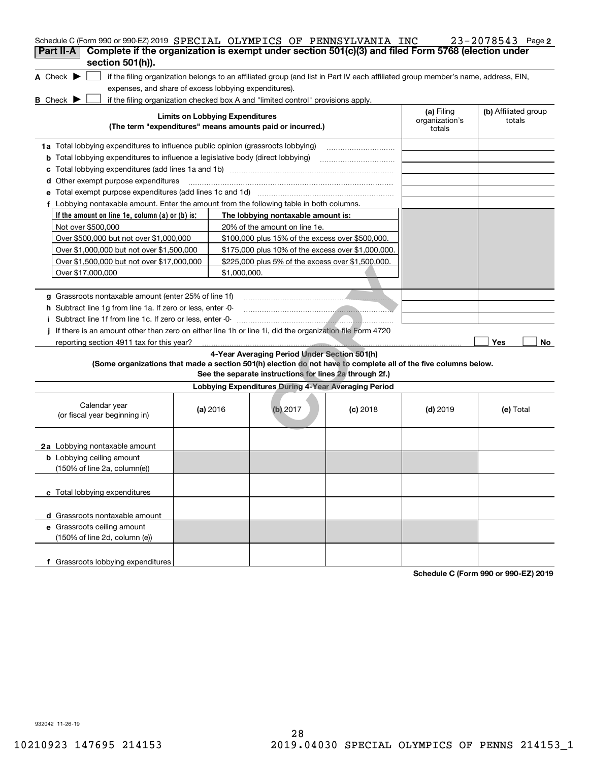Schedule C (Form 990 or 990-EZ) 2019 SPECIAL OLYMPICS OF PENNSYLVANIA INC 23-2078543 Page 2

**Part II-A** **Complete if the organization is exempt under section 501(c)(3) and filed Form 5768 (election under section 501(h)).**

**A** Check ▶ ☐ if the filing organization belongs to an affiliated group (and list in Part IV each affiliated group member's name, address, EIN, expenses, and share of excess lobbying expenditures).

**B** Check ▶ ☐ if the filing organization checked box A and "limited control" provisions apply.

| **Limits on Lobbying Expenditures** (The term "expenditures" means amounts paid or incurred.) | **(a)** Filing organization's totals | **(b)** Affiliated group totals |
|---|---|---|
| **1a** Total lobbying expenditures to influence public opinion (grassroots lobbying) | | |
| **b** Total lobbying expenditures to influence a legislative body (direct lobbying) | | |
| **c** Total lobbying expenditures (add lines 1a and 1b) | | |
| **d** Other exempt purpose expenditures | | |
| **e** Total exempt purpose expenditures (add lines 1c and 1d) | | |
| **f** Lobbying nontaxable amount. Enter the amount from the following table in both columns. | | |

| If the amount on line 1e, column (a) or (b) is: | The lobbying nontaxable amount is: |
|---|---|
| Not over $500,000 | 20% of the amount on line 1e. |
| Over $500,000 but not over $1,000,000 | $100,000 plus 15% of the excess over $500,000. |
| Over $1,000,000 but not over $1,500,000 | $175,000 plus 10% of the excess over $1,000,000. |
| Over $1,500,000 but not over $17,000,000 | $225,000 plus 5% of the excess over $1,500,000. |
| Over $17,000,000 | $1,000,000. |

| | (a) | (b) |
|---|---|---|
| **g** Grassroots nontaxable amount (enter 25% of line 1f) | | |
| **h** Subtract line 1g from line 1a. If zero or less, enter -0- | | |
| **i** Subtract line 1f from line 1c. If zero or less, enter -0- | | |

**j** If there is an amount other than zero on either line 1h or line 1i, did the organization file Form 4720 reporting section 4911 tax for this year? ☐ Yes ☐ No

**4-Year Averaging Period Under Section 501(h)**

**(Some organizations that made a section 501(h) election do not have to complete all of the five columns below. See the separate instructions for lines 2a through 2f.)**

| **Lobbying Expenditures During 4-Year Averaging Period** | | | | | |
|---|---|---|---|---|---|
| Calendar year (or fiscal year beginning in) | **(a)** 2016 | **(b)** 2017 | **(c)** 2018 | **(d)** 2019 | **(e)** Total |
| **2a** Lobbying nontaxable amount | | | | | |
| **b** Lobbying ceiling amount (150% of line 2a, column(e)) | | | | | |
| **c** Total lobbying expenditures | | | | | |
| **d** Grassroots nontaxable amount | | | | | |
| **e** Grassroots ceiling amount (150% of line 2d, column (e)) | | | | | |
| **f** Grassroots lobbying expenditures | | | | | |

**Schedule C (Form 990 or 990-EZ) 2019**

932042 11-26-19

10210923 147695 214153 2019.04030 SPECIAL OLYMPICS OF PENNS 214153_1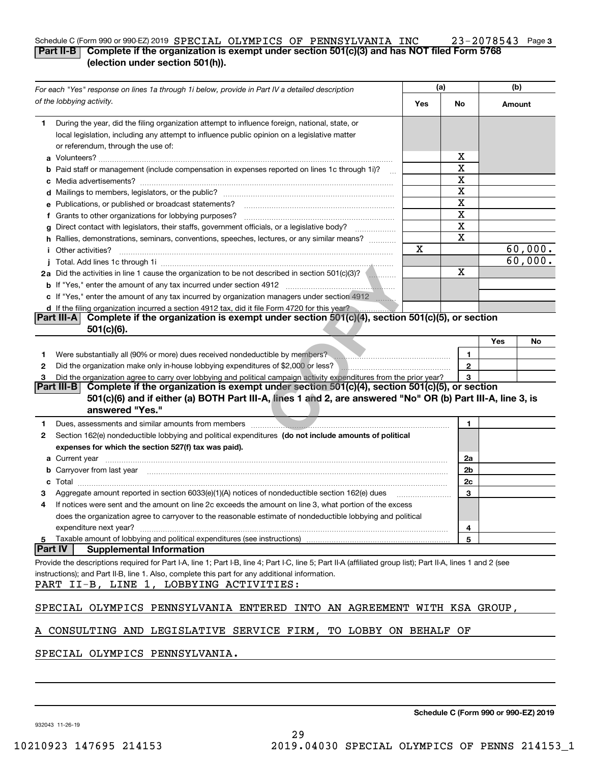Schedule C (Form 990 or 990-EZ) 2019 SPECIAL OLYMPICS OF PENNSYLVANIA INC 23-2078543 Page 3

**Part II-B** **Complete if the organization is exempt under section 501(c)(3) and has NOT filed Form 5768 (election under section 501(h)).**

| *For each "Yes" response on lines 1a through 1i below, provide in Part IV a detailed description of the lobbying activity.* | (a) Yes | (a) No | (b) Amount |
|---|---|---|---|
| **1** During the year, did the filing organization attempt to influence foreign, national, state, or local legislation, including any attempt to influence public opinion on a legislative matter or referendum, through the use of: | | | |
| **a** Volunteers? | | X | |
| **b** Paid staff or management (include compensation in expenses reported on lines 1c through 1i)? | | X | |
| **c** Media advertisements? | | X | |
| **d** Mailings to members, legislators, or the public? | | X | |
| **e** Publications, or published or broadcast statements? | | X | |
| **f** Grants to other organizations for lobbying purposes? | | X | |
| **g** Direct contact with legislators, their staffs, government officials, or a legislative body? | | X | |
| **h** Rallies, demonstrations, seminars, conventions, speeches, lectures, or any similar means? | | X | |
| **i** Other activities? | X | | 60,000. |
| **j** Total. Add lines 1c through 1i | | | 60,000. |
| **2a** Did the activities in line 1 cause the organization to be not described in section 501(c)(3)? | | X | |
| **b** If "Yes," enter the amount of any tax incurred under section 4912 | | | |
| **c** If "Yes," enter the amount of any tax incurred by organization managers under section 4912 | | | |
| **d** If the filing organization incurred a section 4912 tax, did it file Form 4720 for this year? | | | |

**Part III-A** **Complete if the organization is exempt under section 501(c)(4), section 501(c)(5), or section 501(c)(6).**

| | | Yes | No |
|---|---|---|---|
| **1** Were substantially all (90% or more) dues received nondeductible by members? | 1 | | |
| **2** Did the organization make only in-house lobbying expenditures of $2,000 or less? | 2 | | |
| **3** Did the organization agree to carry over lobbying and political campaign activity expenditures from the prior year? | 3 | | |

**Part III-B** **Complete if the organization is exempt under section 501(c)(4), section 501(c)(5), or section 501(c)(6) and if either (a) BOTH Part III-A, lines 1 and 2, are answered "No" OR (b) Part III-A, line 3, is answered "Yes."**

| | | |
|---|---|---|
| **1** Dues, assessments and similar amounts from members | 1 | |
| **2** Section 162(e) nondeductible lobbying and political expenditures **(do not include amounts of political expenses for which the section 527(f) tax was paid).** | | |
| **a** Current year | 2a | |
| **b** Carryover from last year | 2b | |
| **c** Total | 2c | |
| **3** Aggregate amount reported in section 6033(e)(1)(A) notices of nondeductible section 162(e) dues | 3 | |
| **4** If notices were sent and the amount on line 2c exceeds the amount on line 3, what portion of the excess does the organization agree to carryover to the reasonable estimate of nondeductible lobbying and political expenditure next year? | 4 | |
| **5** Taxable amount of lobbying and political expenditures (see instructions) | 5 | |

**Part IV** **Supplemental Information**

Provide the descriptions required for Part I-A, line 1; Part I-B, line 4; Part I-C, line 5; Part II-A (affiliated group list); Part II-A, lines 1 and 2 (see instructions); and Part II-B, line 1. Also, complete this part for any additional information.

PART II-B, LINE 1, LOBBYING ACTIVITIES:

SPECIAL OLYMPICS PENNSYLVANIA ENTERED INTO AN AGREEMENT WITH KSA GROUP, A CONSULTING AND LEGISLATIVE SERVICE FIRM, TO LOBBY ON BEHALF OF SPECIAL OLYMPICS PENNSYLVANIA.

932043 11-26-19

10210923 147695 214153 2019.04030 SPECIAL OLYMPICS OF PENNS 214153_1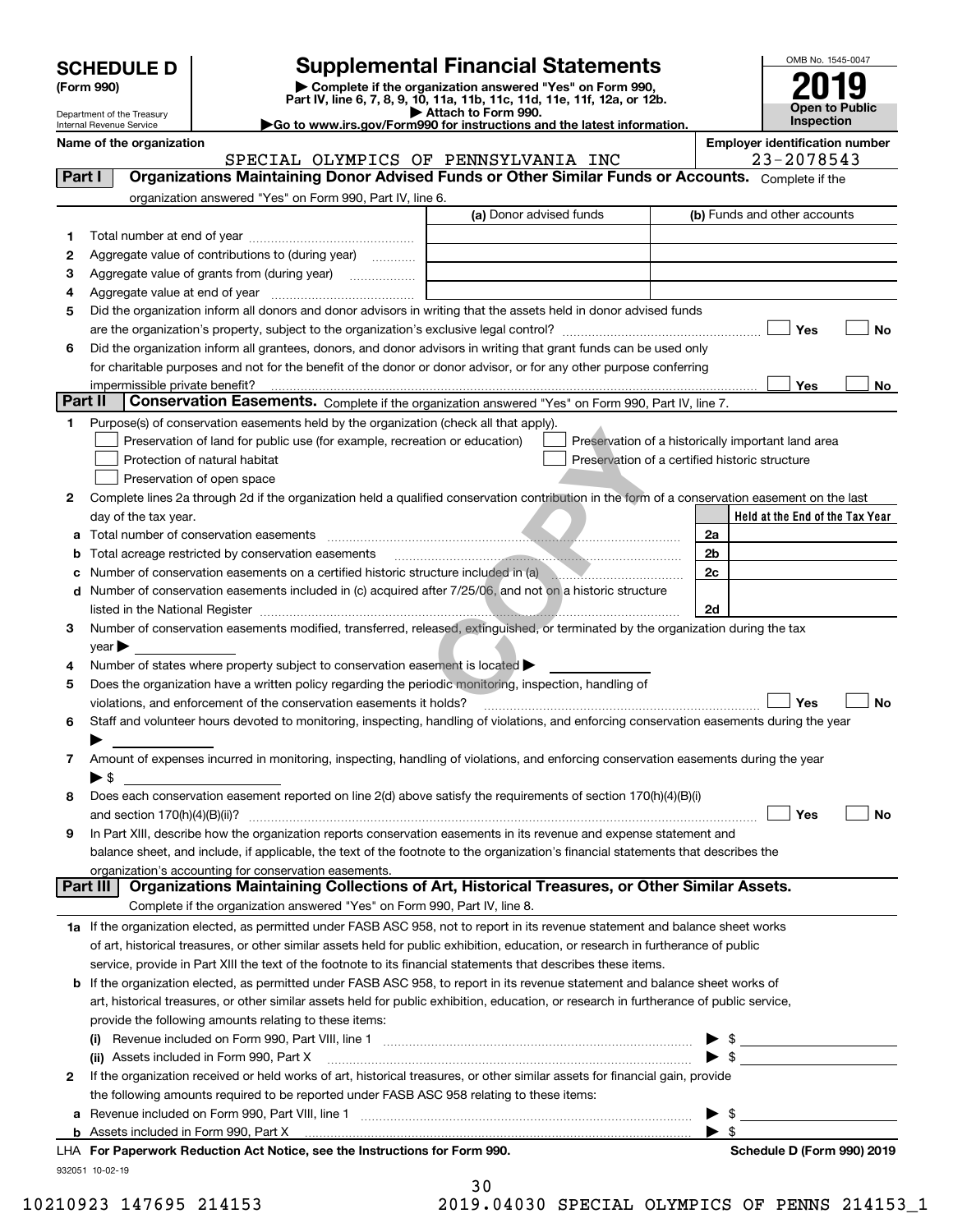# SCHEDULE D (Form 990)

Department of the Treasury
Internal Revenue Service

# Supplemental Financial Statements

▶ Complete if the organization answered "Yes" on Form 990, Part IV, line 6, 7, 8, 9, 10, 11a, 11b, 11c, 11d, 11e, 11f, 12a, or 12b.
▶ Attach to Form 990.
▶Go to www.irs.gov/Form990 for instructions and the latest information.

OMB No. 1545-0047
**2019**
**Open to Public Inspection**

**Name of the organization**: SPECIAL OLYMPICS OF PENNSYLVANIA INC
**Employer identification number**: 23-2078543

## Part I Organizations Maintaining Donor Advised Funds or Other Similar Funds or Accounts.

Complete if the organization answered "Yes" on Form 990, Part IV, line 6.

| | | (a) Donor advised funds | (b) Funds and other accounts |
|---|---|---|---|
| 1 | Total number at end of year | | |
| 2 | Aggregate value of contributions to (during year) | | |
| 3 | Aggregate value of grants from (during year) | | |
| 4 | Aggregate value at end of year | | |

5 Did the organization inform all donors and donor advisors in writing that the assets held in donor advised funds are the organization's property, subject to the organization's exclusive legal control? ☐ Yes ☐ No

6 Did the organization inform all grantees, donors, and donor advisors in writing that grant funds can be used only for charitable purposes and not for the benefit of the donor or donor advisor, or for any other purpose conferring impermissible private benefit? ☐ Yes ☐ No

## Part II Conservation Easements.

Complete if the organization answered "Yes" on Form 990, Part IV, line 7.

1 Purpose(s) of conservation easements held by the organization (check all that apply).
- ☐ Preservation of land for public use (for example, recreation or education)
- ☐ Preservation of a historically important land area
- ☐ Protection of natural habitat
- ☐ Preservation of a certified historic structure
- ☐ Preservation of open space

2 Complete lines 2a through 2d if the organization held a qualified conservation contribution in the form of a conservation easement on the last day of the tax year.

| | | | Held at the End of the Tax Year |
|---|---|---|---|
| a | Total number of conservation easements | 2a | |
| b | Total acreage restricted by conservation easements | 2b | |
| c | Number of conservation easements on a certified historic structure included in (a) | 2c | |
| d | Number of conservation easements included in (c) acquired after 7/25/06, and not on a historic structure listed in the National Register | 2d | |

3 Number of conservation easements modified, transferred, released, extinguished, or terminated by the organization during the tax year ▶

4 Number of states where property subject to conservation easement is located ▶

5 Does the organization have a written policy regarding the periodic monitoring, inspection, handling of violations, and enforcement of the conservation easements it holds? ☐ Yes ☐ No

6 Staff and volunteer hours devoted to monitoring, inspecting, handling of violations, and enforcing conservation easements during the year ▶

7 Amount of expenses incurred in monitoring, inspecting, handling of violations, and enforcing conservation easements during the year ▶ $

8 Does each conservation easement reported on line 2(d) above satisfy the requirements of section 170(h)(4)(B)(i) and section 170(h)(4)(B)(ii)? ☐ Yes ☐ No

9 In Part XIII, describe how the organization reports conservation easements in its revenue and expense statement and balance sheet, and include, if applicable, the text of the footnote to the organization's financial statements that describes the organization's accounting for conservation easements.

## Part III Organizations Maintaining Collections of Art, Historical Treasures, or Other Similar Assets.

Complete if the organization answered "Yes" on Form 990, Part IV, line 8.

1a If the organization elected, as permitted under FASB ASC 958, not to report in its revenue statement and balance sheet works of art, historical treasures, or other similar assets held for public exhibition, education, or research in furtherance of public service, provide in Part XIII the text of the footnote to its financial statements that describes these items.

b If the organization elected, as permitted under FASB ASC 958, to report in its revenue statement and balance sheet works of art, historical treasures, or other similar assets held for public exhibition, education, or research in furtherance of public service, provide the following amounts relating to these items:

(i) Revenue included on Form 990, Part VIII, line 1 ▶ $

(ii) Assets included in Form 990, Part X ▶ $

2 If the organization received or held works of art, historical treasures, or other similar assets for financial gain, provide the following amounts required to be reported under FASB ASC 958 relating to these items:

a Revenue included on Form 990, Part VIII, line 1 ▶ $

b Assets included in Form 990, Part X ▶ $

LHA **For Paperwork Reduction Act Notice, see the Instructions for Form 990.** **Schedule D (Form 990) 2019**

932051 10-02-19

10210923 147695 214153 2019.04030 SPECIAL OLYMPICS OF PENNS 214153_1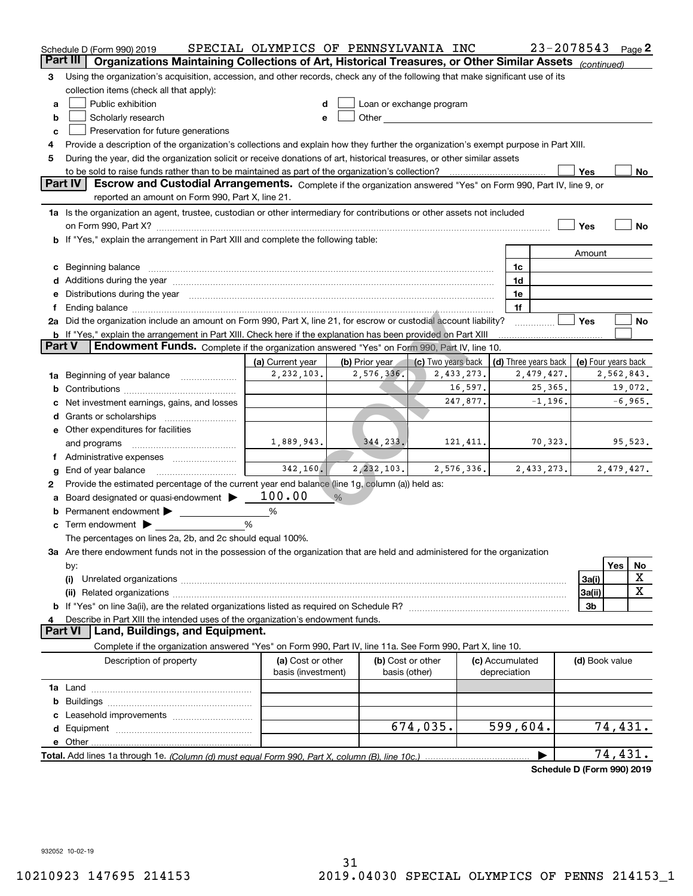Schedule D (Form 990) 2019 SPECIAL OLYMPICS OF PENNSYLVANIA INC 23-2078543 Page 2

## Part III Organizations Maintaining Collections of Art, Historical Treasures, or Other Similar Assets *(continued)*

3 Using the organization's acquisition, accession, and other records, check any of the following that make significant use of its collection items (check all that apply):

a ☐ Public exhibition    d ☐ Loan or exchange program

b ☐ Scholarly research    e ☐ Other

c ☐ Preservation for future generations

4 Provide a description of the organization's collections and explain how they further the organization's exempt purpose in Part XIII.

5 During the year, did the organization solicit or receive donations of art, historical treasures, or other similar assets to be sold to raise funds rather than to be maintained as part of the organization's collection? ☐ Yes ☐ No

## Part IV Escrow and Custodial Arrangements.

Complete if the organization answered "Yes" on Form 990, Part IV, line 9, or reported an amount on Form 990, Part X, line 21.

1a Is the organization an agent, trustee, custodian or other intermediary for contributions or other assets not included on Form 990, Part X? ☐ Yes ☐ No

b If "Yes," explain the arrangement in Part XIII and complete the following table:

| | | Amount |
|---|---|---|
| c Beginning balance | 1c | |
| d Additions during the year | 1d | |
| e Distributions during the year | 1e | |
| f Ending balance | 1f | |

2a Did the organization include an amount on Form 990, Part X, line 21, for escrow or custodial account liability? ☐ Yes ☐ No

b If "Yes," explain the arrangement in Part XIII. Check here if the explanation has been provided on Part XIII ☐

## Part V Endowment Funds.

Complete if the organization answered "Yes" on Form 990, Part IV, line 10.

| | (a) Current year | (b) Prior year | (c) Two years back | (d) Three years back | (e) Four years back |
|---|---|---|---|---|---|
| 1a Beginning of year balance | 2,232,103. | 2,576,336. | 2,433,273. | 2,479,427. | 2,562,843. |
| b Contributions | | | 16,597. | 25,365. | 19,072. |
| c Net investment earnings, gains, and losses | | | 247,877. | -1,196. | -6,965. |
| d Grants or scholarships | | | | | |
| e Other expenditures for facilities and programs | 1,889,943. | 344,233. | 121,411. | 70,323. | 95,523. |
| f Administrative expenses | | | | | |
| g End of year balance | 342,160. | 2,232,103. | 2,576,336. | 2,433,273. | 2,479,427. |

2 Provide the estimated percentage of the current year end balance (line 1g, column (a)) held as:

a Board designated or quasi-endowment ▶ 100.00 %

b Permanent endowment ▶ %

c Term endowment ▶ %

The percentages on lines 2a, 2b, and 2c should equal 100%.

3a Are there endowment funds not in the possession of the organization that are held and administered for the organization by:

| | | Yes | No |
|---|---|---|---|
| (i) Unrelated organizations | 3a(i) | | X |
| (ii) Related organizations | 3a(ii) | | X |
| b If "Yes" on line 3a(ii), are the related organizations listed as required on Schedule R? | 3b | | |

4 Describe in Part XIII the intended uses of the organization's endowment funds.

## Part VI Land, Buildings, and Equipment.

Complete if the organization answered "Yes" on Form 990, Part IV, line 11a. See Form 990, Part X, line 10.

| Description of property | (a) Cost or other basis (investment) | (b) Cost or other basis (other) | (c) Accumulated depreciation | (d) Book value |
|---|---|---|---|---|
| 1a Land | | | | |
| b Buildings | | | | |
| c Leasehold improvements | | | | |
| d Equipment | | 674,035. | 599,604. | 74,431. |
| e Other | | | | |
| Total. Add lines 1a through 1e. *(Column (d) must equal Form 990, Part X, column (B), line 10c.)* | | | | 74,431. |

Schedule D (Form 990) 2019

932052 10-02-19

10210923 147695 214153    2019.04030 SPECIAL OLYMPICS OF PENNS 214153_1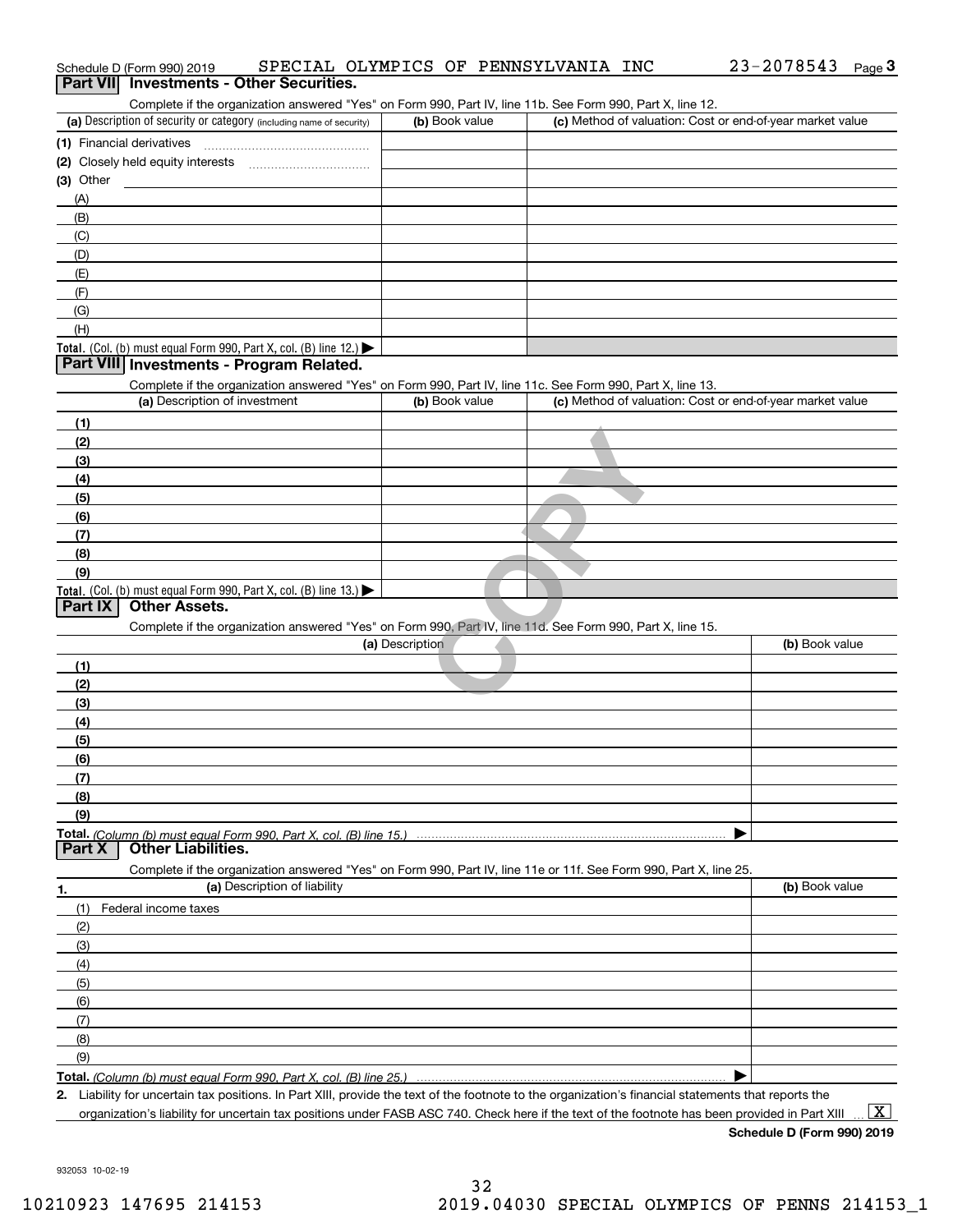Schedule D (Form 990) 2019 SPECIAL OLYMPICS OF PENNSYLVANIA INC 23-2078543 Page 3

## Part VII Investments - Other Securities.

Complete if the organization answered "Yes" on Form 990, Part IV, line 11b. See Form 990, Part X, line 12.

| (a) Description of security or category (including name of security) | (b) Book value | (c) Method of valuation: Cost or end-of-year market value |
|---|---|---|
| (1) Financial derivatives | | |
| (2) Closely held equity interests | | |
| (3) Other | | |
| (A) | | |
| (B) | | |
| (C) | | |
| (D) | | |
| (E) | | |
| (F) | | |
| (G) | | |
| (H) | | |
| **Total.** (Col. (b) must equal Form 990, Part X, col. (B) line 12.) ▶ | | |

## Part VIII Investments - Program Related.

Complete if the organization answered "Yes" on Form 990, Part IV, line 11c. See Form 990, Part X, line 13.

| (a) Description of investment | (b) Book value | (c) Method of valuation: Cost or end-of-year market value |
|---|---|---|
| (1) | | |
| (2) | | |
| (3) | | |
| (4) | | |
| (5) | | |
| (6) | | |
| (7) | | |
| (8) | | |
| (9) | | |
| **Total.** (Col. (b) must equal Form 990, Part X, col. (B) line 13.) ▶ | | |

## Part IX Other Assets.

Complete if the organization answered "Yes" on Form 990, Part IV, line 11d. See Form 990, Part X, line 15.

| (a) Description | (b) Book value |
|---|---|
| (1) | |
| (2) | |
| (3) | |
| (4) | |
| (5) | |
| (6) | |
| (7) | |
| (8) | |
| (9) | |
| **Total.** *(Column (b) must equal Form 990, Part X, col. (B) line 15.)* ▶ | |

## Part X Other Liabilities.

Complete if the organization answered "Yes" on Form 990, Part IV, line 11e or 11f. See Form 990, Part X, line 25.

| 1. (a) Description of liability | (b) Book value |
|---|---|
| (1) Federal income taxes | |
| (2) | |
| (3) | |
| (4) | |
| (5) | |
| (6) | |
| (7) | |
| (8) | |
| (9) | |
| **Total.** *(Column (b) must equal Form 990, Part X, col. (B) line 25.)* ▶ | |

**2.** Liability for uncertain tax positions. In Part XIII, provide the text of the footnote to the organization's financial statements that reports the organization's liability for uncertain tax positions under FASB ASC 740. Check here if the text of the footnote has been provided in Part XIII ... [X]

**Schedule D (Form 990) 2019**

932053 10-02-19

10210923 147695 214153 2019.04030 SPECIAL OLYMPICS OF PENNS 214153_1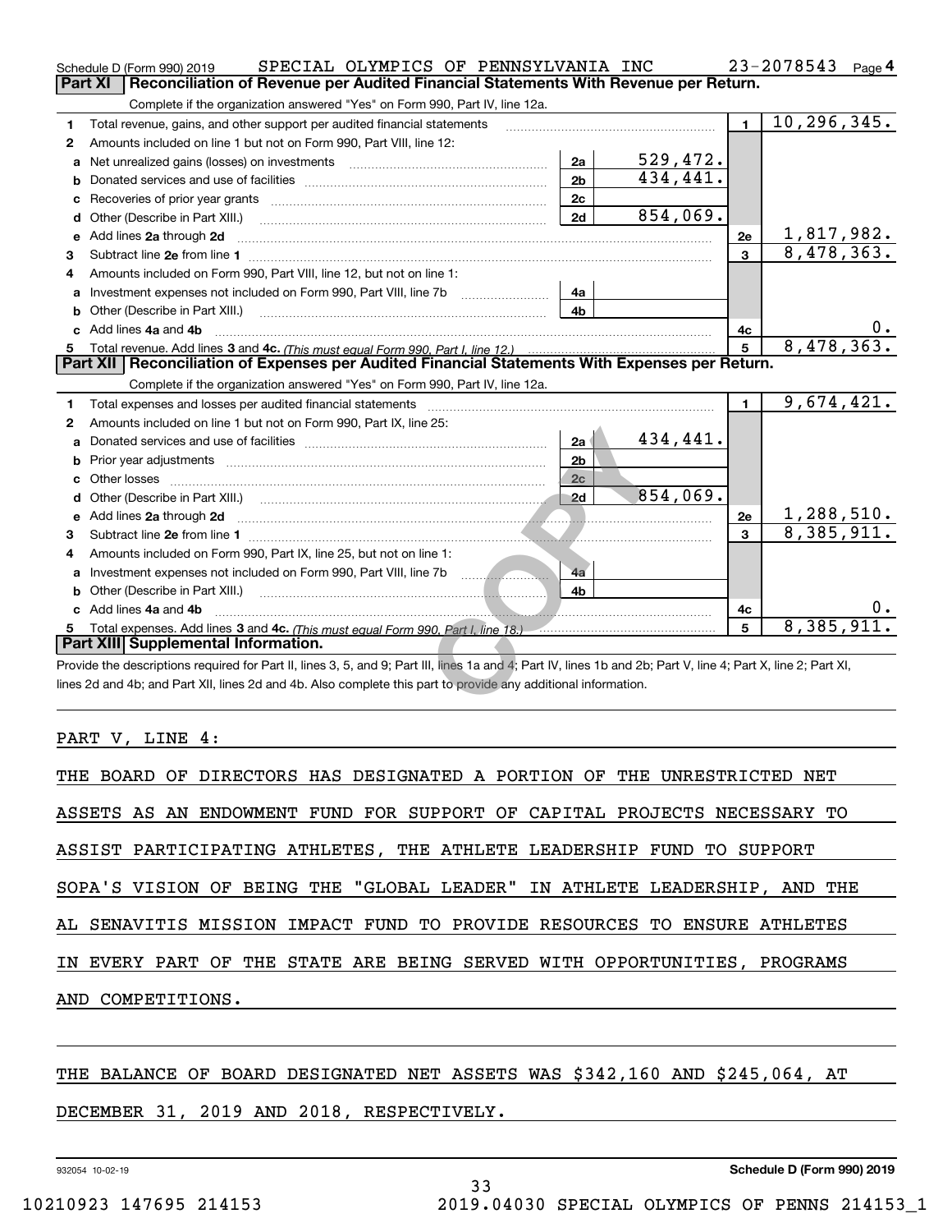Schedule D (Form 990) 2019 SPECIAL OLYMPICS OF PENNSYLVANIA INC 23-2078543 Page 4

## Part XI Reconciliation of Revenue per Audited Financial Statements With Revenue per Return.

Complete if the organization answered "Yes" on Form 990, Part IV, line 12a.

| | | | | | |
|---|---|---|---|---|---|
| 1 | Total revenue, gains, and other support per audited financial statements | | | 1 | 10,296,345. |
| 2 | Amounts included on line 1 but not on Form 990, Part VIII, line 12: | | | | |
| a | Net unrealized gains (losses) on investments | 2a | 529,472. | | |
| b | Donated services and use of facilities | 2b | 434,441. | | |
| c | Recoveries of prior year grants | 2c | | | |
| d | Other (Describe in Part XIII.) | 2d | 854,069. | | |
| e | Add lines 2a through 2d | | | 2e | 1,817,982. |
| 3 | Subtract line 2e from line 1 | | | 3 | 8,478,363. |
| 4 | Amounts included on Form 990, Part VIII, line 12, but not on line 1: | | | | |
| a | Investment expenses not included on Form 990, Part VIII, line 7b | 4a | | | |
| b | Other (Describe in Part XIII.) | 4b | | | |
| c | Add lines 4a and 4b | | | 4c | 0. |
| 5 | Total revenue. Add lines 3 and 4c. *(This must equal Form 990, Part I, line 12.)* | | | 5 | 8,478,363. |

## Part XII Reconciliation of Expenses per Audited Financial Statements With Expenses per Return.

Complete if the organization answered "Yes" on Form 990, Part IV, line 12a.

| | | | | | |
|---|---|---|---|---|---|
| 1 | Total expenses and losses per audited financial statements | | | 1 | 9,674,421. |
| 2 | Amounts included on line 1 but not on Form 990, Part IX, line 25: | | | | |
| a | Donated services and use of facilities | 2a | 434,441. | | |
| b | Prior year adjustments | 2b | | | |
| c | Other losses | 2c | | | |
| d | Other (Describe in Part XIII.) | 2d | 854,069. | | |
| e | Add lines 2a through 2d | | | 2e | 1,288,510. |
| 3 | Subtract line 2e from line 1 | | | 3 | 8,385,911. |
| 4 | Amounts included on Form 990, Part IX, line 25, but not on line 1: | | | | |
| a | Investment expenses not included on Form 990, Part VIII, line 7b | 4a | | | |
| b | Other (Describe in Part XIII.) | 4b | | | |
| c | Add lines 4a and 4b | | | 4c | 0. |
| 5 | Total expenses. Add lines 3 and 4c. *(This must equal Form 990, Part I, line 18.)* | | | 5 | 8,385,911. |

## Part XIII Supplemental Information.

Provide the descriptions required for Part II, lines 3, 5, and 9; Part III, lines 1a and 4; Part IV, lines 1b and 2b; Part V, line 4; Part X, line 2; Part XI, lines 2d and 4b; and Part XII, lines 2d and 4b. Also complete this part to provide any additional information.

PART V, LINE 4:

THE BOARD OF DIRECTORS HAS DESIGNATED A PORTION OF THE UNRESTRICTED NET ASSETS AS AN ENDOWMENT FUND FOR SUPPORT OF CAPITAL PROJECTS NECESSARY TO ASSIST PARTICIPATING ATHLETES, THE ATHLETE LEADERSHIP FUND TO SUPPORT SOPA'S VISION OF BEING THE "GLOBAL LEADER" IN ATHLETE LEADERSHIP, AND THE AL SENAVITIS MISSION IMPACT FUND TO PROVIDE RESOURCES TO ENSURE ATHLETES IN EVERY PART OF THE STATE ARE BEING SERVED WITH OPPORTUNITIES, PROGRAMS AND COMPETITIONS.

THE BALANCE OF BOARD DESIGNATED NET ASSETS WAS $342,160 AND $245,064, AT DECEMBER 31, 2019 AND 2018, RESPECTIVELY.

932054 10-02-19 Schedule D (Form 990) 2019

10210923 147695 214153 2019.04030 SPECIAL OLYMPICS OF PENNS 214153_1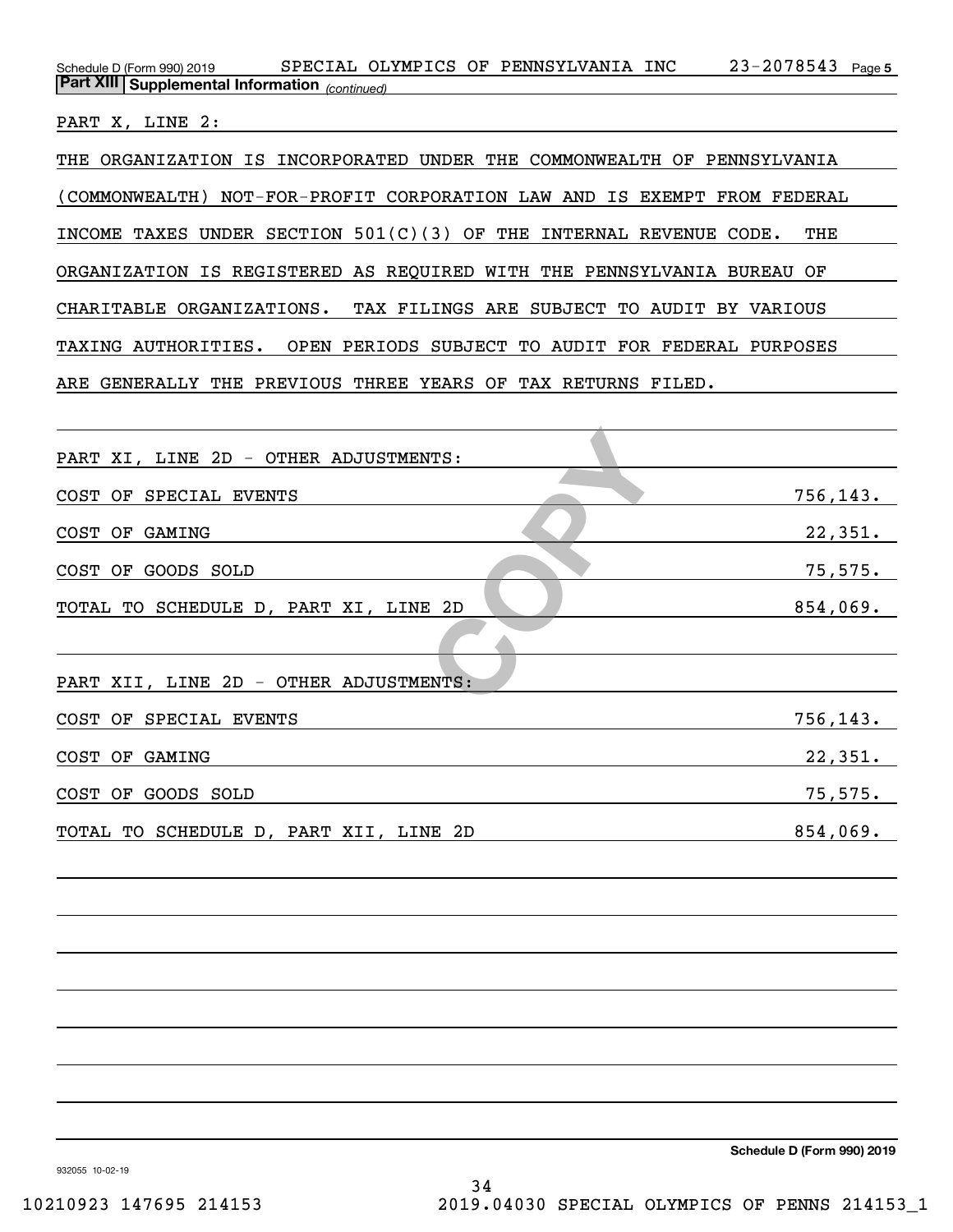Schedule D (Form 990) 2019 SPECIAL OLYMPICS OF PENNSYLVANIA INC 23-2078543 Page 5

**Part XIII Supplemental Information** *(continued)*

PART X, LINE 2:

THE ORGANIZATION IS INCORPORATED UNDER THE COMMONWEALTH OF PENNSYLVANIA (COMMONWEALTH) NOT-FOR-PROFIT CORPORATION LAW AND IS EXEMPT FROM FEDERAL INCOME TAXES UNDER SECTION 501(C)(3) OF THE INTERNAL REVENUE CODE. THE ORGANIZATION IS REGISTERED AS REQUIRED WITH THE PENNSYLVANIA BUREAU OF CHARITABLE ORGANIZATIONS. TAX FILINGS ARE SUBJECT TO AUDIT BY VARIOUS TAXING AUTHORITIES. OPEN PERIODS SUBJECT TO AUDIT FOR FEDERAL PURPOSES ARE GENERALLY THE PREVIOUS THREE YEARS OF TAX RETURNS FILED.

PART XI, LINE 2D - OTHER ADJUSTMENTS:

| | |
|---|---|
| COST OF SPECIAL EVENTS | 756,143. |
| COST OF GAMING | 22,351. |
| COST OF GOODS SOLD | 75,575. |
| TOTAL TO SCHEDULE D, PART XI, LINE 2D | 854,069. |

PART XII, LINE 2D - OTHER ADJUSTMENTS:

| | |
|---|---|
| COST OF SPECIAL EVENTS | 756,143. |
| COST OF GAMING | 22,351. |
| COST OF GOODS SOLD | 75,575. |
| TOTAL TO SCHEDULE D, PART XII, LINE 2D | 854,069. |

Schedule D (Form 990) 2019

932055 10-02-19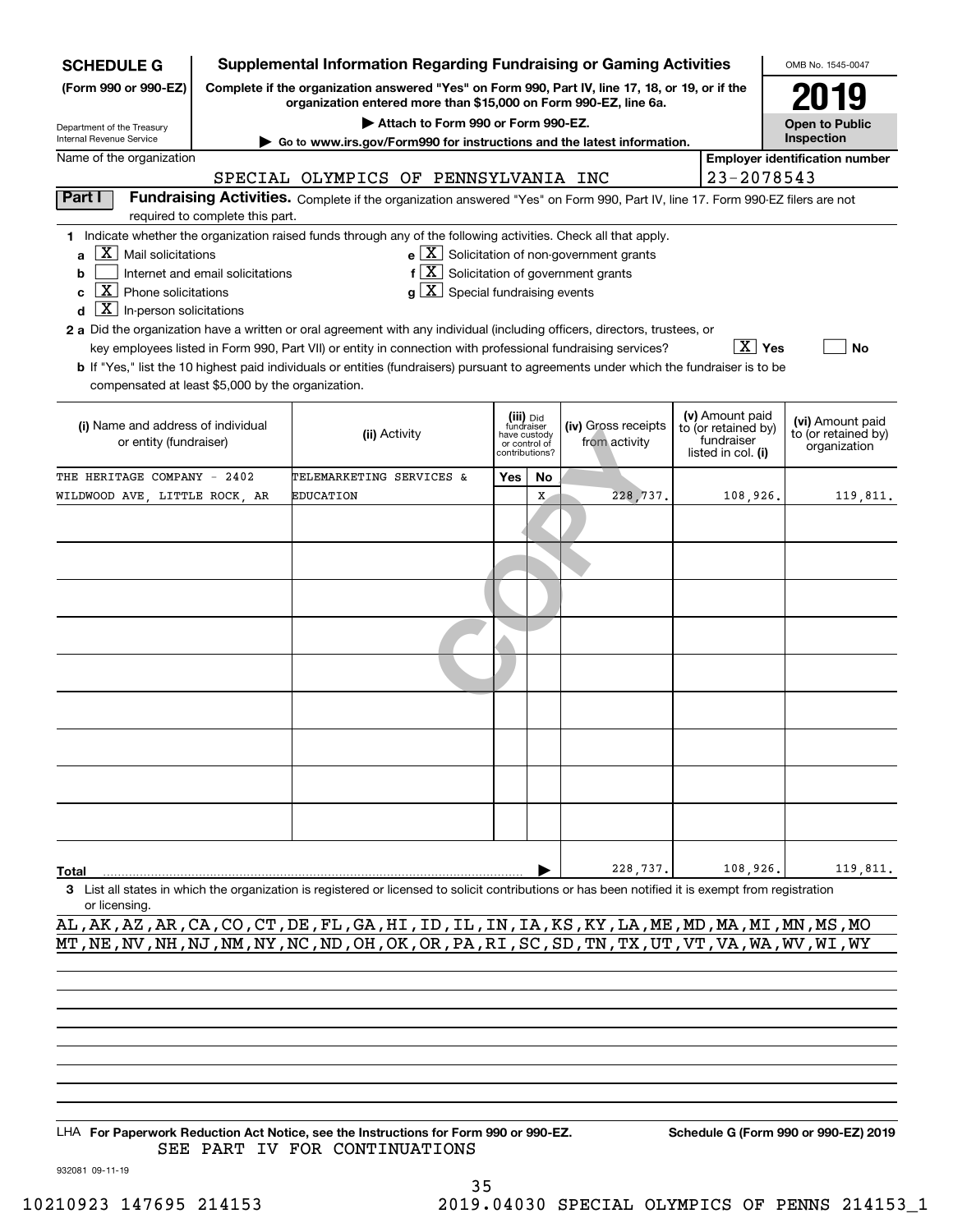**SCHEDULE G (Form 990 or 990-EZ)**

Department of the Treasury
Internal Revenue Service

# Supplemental Information Regarding Fundraising or Gaming Activities

**Complete if the organization answered "Yes" on Form 990, Part IV, line 17, 18, or 19, or if the organization entered more than $15,000 on Form 990-EZ, line 6a.**

**▶ Attach to Form 990 or Form 990-EZ.**

**▶ Go to www.irs.gov/Form990 for instructions and the latest information.**

OMB No. 1545-0047

**2019**

**Open to Public Inspection**

Name of the organization: SPECIAL OLYMPICS OF PENNSYLVANIA INC

**Employer identification number:** 23-2078543

**Part I Fundraising Activities.** Complete if the organization answered "Yes" on Form 990, Part IV, line 17. Form 990-EZ filers are not required to complete this part.

**1** Indicate whether the organization raised funds through any of the following activities. Check all that apply.

- **a** [X] Mail solicitations
- **b** [ ] Internet and email solicitations
- **c** [X] Phone solicitations
- **d** [X] In-person solicitations
- **e** [X] Solicitation of non-government grants
- **f** [X] Solicitation of government grants
- **g** [X] Special fundraising events

**2 a** Did the organization have a written or oral agreement with any individual (including officers, directors, trustees, or key employees listed in Form 990, Part VII) or entity in connection with professional fundraising services? [X] **Yes** [ ] **No**

**b** If "Yes," list the 10 highest paid individuals or entities (fundraisers) pursuant to agreements under which the fundraiser is to be compensated at least $5,000 by the organization.

| (i) Name and address of individual or entity (fundraiser) | (ii) Activity | (iii) Did fundraiser have custody or control of contributions? Yes | No | (iv) Gross receipts from activity | (v) Amount paid to (or retained by) fundraiser listed in col. (i) | (vi) Amount paid to (or retained by) organization |
|---|---|---|---|---|---|---|
| THE HERITAGE COMPANY - 2402 WILDWOOD AVE, LITTLE ROCK, AR | TELEMARKETING SERVICES & EDUCATION | | X | 228,737. | 108,926. | 119,811. |
| | | | | | | |
| | | | | | | |
| | | | | | | |
| | | | | | | |
| | | | | | | |
| | | | | | | |
| | | | | | | |
| | | | | | | |
| | | | | | | |
| **Total** | | | ▶ | 228,737. | 108,926. | 119,811. |

**3** List all states in which the organization is registered or licensed to solicit contributions or has been notified it is exempt from registration or licensing.

AL,AK,AZ,AR,CA,CO,CT,DE,FL,GA,HI,ID,IL,IN,IA,KS,KY,LA,ME,MD,MA,MI,MN,MS,MO
MT,NE,NV,NH,NJ,NM,NY,NC,ND,OH,OK,OR,PA,RI,SC,SD,TN,TX,UT,VT,VA,WA,WV,WI,WY

LHA **For Paperwork Reduction Act Notice, see the Instructions for Form 990 or 990-EZ.** **Schedule G (Form 990 or 990-EZ) 2019**

SEE PART IV FOR CONTINUATIONS

932081 09-11-19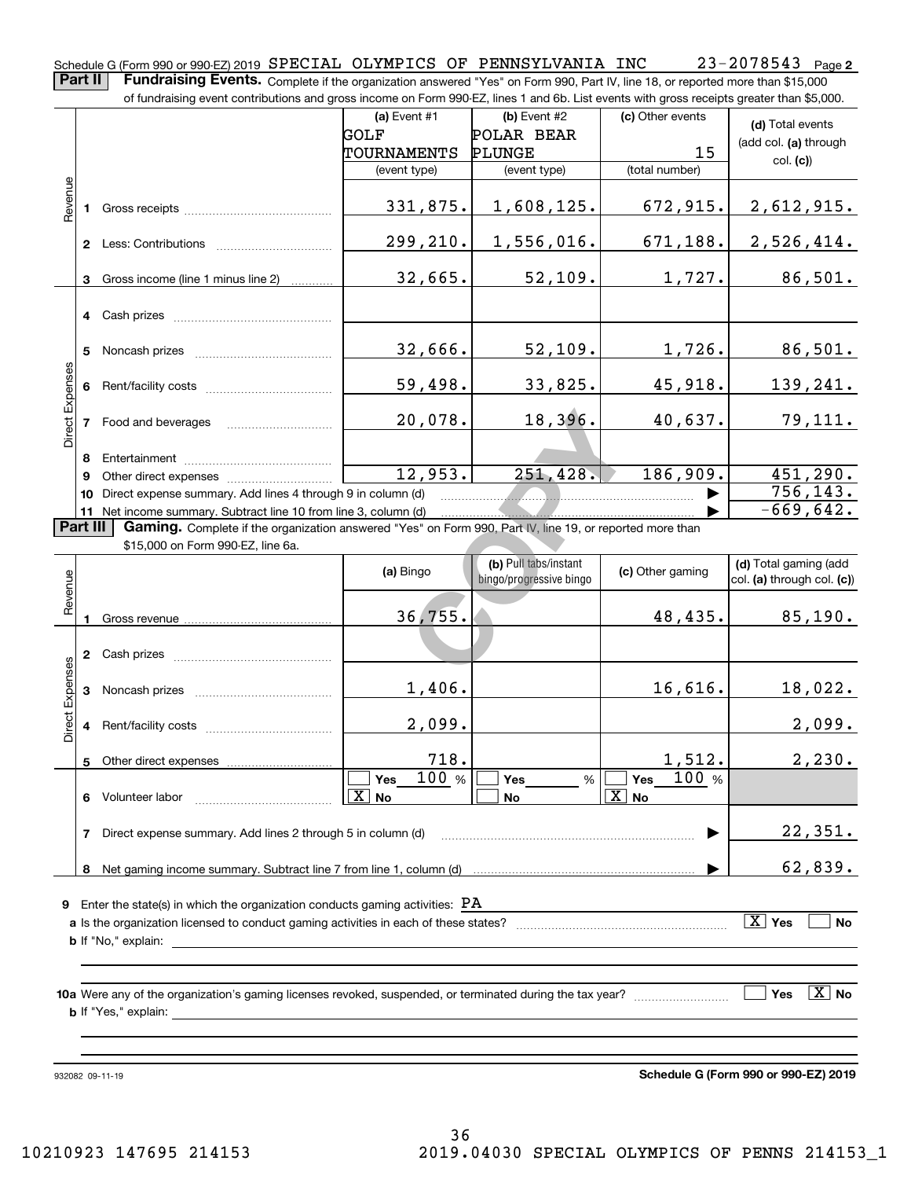Schedule G (Form 990 or 990-EZ) 2019 SPECIAL OLYMPICS OF PENNSYLVANIA INC 23-2078543 Page **2**

**Part II** **Fundraising Events.** Complete if the organization answered "Yes" on Form 990, Part IV, line 18, or reported more than $15,000 of fundraising event contributions and gross income on Form 990-EZ, lines 1 and 6b. List events with gross receipts greater than $5,000.

| | | (a) Event #1 GOLF TOURNAMENTS (event type) | (b) Event #2 POLAR BEAR PLUNGE (event type) | (c) Other events 15 (total number) | (d) Total events (add col. (a) through col. (c)) |
|---|---|---|---|---|---|
| Revenue | 1 Gross receipts | 331,875. | 1,608,125. | 672,915. | 2,612,915. |
| | 2 Less: Contributions | 299,210. | 1,556,016. | 671,188. | 2,526,414. |
| | 3 Gross income (line 1 minus line 2) | 32,665. | 52,109. | 1,727. | 86,501. |
| Direct Expenses | 4 Cash prizes | | | | |
| | 5 Noncash prizes | 32,666. | 52,109. | 1,726. | 86,501. |
| | 6 Rent/facility costs | 59,498. | 33,825. | 45,918. | 139,241. |
| | 7 Food and beverages | 20,078. | 18,396. | 40,637. | 79,111. |
| | 8 Entertainment | | | | |
| | 9 Other direct expenses | 12,953. | 251,428. | 186,909. | 451,290. |
| | 10 Direct expense summary. Add lines 4 through 9 in column (d) | | | | 756,143. |
| | 11 Net income summary. Subtract line 10 from line 3, column (d) | | | | -669,642. |

**Part III** **Gaming.** Complete if the organization answered "Yes" on Form 990, Part IV, line 19, or reported more than $15,000 on Form 990-EZ, line 6a.

| | | (a) Bingo | (b) Pull tabs/instant bingo/progressive bingo | (c) Other gaming | (d) Total gaming (add col. (a) through col. (c)) |
|---|---|---|---|---|---|
| Revenue | 1 Gross revenue | 36,755. | | 48,435. | 85,190. |
| Direct Expenses | 2 Cash prizes | | | | |
| | 3 Noncash prizes | 1,406. | | 16,616. | 18,022. |
| | 4 Rent/facility costs | 2,099. | | | 2,099. |
| | 5 Other direct expenses | 718. | | 1,512. | 2,230. |
| | 6 Volunteer labor | Yes 100 % / [X] No | Yes ___ % / No | Yes 100 % / [X] No | |
| | 7 Direct expense summary. Add lines 2 through 5 in column (d) | | | | 22,351. |
| | 8 Net gaming income summary. Subtract line 7 from line 1, column (d) | | | | 62,839. |

**9** Enter the state(s) in which the organization conducts gaming activities: PA

**a** Is the organization licensed to conduct gaming activities in each of these states? [X] Yes [ ] No

**b** If "No," explain:

**10a** Were any of the organization's gaming licenses revoked, suspended, or terminated during the tax year? [ ] Yes [X] No

**b** If "Yes," explain:

932082 09-11-19 **Schedule G (Form 990 or 990-EZ) 2019**

10210923 147695 214153 2019.04030 SPECIAL OLYMPICS OF PENNS 214153_1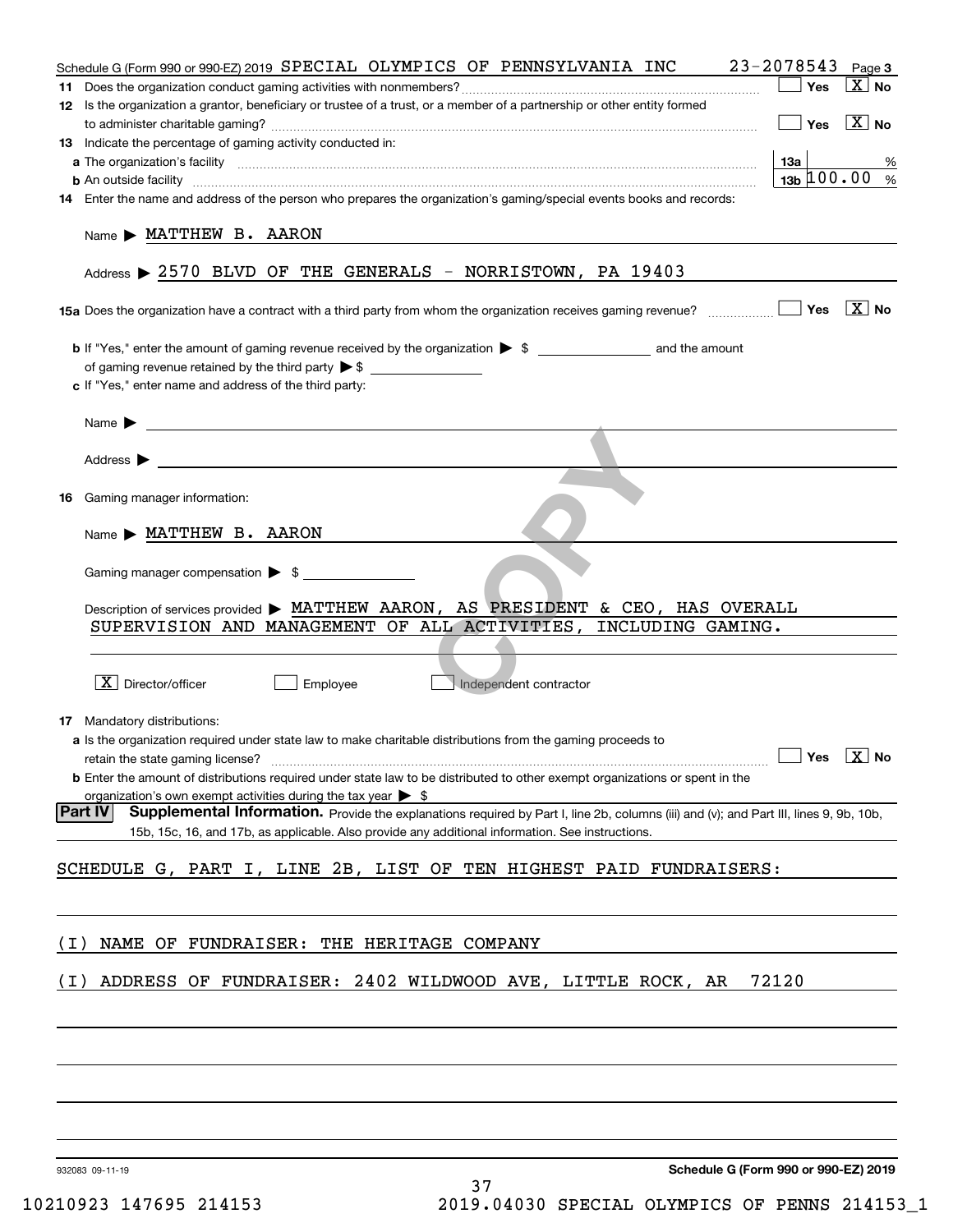Schedule G (Form 990 or 990-EZ) 2019 SPECIAL OLYMPICS OF PENNSYLVANIA INC 23-2078543 Page 3

**11** Does the organization conduct gaming activities with nonmembers? ☐ Yes ☒ No

**12** Is the organization a grantor, beneficiary or trustee of a trust, or a member of a partnership or other entity formed to administer charitable gaming? ☐ Yes ☒ No

**13** Indicate the percentage of gaming activity conducted in:

**a** The organization's facility **13a** %

**b** An outside facility **13b** 100.00 %

**14** Enter the name and address of the person who prepares the organization's gaming/special events books and records:

Name ▶ MATTHEW B. AARON

Address ▶ 2570 BLVD OF THE GENERALS - NORRISTOWN, PA 19403

**15a** Does the organization have a contract with a third party from whom the organization receives gaming revenue? ☐ Yes ☒ No

**b** If "Yes," enter the amount of gaming revenue received by the organization ▶ $ ______ and the amount of gaming revenue retained by the third party ▶ $ ______

**c** If "Yes," enter name and address of the third party:

Name ▶

Address ▶

**16** Gaming manager information:

Name ▶ MATTHEW B. AARON

Gaming manager compensation ▶ $

Description of services provided ▶ MATTHEW AARON, AS PRESIDENT & CEO, HAS OVERALL SUPERVISION AND MANAGEMENT OF ALL ACTIVITIES, INCLUDING GAMING.

☒ Director/officer ☐ Employee ☐ Independent contractor

**17** Mandatory distributions:

**a** Is the organization required under state law to make charitable distributions from the gaming proceeds to retain the state gaming license? ☐ Yes ☒ No

**b** Enter the amount of distributions required under state law to be distributed to other exempt organizations or spent in the organization's own exempt activities during the tax year ▶ $

**Part IV** **Supplemental Information.** Provide the explanations required by Part I, line 2b, columns (iii) and (v); and Part III, lines 9, 9b, 10b, 15b, 15c, 16, and 17b, as applicable. Also provide any additional information. See instructions.

SCHEDULE G, PART I, LINE 2B, LIST OF TEN HIGHEST PAID FUNDRAISERS:

(I) NAME OF FUNDRAISER: THE HERITAGE COMPANY

(I) ADDRESS OF FUNDRAISER: 2402 WILDWOOD AVE, LITTLE ROCK, AR 72120

932083 09-11-19 **Schedule G (Form 990 or 990-EZ) 2019**

10210923 147695 214153 2019.04030 SPECIAL OLYMPICS OF PENNS 214153_1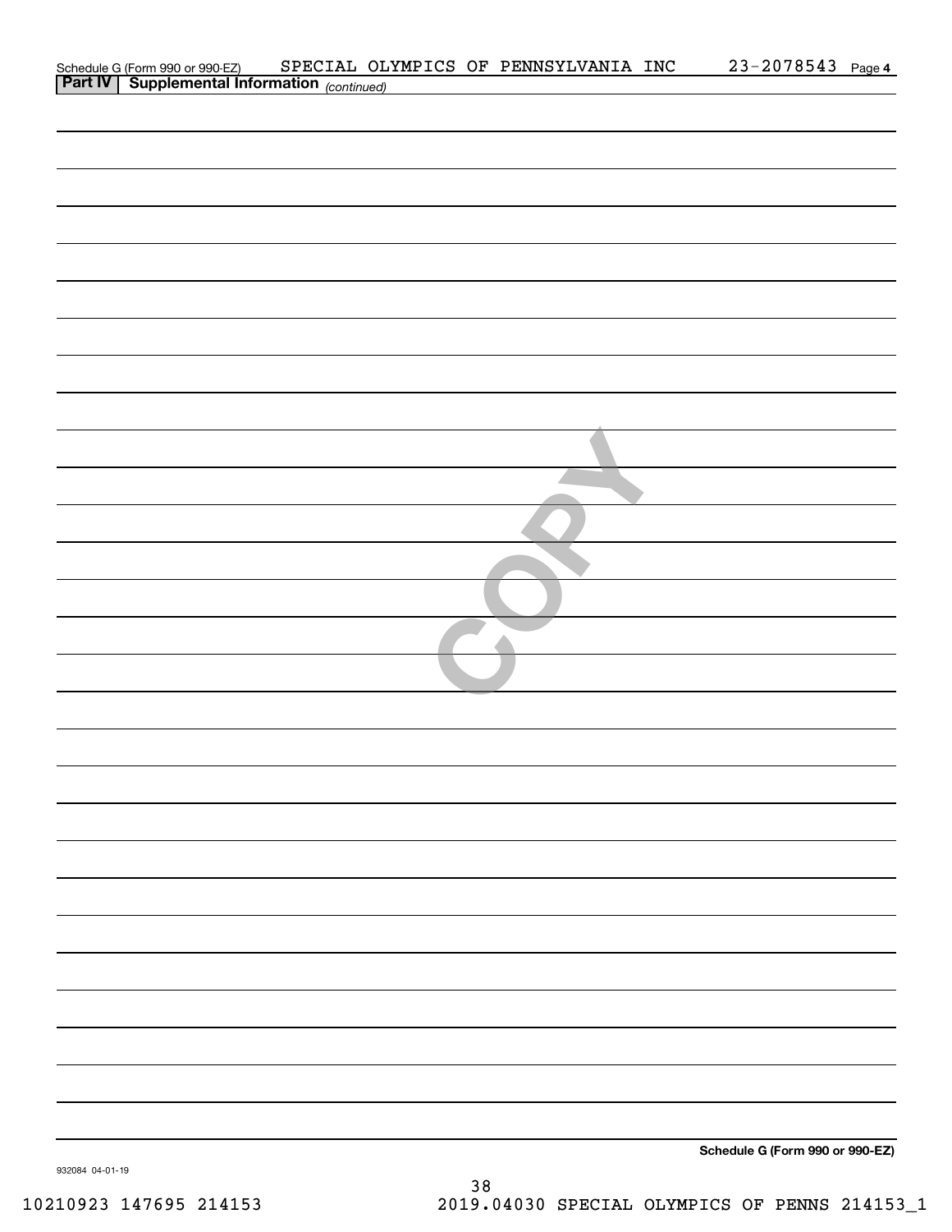Schedule G (Form 990 or 990-EZ) SPECIAL OLYMPICS OF PENNSYLVANIA INC 23-2078543 Page **4**

**Part IV** | **Supplemental Information** *(continued)*

COPY

**Schedule G (Form 990 or 990-EZ)**

932084 04-01-19

10210923 147695 214153 2019.04030 SPECIAL OLYMPICS OF PENNS 214153_1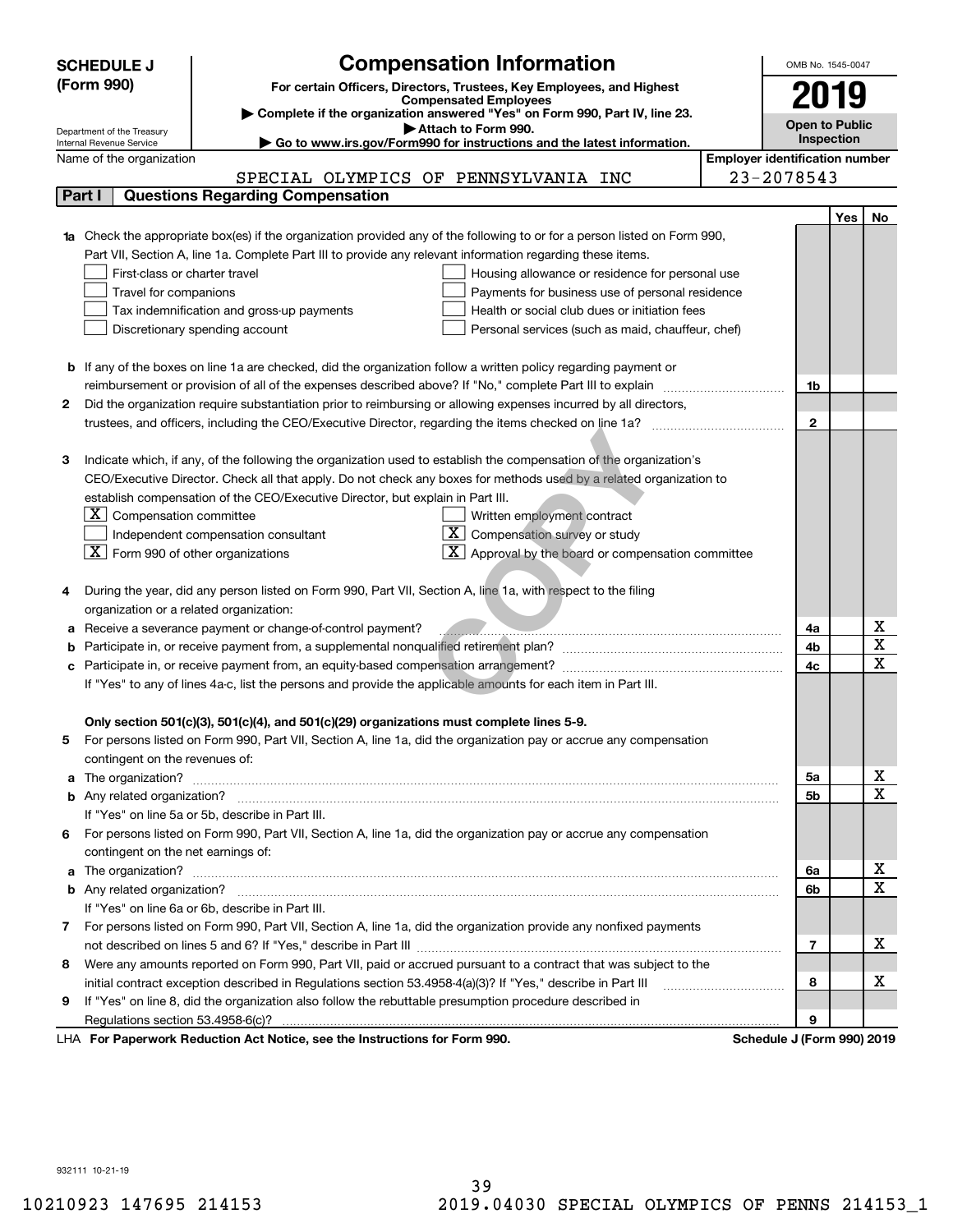**SCHEDULE J (Form 990)**

Department of the Treasury
Internal Revenue Service

# Compensation Information

**For certain Officers, Directors, Trustees, Key Employees, and Highest Compensated Employees**

▶ Complete if the organization answered "Yes" on Form 990, Part IV, line 23.
▶ Attach to Form 990.
▶ Go to www.irs.gov/Form990 for instructions and the latest information.

OMB No. 1545-0047

**2019**

**Open to Public Inspection**

Name of the organization: SPECIAL OLYMPICS OF PENNSYLVANIA INC

Employer identification number: 23-2078543

## Part I — Questions Regarding Compensation

| | | | Yes | No |
|---|---|---|---|---|
| **1a** | Check the appropriate box(es) if the organization provided any of the following to or for a person listed on Form 990, Part VII, Section A, line 1a. Complete Part III to provide any relevant information regarding these items.<br>☐ First-class or charter travel ☐ Housing allowance or residence for personal use<br>☐ Travel for companions ☐ Payments for business use of personal residence<br>☐ Tax indemnification and gross-up payments ☐ Health or social club dues or initiation fees<br>☐ Discretionary spending account ☐ Personal services (such as maid, chauffeur, chef) | | | |
| **b** | If any of the boxes on line 1a are checked, did the organization follow a written policy regarding payment or reimbursement or provision of all of the expenses described above? If "No," complete Part III to explain | 1b | | |
| **2** | Did the organization require substantiation prior to reimbursing or allowing expenses incurred by all directors, trustees, and officers, including the CEO/Executive Director, regarding the items checked on line 1a? | 2 | | |
| **3** | Indicate which, if any, of the following the organization used to establish the compensation of the organization's CEO/Executive Director. Check all that apply. Do not check any boxes for methods used by a related organization to establish compensation of the CEO/Executive Director, but explain in Part III.<br>☒ Compensation committee ☐ Written employment contract<br>☐ Independent compensation consultant ☒ Compensation survey or study<br>☒ Form 990 of other organizations ☒ Approval by the board or compensation committee | | | |
| **4** | During the year, did any person listed on Form 990, Part VII, Section A, line 1a, with respect to the filing organization or a related organization: | | | |
| **a** | Receive a severance payment or change-of-control payment? | 4a | | X |
| **b** | Participate in, or receive payment from, a supplemental nonqualified retirement plan? | 4b | | X |
| **c** | Participate in, or receive payment from, an equity-based compensation arrangement? | 4c | | X |
| | If "Yes" to any of lines 4a-c, list the persons and provide the applicable amounts for each item in Part III. | | | |
| | **Only section 501(c)(3), 501(c)(4), and 501(c)(29) organizations must complete lines 5-9.** | | | |
| **5** | For persons listed on Form 990, Part VII, Section A, line 1a, did the organization pay or accrue any compensation contingent on the revenues of: | | | |
| **a** | The organization? | 5a | | X |
| **b** | Any related organization? | 5b | | X |
| | If "Yes" on line 5a or 5b, describe in Part III. | | | |
| **6** | For persons listed on Form 990, Part VII, Section A, line 1a, did the organization pay or accrue any compensation contingent on the net earnings of: | | | |
| **a** | The organization? | 6a | | X |
| **b** | Any related organization? | 6b | | X |
| | If "Yes" on line 6a or 6b, describe in Part III. | | | |
| **7** | For persons listed on Form 990, Part VII, Section A, line 1a, did the organization provide any nonfixed payments not described on lines 5 and 6? If "Yes," describe in Part III | 7 | | X |
| **8** | Were any amounts reported on Form 990, Part VII, paid or accrued pursuant to a contract that was subject to the initial contract exception described in Regulations section 53.4958-4(a)(3)? If "Yes," describe in Part III | 8 | | X |
| **9** | If "Yes" on line 8, did the organization also follow the rebuttable presumption procedure described in Regulations section 53.4958-6(c)? | 9 | | |

LHA **For Paperwork Reduction Act Notice, see the Instructions for Form 990.** **Schedule J (Form 990) 2019**

932111 10-21-19

10210923 147695 214153 2019.04030 SPECIAL OLYMPICS OF PENNS 214153_1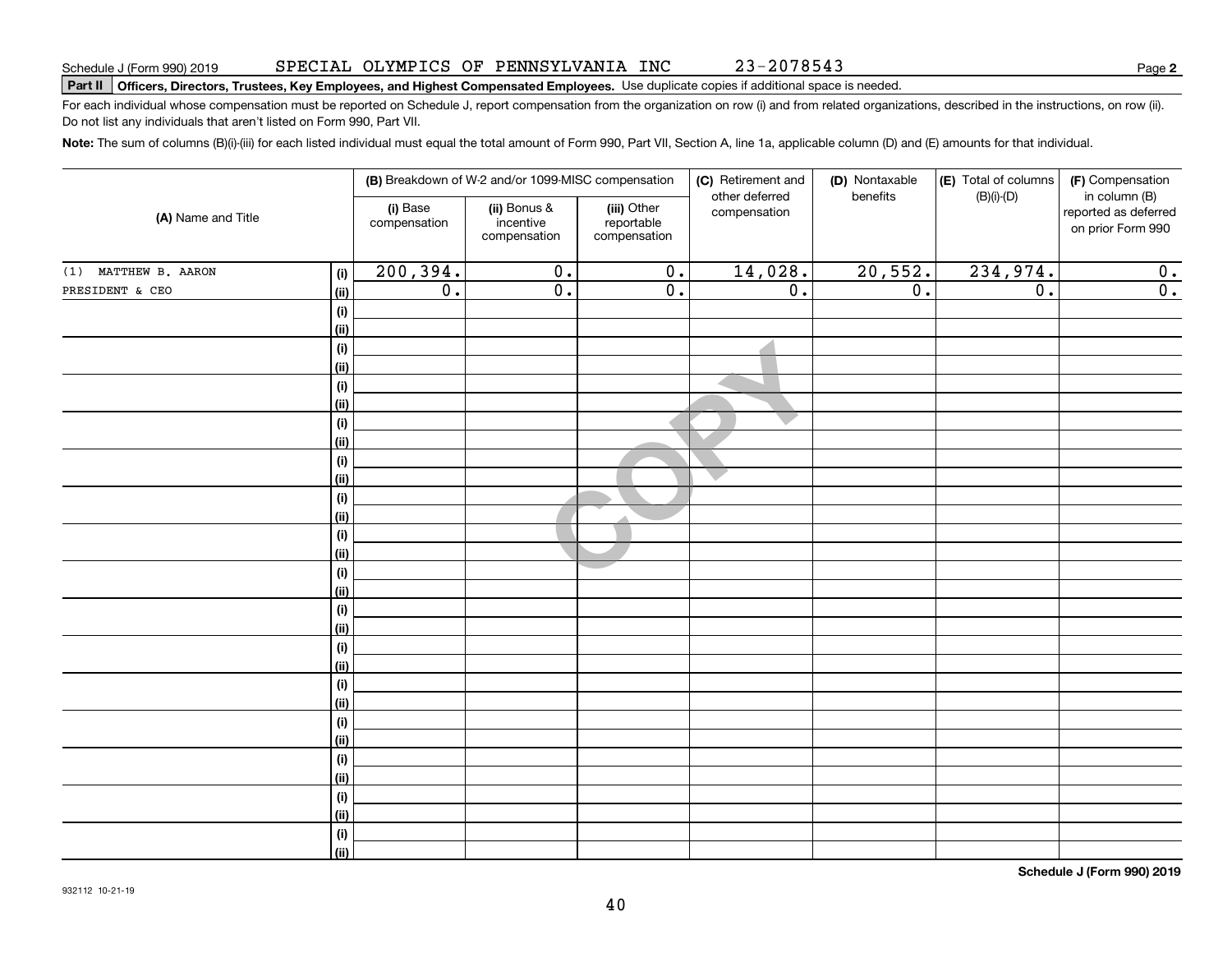Schedule J (Form 990) 2019 SPECIAL OLYMPICS OF PENNSYLVANIA INC 23-2078543 Page **2**

**Part II Officers, Directors, Trustees, Key Employees, and Highest Compensated Employees.** Use duplicate copies if additional space is needed.

For each individual whose compensation must be reported on Schedule J, report compensation from the organization on row (i) and from related organizations, described in the instructions, on row (ii). Do not list any individuals that aren't listed on Form 990, Part VII.

**Note:** The sum of columns (B)(i)-(iii) for each listed individual must equal the total amount of Form 990, Part VII, Section A, line 1a, applicable column (D) and (E) amounts for that individual.

| (A) Name and Title | | (B) Breakdown of W-2 and/or 1099-MISC compensation | | | (C) Retirement and other deferred compensation | (D) Nontaxable benefits | (E) Total of columns (B)(i)-(D) | (F) Compensation in column (B) reported as deferred on prior Form 990 |
|---|---|---|---|---|---|---|---|---|
| | | (i) Base compensation | (ii) Bonus & incentive compensation | (iii) Other reportable compensation | | | | |
| (1) MATTHEW B. AARON | (i) | 200,394. | 0. | 0. | 14,028. | 20,552. | 234,974. | 0. |
| PRESIDENT & CEO | (ii) | 0. | 0. | 0. | 0. | 0. | 0. | 0. |
| | (i) | | | | | | | |
| | (ii) | | | | | | | |
| | (i) | | | | | | | |
| | (ii) | | | | | | | |
| | (i) | | | | | | | |
| | (ii) | | | | | | | |
| | (i) | | | | | | | |
| | (ii) | | | | | | | |
| | (i) | | | | | | | |
| | (ii) | | | | | | | |
| | (i) | | | | | | | |
| | (ii) | | | | | | | |
| | (i) | | | | | | | |
| | (ii) | | | | | | | |
| | (i) | | | | | | | |
| | (ii) | | | | | | | |
| | (i) | | | | | | | |
| | (ii) | | | | | | | |
| | (i) | | | | | | | |
| | (ii) | | | | | | | |
| | (i) | | | | | | | |
| | (ii) | | | | | | | |
| | (i) | | | | | | | |
| | (ii) | | | | | | | |
| | (i) | | | | | | | |
| | (ii) | | | | | | | |
| | (i) | | | | | | | |
| | (ii) | | | | | | | |
| | (i) | | | | | | | |
| | (ii) | | | | | | | |

**Schedule J (Form 990) 2019**

932112 10-21-19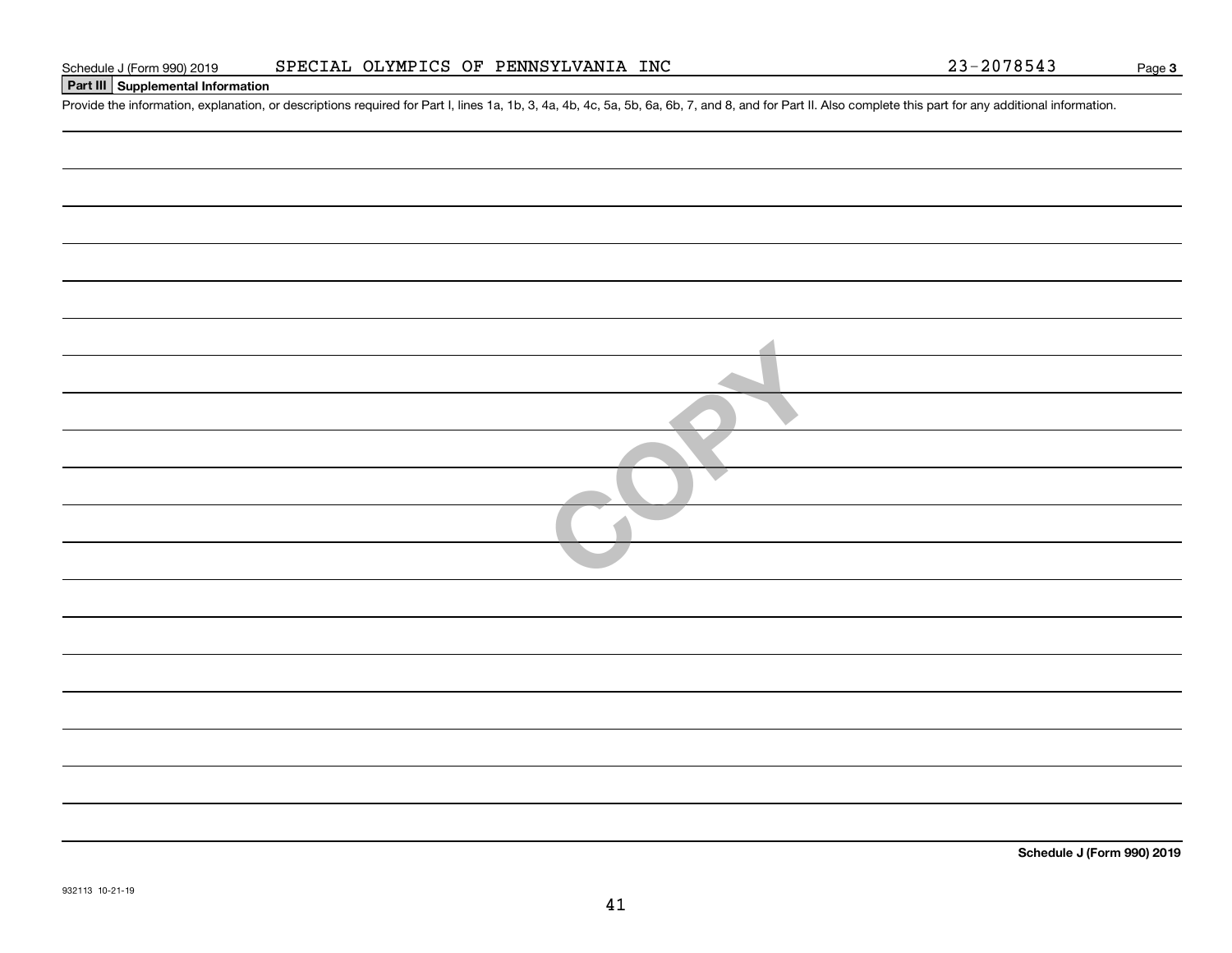Schedule J (Form 990) 2019 SPECIAL OLYMPICS OF PENNSYLVANIA INC 23-2078543 Page **3**

**Part III** **Supplemental Information**

Provide the information, explanation, or descriptions required for Part I, lines 1a, 1b, 3, 4a, 4b, 4c, 5a, 5b, 6a, 6b, 7, and 8, and for Part II. Also complete this part for any additional information.

COPY

**Schedule J (Form 990) 2019**

932113 10-21-19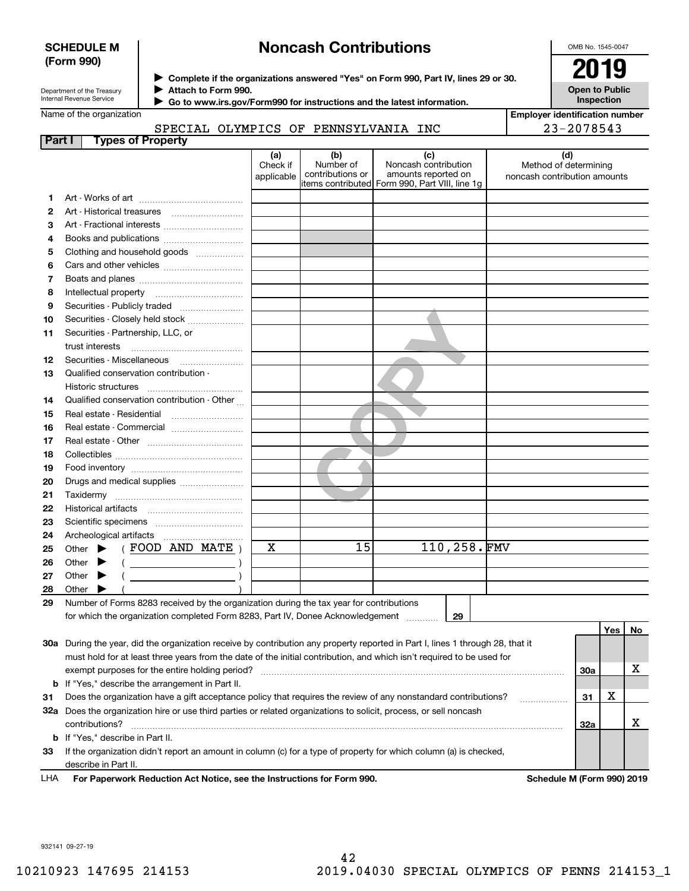**SCHEDULE M (Form 990)**

Department of the Treasury
Internal Revenue Service

# Noncash Contributions

▶ Complete if the organizations answered "Yes" on Form 990, Part IV, lines 29 or 30.
▶ Attach to Form 990.
▶ Go to www.irs.gov/Form990 for instructions and the latest information.

OMB No. 1545-0047

**2019**

**Open to Public Inspection**

Name of the organization: SPECIAL OLYMPICS OF PENNSYLVANIA INC

Employer identification number: 23-2078543

**Part I — Types of Property**

| | | (a) Check if applicable | (b) Number of contributions or items contributed | (c) Noncash contribution amounts reported on Form 990, Part VIII, line 1g | (d) Method of determining noncash contribution amounts |
|---|---|---|---|---|---|
| 1 | Art - Works of art | | | | |
| 2 | Art - Historical treasures | | | | |
| 3 | Art - Fractional interests | | | | |
| 4 | Books and publications | | | | |
| 5 | Clothing and household goods | | | | |
| 6 | Cars and other vehicles | | | | |
| 7 | Boats and planes | | | | |
| 8 | Intellectual property | | | | |
| 9 | Securities - Publicly traded | | | | |
| 10 | Securities - Closely held stock | | | | |
| 11 | Securities - Partnership, LLC, or trust interests | | | | |
| 12 | Securities - Miscellaneous | | | | |
| 13 | Qualified conservation contribution - Historic structures | | | | |
| 14 | Qualified conservation contribution - Other | | | | |
| 15 | Real estate - Residential | | | | |
| 16 | Real estate - Commercial | | | | |
| 17 | Real estate - Other | | | | |
| 18 | Collectibles | | | | |
| 19 | Food inventory | | | | |
| 20 | Drugs and medical supplies | | | | |
| 21 | Taxidermy | | | | |
| 22 | Historical artifacts | | | | |
| 23 | Scientific specimens | | | | |
| 24 | Archeological artifacts | | | | |
| 25 | Other ▶ ( FOOD AND MATE ) | X | 15 | 110,258. | FMV |
| 26 | Other ▶ ( ) | | | | |
| 27 | Other ▶ ( ) | | | | |
| 28 | Other ▶ ( ) | | | | |

29 Number of Forms 8283 received by the organization during the tax year for contributions for which the organization completed Form 8283, Part IV, Donee Acknowledgement ..... 29

| | | | Yes | No |
|---|---|---|---|---|
| 30a | During the year, did the organization receive by contribution any property reported in Part I, lines 1 through 28, that it must hold for at least three years from the date of the initial contribution, and which isn't required to be used for exempt purposes for the entire holding period? | 30a | | X |
| b | If "Yes," describe the arrangement in Part II. | | | |
| 31 | Does the organization have a gift acceptance policy that requires the review of any nonstandard contributions? | 31 | X | |
| 32a | Does the organization hire or use third parties or related organizations to solicit, process, or sell noncash contributions? | 32a | | X |
| b | If "Yes," describe in Part II. | | | |
| 33 | If the organization didn't report an amount in column (c) for a type of property for which column (a) is checked, describe in Part II. | | | |

LHA For Paperwork Reduction Act Notice, see the Instructions for Form 990. Schedule M (Form 990) 2019

932141 09-27-19

10210923 147695 214153 2019.04030 SPECIAL OLYMPICS OF PENNS 214153_1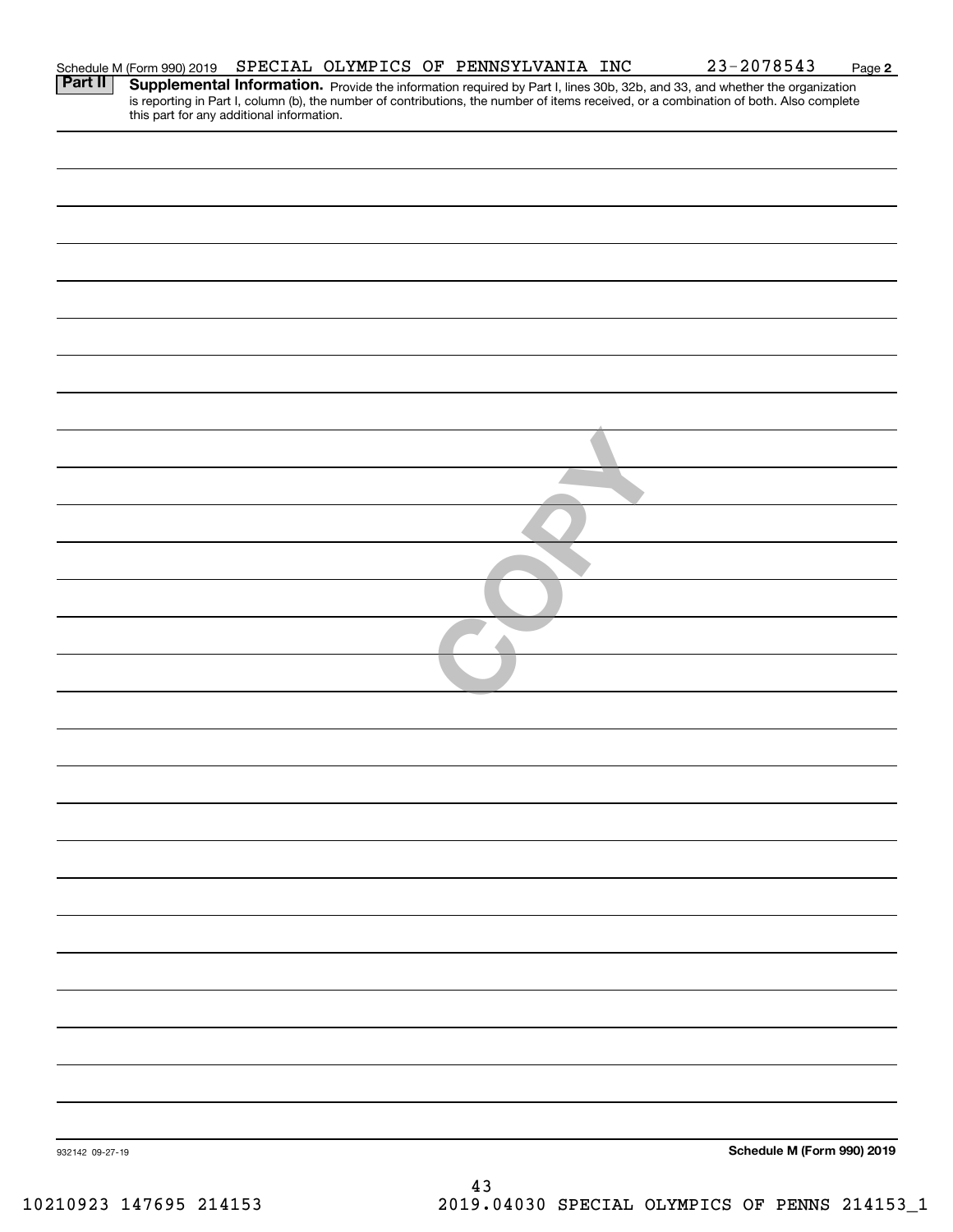Schedule M (Form 990) 2019 SPECIAL OLYMPICS OF PENNSYLVANIA INC 23-2078543 Page **2**

**Part II** **Supplemental Information.** Provide the information required by Part I, lines 30b, 32b, and 33, and whether the organization is reporting in Part I, column (b), the number of contributions, the number of items received, or a combination of both. Also complete this part for any additional information.

COPY

932142 09-27-19

**Schedule M (Form 990) 2019**

10210923 147695 214153 2019.04030 SPECIAL OLYMPICS OF PENNS 214153_1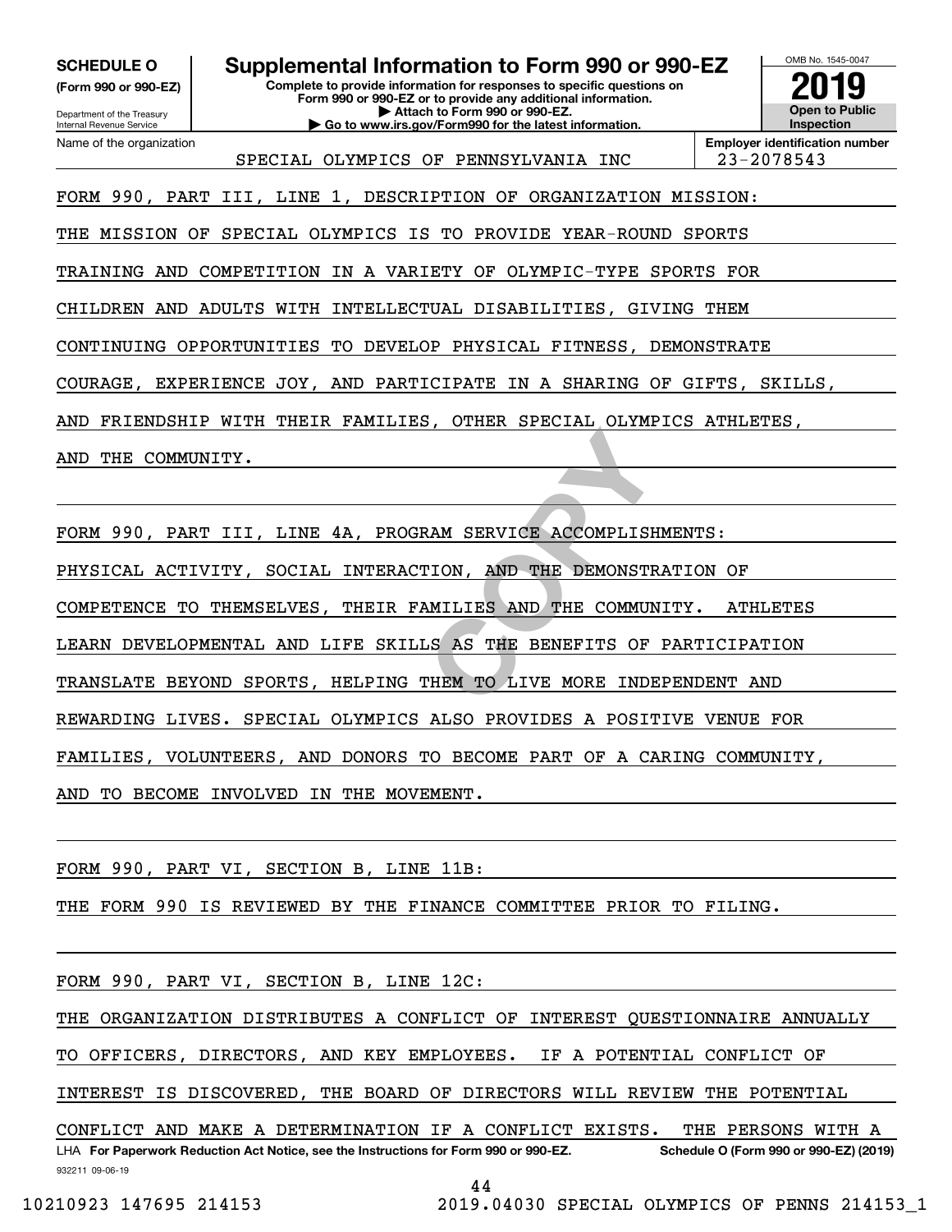**SCHEDULE O**
**(Form 990 or 990-EZ)**

Department of the Treasury
Internal Revenue Service

# Supplemental Information to Form 990 or 990-EZ

**Complete to provide information for responses to specific questions on Form 990 or 990-EZ or to provide any additional information.**
**▶ Attach to Form 990 or 990-EZ.**
**▶ Go to www.irs.gov/Form990 for the latest information.**

OMB No. 1545-0047
**2019**
**Open to Public Inspection**

Name of the organization: SPECIAL OLYMPICS OF PENNSYLVANIA INC

**Employer identification number** 23-2078543

FORM 990, PART III, LINE 1, DESCRIPTION OF ORGANIZATION MISSION:

THE MISSION OF SPECIAL OLYMPICS IS TO PROVIDE YEAR-ROUND SPORTS TRAINING AND COMPETITION IN A VARIETY OF OLYMPIC-TYPE SPORTS FOR CHILDREN AND ADULTS WITH INTELLECTUAL DISABILITIES, GIVING THEM CONTINUING OPPORTUNITIES TO DEVELOP PHYSICAL FITNESS, DEMONSTRATE COURAGE, EXPERIENCE JOY, AND PARTICIPATE IN A SHARING OF GIFTS, SKILLS, AND FRIENDSHIP WITH THEIR FAMILIES, OTHER SPECIAL OLYMPICS ATHLETES, AND THE COMMUNITY.

FORM 990, PART III, LINE 4A, PROGRAM SERVICE ACCOMPLISHMENTS:

PHYSICAL ACTIVITY, SOCIAL INTERACTION, AND THE DEMONSTRATION OF COMPETENCE TO THEMSELVES, THEIR FAMILIES AND THE COMMUNITY. ATHLETES LEARN DEVELOPMENTAL AND LIFE SKILLS AS THE BENEFITS OF PARTICIPATION TRANSLATE BEYOND SPORTS, HELPING THEM TO LIVE MORE INDEPENDENT AND REWARDING LIVES. SPECIAL OLYMPICS ALSO PROVIDES A POSITIVE VENUE FOR FAMILIES, VOLUNTEERS, AND DONORS TO BECOME PART OF A CARING COMMUNITY, AND TO BECOME INVOLVED IN THE MOVEMENT.

FORM 990, PART VI, SECTION B, LINE 11B:

THE FORM 990 IS REVIEWED BY THE FINANCE COMMITTEE PRIOR TO FILING.

FORM 990, PART VI, SECTION B, LINE 12C:

THE ORGANIZATION DISTRIBUTES A CONFLICT OF INTEREST QUESTIONNAIRE ANNUALLY TO OFFICERS, DIRECTORS, AND KEY EMPLOYEES. IF A POTENTIAL CONFLICT OF INTEREST IS DISCOVERED, THE BOARD OF DIRECTORS WILL REVIEW THE POTENTIAL CONFLICT AND MAKE A DETERMINATION IF A CONFLICT EXISTS. THE PERSONS WITH A

LHA **For Paperwork Reduction Act Notice, see the Instructions for Form 990 or 990-EZ.** **Schedule O (Form 990 or 990-EZ) (2019)**

932211 09-06-19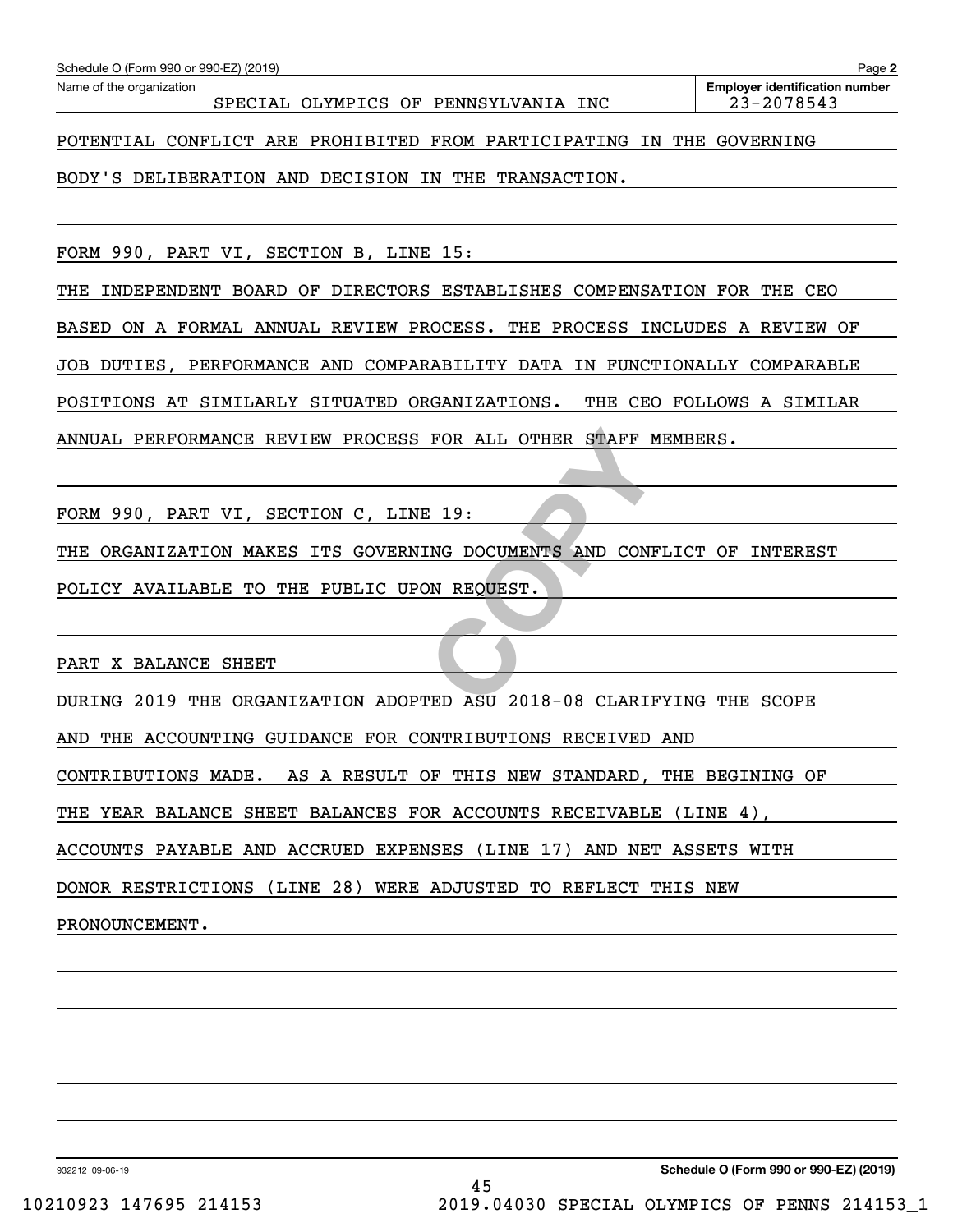Schedule O (Form 990 or 990-EZ) (2019)

Name of the organization: SPECIAL OLYMPICS OF PENNSYLVANIA INC

Employer identification number: 23-2078543

POTENTIAL CONFLICT ARE PROHIBITED FROM PARTICIPATING IN THE GOVERNING BODY'S DELIBERATION AND DECISION IN THE TRANSACTION.

FORM 990, PART VI, SECTION B, LINE 15:

THE INDEPENDENT BOARD OF DIRECTORS ESTABLISHES COMPENSATION FOR THE CEO BASED ON A FORMAL ANNUAL REVIEW PROCESS. THE PROCESS INCLUDES A REVIEW OF JOB DUTIES, PERFORMANCE AND COMPARABILITY DATA IN FUNCTIONALLY COMPARABLE POSITIONS AT SIMILARLY SITUATED ORGANIZATIONS. THE CEO FOLLOWS A SIMILAR ANNUAL PERFORMANCE REVIEW PROCESS FOR ALL OTHER STAFF MEMBERS.

FORM 990, PART VI, SECTION C, LINE 19:

THE ORGANIZATION MAKES ITS GOVERNING DOCUMENTS AND CONFLICT OF INTEREST POLICY AVAILABLE TO THE PUBLIC UPON REQUEST.

PART X BALANCE SHEET

DURING 2019 THE ORGANIZATION ADOPTED ASU 2018-08 CLARIFYING THE SCOPE AND THE ACCOUNTING GUIDANCE FOR CONTRIBUTIONS RECEIVED AND CONTRIBUTIONS MADE. AS A RESULT OF THIS NEW STANDARD, THE BEGINING OF THE YEAR BALANCE SHEET BALANCES FOR ACCOUNTS RECEIVABLE (LINE 4), ACCOUNTS PAYABLE AND ACCRUED EXPENSES (LINE 17) AND NET ASSETS WITH DONOR RESTRICTIONS (LINE 28) WERE ADJUSTED TO REFLECT THIS NEW PRONOUNCEMENT.

932212 09-06-19

Schedule O (Form 990 or 990-EZ) (2019)

10210923 147695 214153 2019.04030 SPECIAL OLYMPICS OF PENNS 214153_1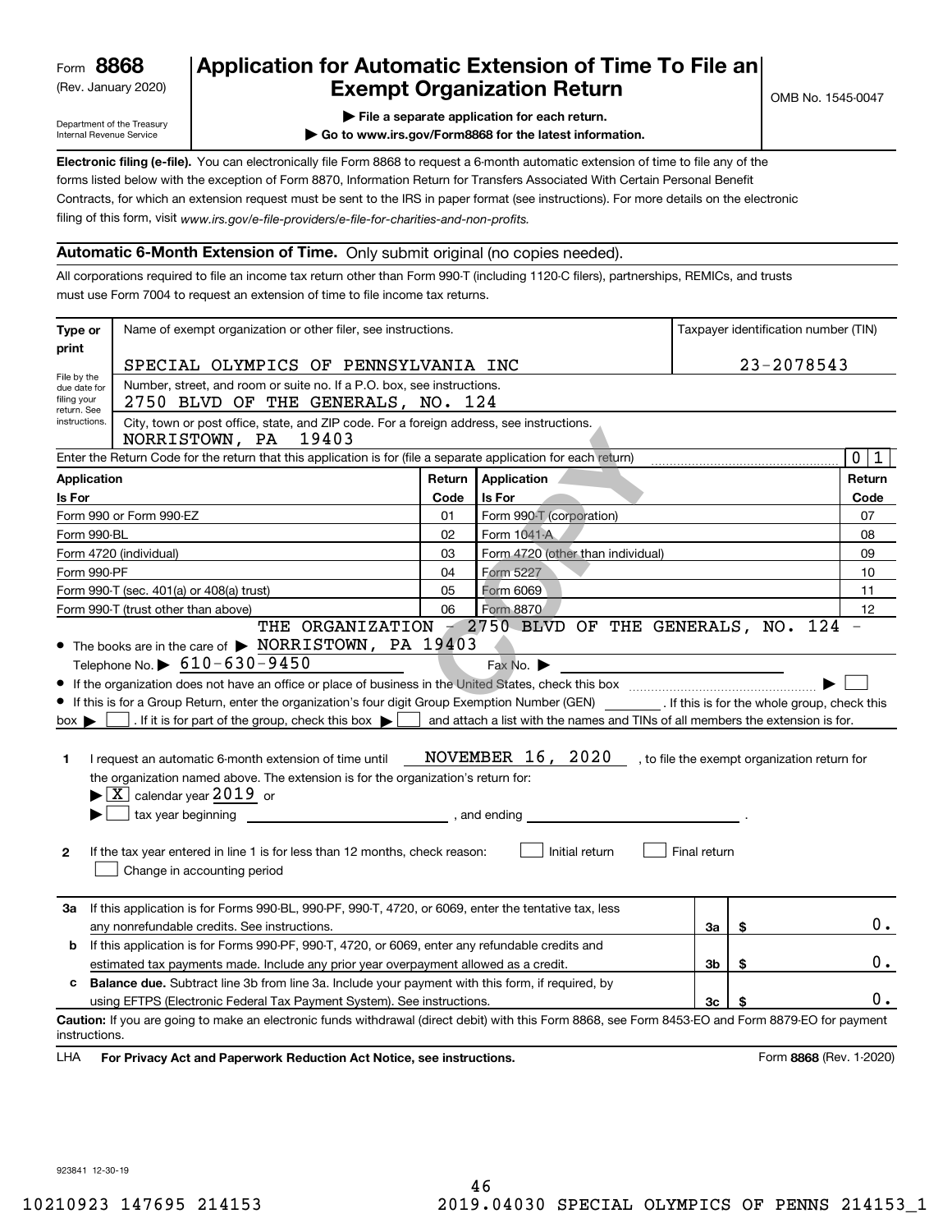Form **8868**
(Rev. January 2020)

Department of the Treasury
Internal Revenue Service

# Application for Automatic Extension of Time To File an Exempt Organization Return

▶ File a separate application for each return.

▶ Go to www.irs.gov/Form8868 for the latest information.

OMB No. 1545-0047

**Electronic filing (e-file).** You can electronically file Form 8868 to request a 6-month automatic extension of time to file any of the forms listed below with the exception of Form 8870, Information Return for Transfers Associated With Certain Personal Benefit Contracts, for which an extension request must be sent to the IRS in paper format (see instructions). For more details on the electronic filing of this form, visit *www.irs.gov/e-file-providers/e-file-for-charities-and-non-profits.*

## Automatic 6-Month Extension of Time. Only submit original (no copies needed).

All corporations required to file an income tax return other than Form 990-T (including 1120-C filers), partnerships, REMICs, and trusts must use Form 7004 to request an extension of time to file income tax returns.

| Type or print | | |
|---|---|---|
| File by the due date for filing your return. See instructions. | Name of exempt organization or other filer, see instructions. SPECIAL OLYMPICS OF PENNSYLVANIA INC | Taxpayer identification number (TIN) 23-2078543 |
| | Number, street, and room or suite no. If a P.O. box, see instructions. 2750 BLVD OF THE GENERALS, NO. 124 | |
| | City, town or post office, state, and ZIP code. For a foreign address, see instructions. NORRISTOWN, PA 19403 | |

Enter the Return Code for the return that this application is for (file a separate application for each return) ..... 0 1

| Application Is For | Return Code | Application Is For | Return Code |
|---|---|---|---|
| Form 990 or Form 990-EZ | 01 | Form 990-T (corporation) | 07 |
| Form 990-BL | 02 | Form 1041-A | 08 |
| Form 4720 (individual) | 03 | Form 4720 (other than individual) | 09 |
| Form 990-PF | 04 | Form 5227 | 10 |
| Form 990-T (sec. 401(a) or 408(a) trust) | 05 | Form 6069 | 11 |
| Form 990-T (trust other than above) | 06 | Form 8870 | 12 |

- The books are in the care of ▶ THE ORGANIZATION - 2750 BLVD OF THE GENERALS, NO. 124 - NORRISTOWN, PA 19403

  Telephone No. ▶ 610-630-9450 Fax No. ▶
- If the organization does not have an office or place of business in the United States, check this box ..... ▶ ☐
- If this is for a Group Return, enter the organization's four digit Group Exemption Number (GEN) ______ . If this is for the whole group, check this box ▶ ☐ . If it is for part of the group, check this box ▶ ☐ and attach a list with the names and TINs of all members the extension is for.

**1** I request an automatic 6-month extension of time until NOVEMBER 16, 2020 , to file the exempt organization return for the organization named above. The extension is for the organization's return for:

▶ ☒ calendar year 2019 or

▶ ☐ tax year beginning ______ , and ending ______ .

**2** If the tax year entered in line 1 is for less than 12 months, check reason: ☐ Initial return ☐ Final return ☐ Change in accounting period

| | | | |
|---|---|---|---|
| **3a** | If this application is for Forms 990-BL, 990-PF, 990-T, 4720, or 6069, enter the tentative tax, less any nonrefundable credits. See instructions. | 3a | $ 0. |
| **b** | If this application is for Forms 990-PF, 990-T, 4720, or 6069, enter any refundable credits and estimated tax payments made. Include any prior year overpayment allowed as a credit. | 3b | $ 0. |
| **c** | **Balance due.** Subtract line 3b from line 3a. Include your payment with this form, if required, by using EFTPS (Electronic Federal Tax Payment System). See instructions. | 3c | $ 0. |

**Caution:** If you are going to make an electronic funds withdrawal (direct debit) with this Form 8868, see Form 8453-EO and Form 8879-EO for payment instructions.

LHA **For Privacy Act and Paperwork Reduction Act Notice, see instructions.** Form **8868** (Rev. 1-2020)

923841 12-30-19

10210923 147695 214153 2019.04030 SPECIAL OLYMPICS OF PENNS 214153_1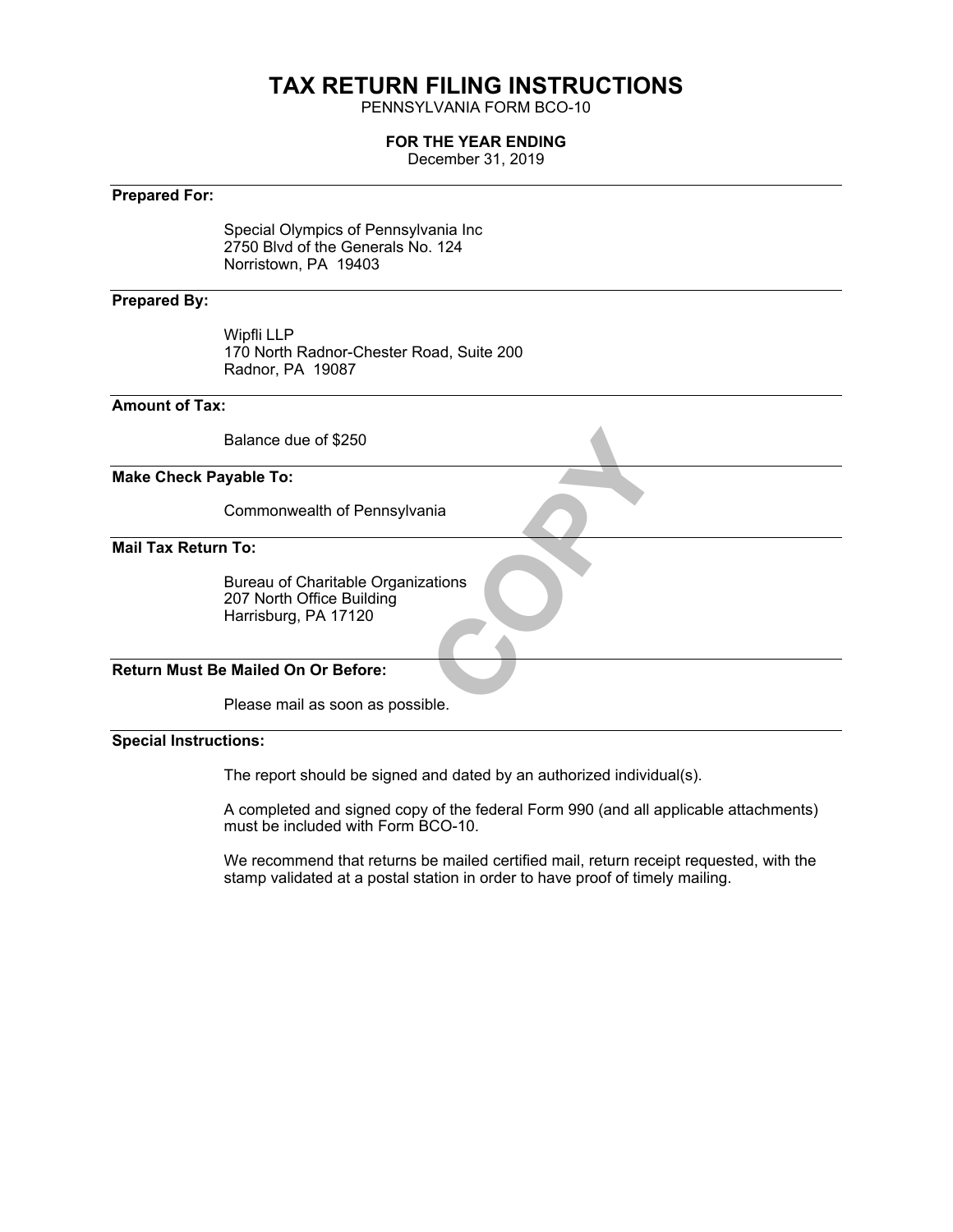# TAX RETURN FILING INSTRUCTIONS

PENNSYLVANIA FORM BCO-10

**FOR THE YEAR ENDING**

December 31, 2019

**Prepared For:**

Special Olympics of Pennsylvania Inc
2750 Blvd of the Generals No. 124
Norristown, PA 19403

**Prepared By:**

Wipfli LLP
170 North Radnor-Chester Road, Suite 200
Radnor, PA 19087

**Amount of Tax:**

Balance due of $250

**Make Check Payable To:**

Commonwealth of Pennsylvania

**Mail Tax Return To:**

Bureau of Charitable Organizations
207 North Office Building
Harrisburg, PA 17120

**Return Must Be Mailed On Or Before:**

Please mail as soon as possible.

**Special Instructions:**

The report should be signed and dated by an authorized individual(s).

A completed and signed copy of the federal Form 990 (and all applicable attachments) must be included with Form BCO-10.

We recommend that returns be mailed certified mail, return receipt requested, with the stamp validated at a postal station in order to have proof of timely mailing.

COPY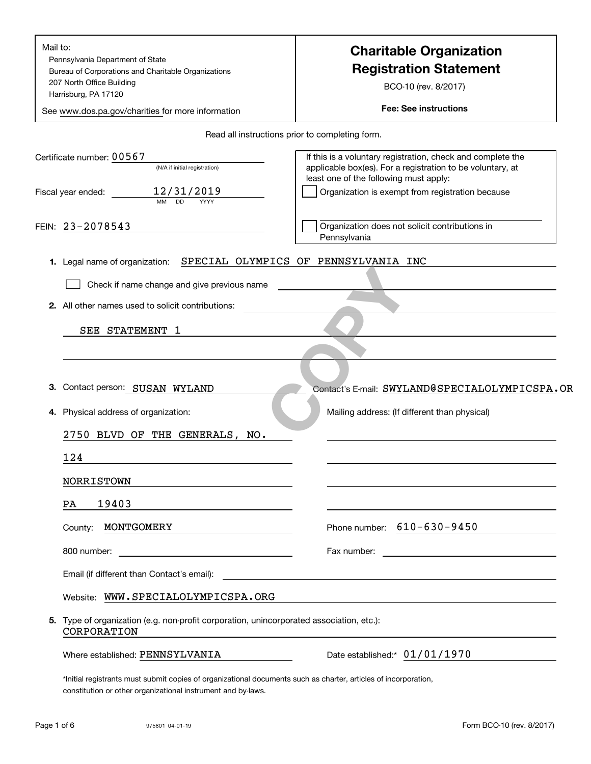Mail to:
Pennsylvania Department of State
Bureau of Corporations and Charitable Organizations
207 North Office Building
Harrisburg, PA 17120

See www.dos.pa.gov/charities for more information

# Charitable Organization Registration Statement

BCO-10 (rev. 8/2017)

**Fee: See instructions**

Read all instructions prior to completing form.

Certificate number: 00567
(N/A if initial registration)

Fiscal year ended: 12/31/2019
MM DD YYYY

FEIN: 23-2078543

If this is a voluntary registration, check and complete the applicable box(es). For a registration to be voluntary, at least one of the following must apply:

☐ Organization is exempt from registration because

☐ Organization does not solicit contributions in Pennsylvania

COPY

**1.** Legal name of organization: SPECIAL OLYMPICS OF PENNSYLVANIA INC

☐ Check if name change and give previous name

**2.** All other names used to solicit contributions:

SEE STATEMENT 1

**3.** Contact person: SUSAN WYLAND    Contact's E-mail: SWYLAND@SPECIALOLYMPICSPA.OR

**4.** Physical address of organization:

2750 BLVD OF THE GENERALS, NO.
124
NORRISTOWN
PA 19403

Mailing address: (If different than physical)

County: MONTGOMERY

Phone number: 610-630-9450

800 number:

Fax number:

Email (if different than Contact's email):

Website: WWW.SPECIALOLYMPICSPA.ORG

**5.** Type of organization (e.g. non-profit corporation, unincorporated association, etc.):
CORPORATION

Where established: PENNSYLVANIA    Date established:* 01/01/1970

*Initial registrants must submit copies of organizational documents such as charter, articles of incorporation, constitution or other organizational instrument and by-laws.

975801 04-01-19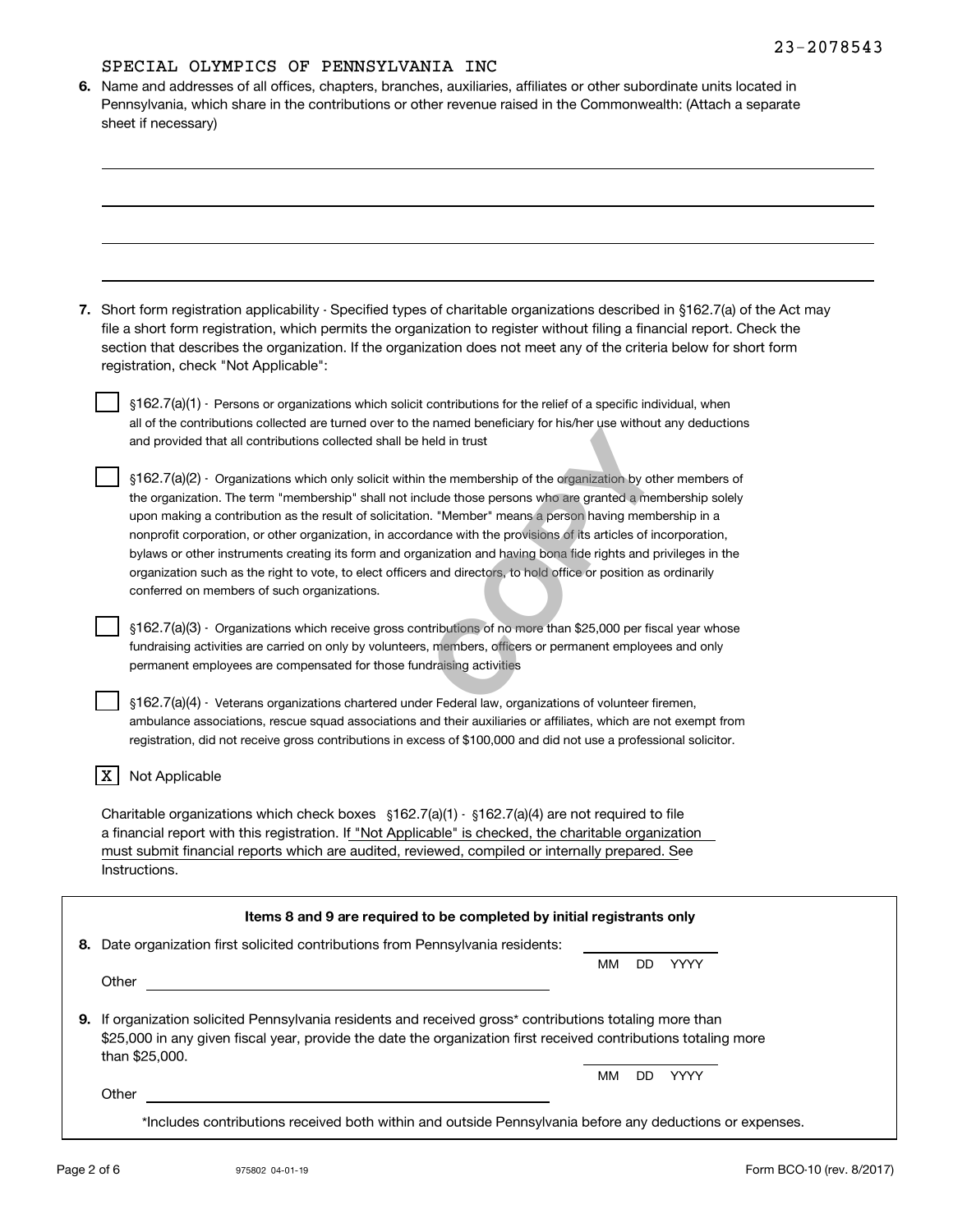SPECIAL OLYMPICS OF PENNSYLVANIA INC

23-2078543

**6.** Name and addresses of all offices, chapters, branches, auxiliaries, affiliates or other subordinate units located in Pennsylvania, which share in the contributions or other revenue raised in the Commonwealth: (Attach a separate sheet if necessary)

**7.** Short form registration applicability - Specified types of charitable organizations described in §162.7(a) of the Act may file a short form registration, which permits the organization to register without filing a financial report. Check the section that describes the organization. If the organization does not meet any of the criteria below for short form registration, check "Not Applicable":

- [ ] §162.7(a)(1) - Persons or organizations which solicit contributions for the relief of a specific individual, when all of the contributions collected are turned over to the named beneficiary for his/her use without any deductions and provided that all contributions collected shall be held in trust
- [ ] §162.7(a)(2) - Organizations which only solicit within the membership of the organization by other members of the organization. The term "membership" shall not include those persons who are granted a membership solely upon making a contribution as the result of solicitation. "Member" means a person having membership in a nonprofit corporation, or other organization, in accordance with the provisions of its articles of incorporation, bylaws or other instruments creating its form and organization and having bona fide rights and privileges in the organization such as the right to vote, to elect officers and directors, to hold office or position as ordinarily conferred on members of such organizations.
- [ ] §162.7(a)(3) - Organizations which receive gross contributions of no more than $25,000 per fiscal year whose fundraising activities are carried on only by volunteers, members, officers or permanent employees and only permanent employees are compensated for those fundraising activities
- [ ] §162.7(a)(4) - Veterans organizations chartered under Federal law, organizations of volunteer firemen, ambulance associations, rescue squad associations and their auxiliaries or affiliates, which are not exempt from registration, did not receive gross contributions in excess of $100,000 and did not use a professional solicitor.
- [X] Not Applicable

Charitable organizations which check boxes §162.7(a)(1) - §162.7(a)(4) are not required to file a financial report with this registration. If "Not Applicable" is checked, the charitable organization must submit financial reports which are audited, reviewed, compiled or internally prepared. See Instructions.

**Items 8 and 9 are required to be completed by initial registrants only**

**8.** Date organization first solicited contributions from Pennsylvania residents: ______ MM DD YYYY

Other ______

**9.** If organization solicited Pennsylvania residents and received gross* contributions totaling more than $25,000 in any given fiscal year, provide the date the organization first received contributions totaling more than $25,000. ______ MM DD YYYY

Other ______

*Includes contributions received both within and outside Pennsylvania before any deductions or expenses.

975802 04-01-19

Form BCO-10 (rev. 8/2017)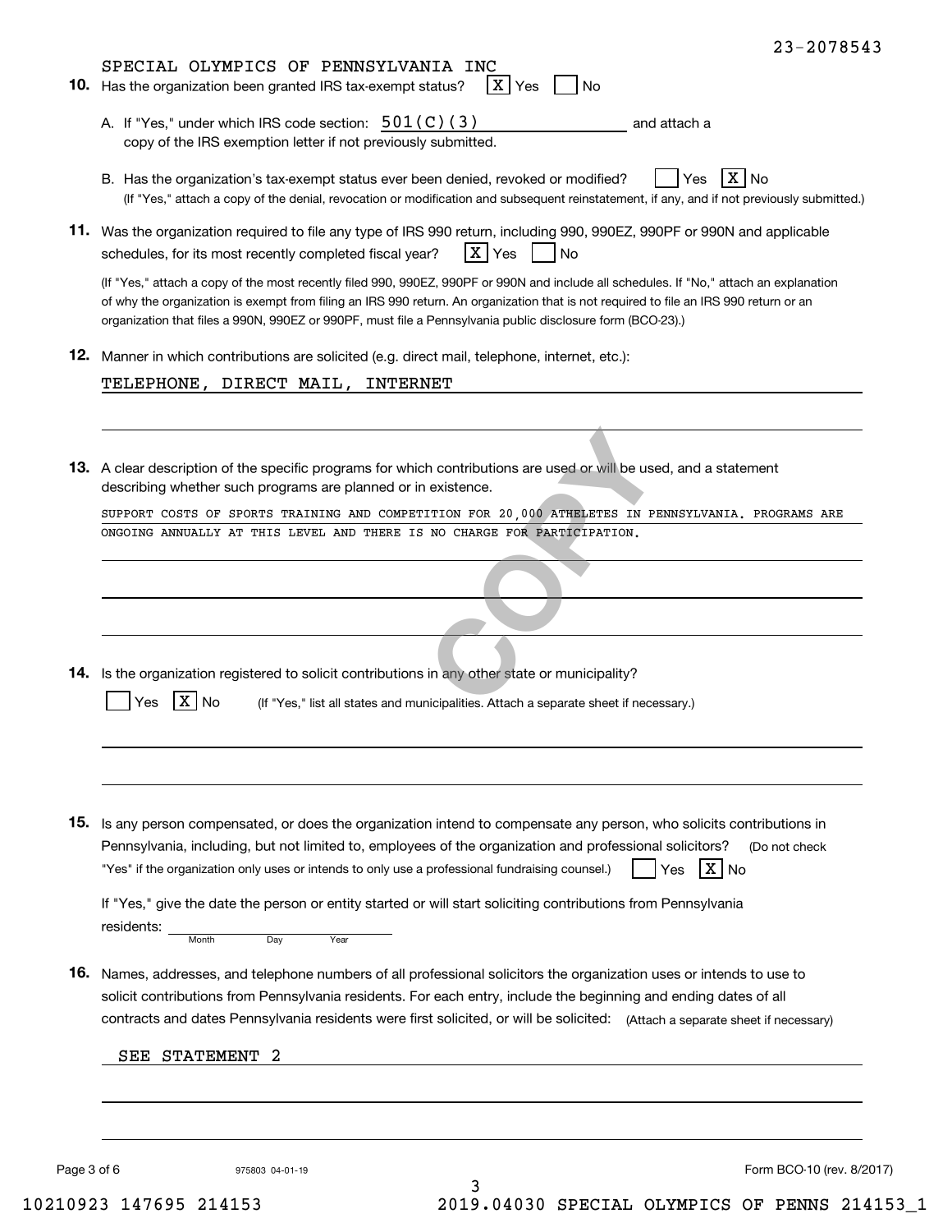23-2078543

SPECIAL OLYMPICS OF PENNSYLVANIA INC

**10.** Has the organization been granted IRS tax-exempt status? [X] Yes [ ] No

A. If "Yes," under which IRS code section: 501(C)(3) and attach a copy of the IRS exemption letter if not previously submitted.

B. Has the organization's tax-exempt status ever been denied, revoked or modified? [ ] Yes [X] No
(If "Yes," attach a copy of the denial, revocation or modification and subsequent reinstatement, if any, and if not previously submitted.)

**11.** Was the organization required to file any type of IRS 990 return, including 990, 990EZ, 990PF or 990N and applicable schedules, for its most recently completed fiscal year? [X] Yes [ ] No

(If "Yes," attach a copy of the most recently filed 990, 990EZ, 990PF or 990N and include all schedules. If "No," attach an explanation of why the organization is exempt from filing an IRS 990 return. An organization that is not required to file an IRS 990 return or an organization that files a 990N, 990EZ or 990PF, must file a Pennsylvania public disclosure form (BCO-23).)

**12.** Manner in which contributions are solicited (e.g. direct mail, telephone, internet, etc.):

TELEPHONE, DIRECT MAIL, INTERNET

**13.** A clear description of the specific programs for which contributions are used or will be used, and a statement describing whether such programs are planned or in existence.

SUPPORT COSTS OF SPORTS TRAINING AND COMPETITION FOR 20,000 ATHELETES IN PENNSYLVANIA. PROGRAMS ARE ONGOING ANNUALLY AT THIS LEVEL AND THERE IS NO CHARGE FOR PARTICIPATION.

COPY

**14.** Is the organization registered to solicit contributions in any other state or municipality?

[ ] Yes [X] No (If "Yes," list all states and municipalities. Attach a separate sheet if necessary.)

**15.** Is any person compensated, or does the organization intend to compensate any person, who solicits contributions in Pennsylvania, including, but not limited to, employees of the organization and professional solicitors? (Do not check "Yes" if the organization only uses or intends to only use a professional fundraising counsel.) [ ] Yes [X] No

If "Yes," give the date the person or entity started or will start soliciting contributions from Pennsylvania residents: ______ (Month Day Year)

**16.** Names, addresses, and telephone numbers of all professional solicitors the organization uses or intends to use to solicit contributions from Pennsylvania residents. For each entry, include the beginning and ending dates of all contracts and dates Pennsylvania residents were first solicited, or will be solicited: (Attach a separate sheet if necessary)

SEE STATEMENT 2

975803 04-01-19 Form BCO-10 (rev. 8/2017)

10210923 147695 214153 2019.04030 SPECIAL OLYMPICS OF PENNS 214153_1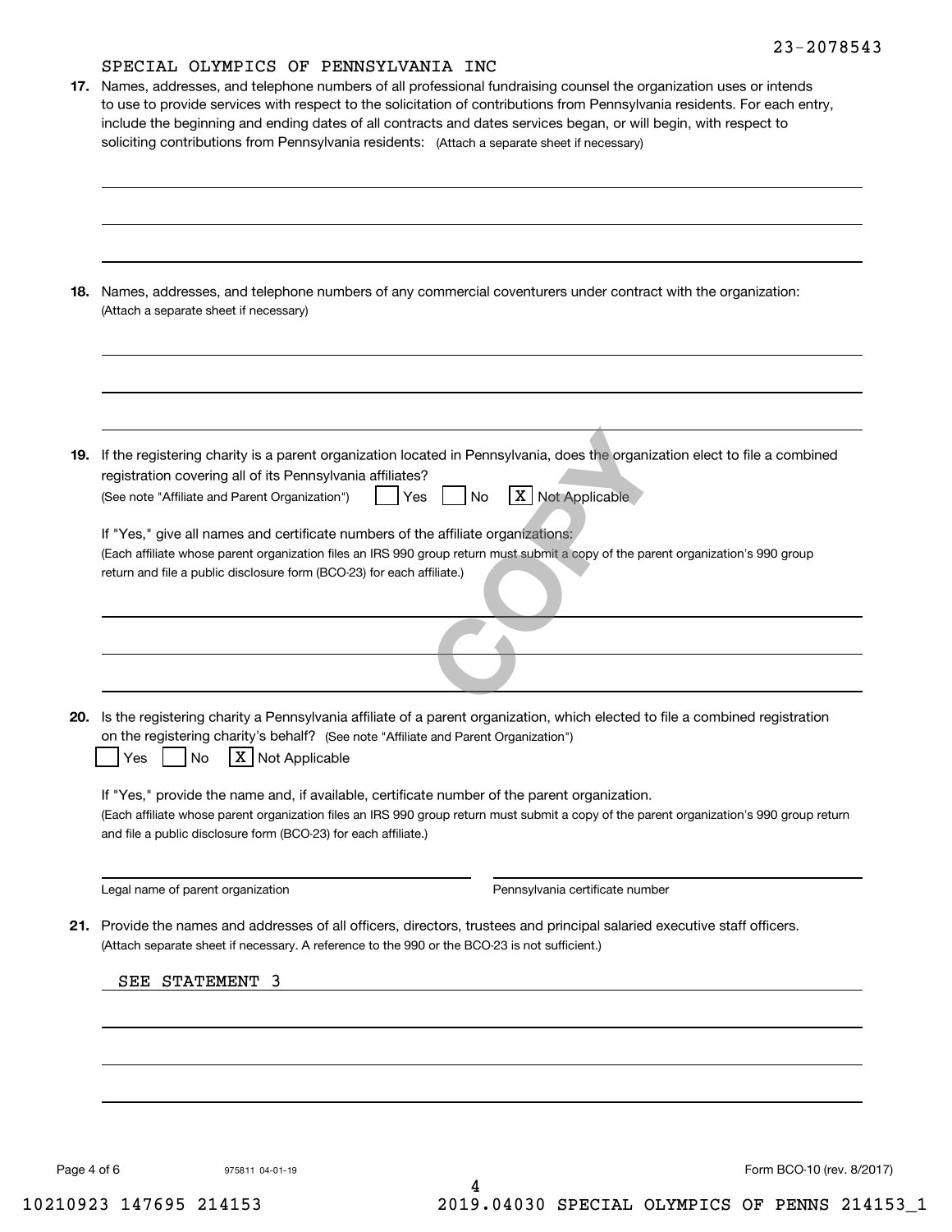23-2078543

SPECIAL OLYMPICS OF PENNSYLVANIA INC

**17.** Names, addresses, and telephone numbers of all professional fundraising counsel the organization uses or intends to use to provide services with respect to the solicitation of contributions from Pennsylvania residents. For each entry, include the beginning and ending dates of all contracts and dates services began, or will begin, with respect to soliciting contributions from Pennsylvania residents: (Attach a separate sheet if necessary)

**18.** Names, addresses, and telephone numbers of any commercial coventurers under contract with the organization: (Attach a separate sheet if necessary)

**19.** If the registering charity is a parent organization located in Pennsylvania, does the organization elect to file a combined registration covering all of its Pennsylvania affiliates?
(See note "Affiliate and Parent Organization") [ ] Yes [ ] No [X] Not Applicable

If "Yes," give all names and certificate numbers of the affiliate organizations:
(Each affiliate whose parent organization files an IRS 990 group return must submit a copy of the parent organization's 990 group return and file a public disclosure form (BCO-23) for each affiliate.)

**20.** Is the registering charity a Pennsylvania affiliate of a parent organization, which elected to file a combined registration on the registering charity's behalf? (See note "Affiliate and Parent Organization")
[ ] Yes [ ] No [X] Not Applicable

If "Yes," provide the name and, if available, certificate number of the parent organization.
(Each affiliate whose parent organization files an IRS 990 group return must submit a copy of the parent organization's 990 group return and file a public disclosure form (BCO-23) for each affiliate.)

Legal name of parent organization | Pennsylvania certificate number

**21.** Provide the names and addresses of all officers, directors, trustees and principal salaried executive staff officers.
(Attach separate sheet if necessary. A reference to the 990 or the BCO-23 is not sufficient.)

SEE STATEMENT 3

975811 04-01-19 Form BCO-10 (rev. 8/2017)

10210923 147695 214153 2019.04030 SPECIAL OLYMPICS OF PENNS 214153_1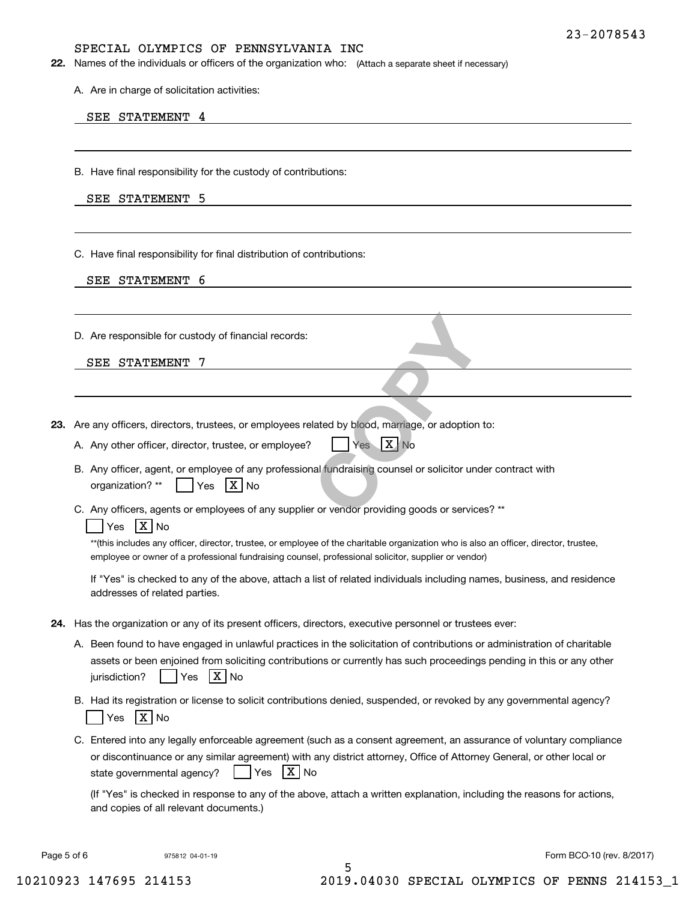23-2078543

SPECIAL OLYMPICS OF PENNSYLVANIA INC

**22.** Names of the individuals or officers of the organization who: (Attach a separate sheet if necessary)

A. Are in charge of solicitation activities:

SEE STATEMENT 4

B. Have final responsibility for the custody of contributions:

SEE STATEMENT 5

C. Have final responsibility for final distribution of contributions:

SEE STATEMENT 6

D. Are responsible for custody of financial records:

SEE STATEMENT 7

**23.** Are any officers, directors, trustees, or employees related by blood, marriage, or adoption to:

A. Any other officer, director, trustee, or employee? [ ] Yes [X] No

B. Any officer, agent, or employee of any professional fundraising counsel or solicitor under contract with organization? ** [ ] Yes [X] No

C. Any officers, agents or employees of any supplier or vendor providing goods or services? ** [ ] Yes [X] No

**(this includes any officer, director, trustee, or employee of the charitable organization who is also an officer, director, trustee, employee or owner of a professional fundraising counsel, professional solicitor, supplier or vendor)

If "Yes" is checked to any of the above, attach a list of related individuals including names, business, and residence addresses of related parties.

**24.** Has the organization or any of its present officers, directors, executive personnel or trustees ever:

A. Been found to have engaged in unlawful practices in the solicitation of contributions or administration of charitable assets or been enjoined from soliciting contributions or currently has such proceedings pending in this or any other jurisdiction? [ ] Yes [X] No

B. Had its registration or license to solicit contributions denied, suspended, or revoked by any governmental agency? [ ] Yes [X] No

C. Entered into any legally enforceable agreement (such as a consent agreement, an assurance of voluntary compliance or discontinuance or any similar agreement) with any district attorney, Office of Attorney General, or other local or state governmental agency? [ ] Yes [X] No

(If "Yes" is checked in response to any of the above, attach a written explanation, including the reasons for actions, and copies of all relevant documents.)

Page 5 of 6 975812 04-01-19 Form BCO-10 (rev. 8/2017)

10210923 147695 214153 2019.04030 SPECIAL OLYMPICS OF PENNS 214153_1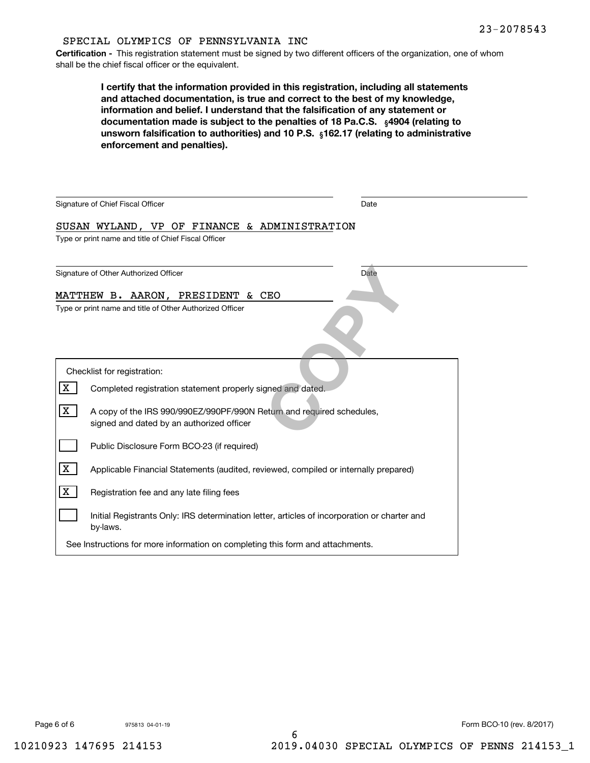23-2078543

SPECIAL OLYMPICS OF PENNSYLVANIA INC

**Certification -** This registration statement must be signed by two different officers of the organization, one of whom shall be the chief fiscal officer or the equivalent.

**I certify that the information provided in this registration, including all statements and attached documentation, is true and correct to the best of my knowledge, information and belief. I understand that the falsification of any statement or documentation made is subject to the penalties of 18 Pa.C.S. §4904 (relating to unsworn falsification to authorities) and 10 P.S. §162.17 (relating to administrative enforcement and penalties).**

Signature of Chief Fiscal Officer　　　　Date

SUSAN WYLAND, VP OF FINANCE & ADMINISTRATION
Type or print name and title of Chief Fiscal Officer

Signature of Other Authorized Officer　　　　Date

MATTHEW B. AARON, PRESIDENT & CEO
Type or print name and title of Other Authorized Officer

COPY

Checklist for registration:

- [X] Completed registration statement properly signed and dated.
- [X] A copy of the IRS 990/990EZ/990PF/990N Return and required schedules, signed and dated by an authorized officer
- [ ] Public Disclosure Form BCO-23 (if required)
- [X] Applicable Financial Statements (audited, reviewed, compiled or internally prepared)
- [X] Registration fee and any late filing fees
- [ ] Initial Registrants Only: IRS determination letter, articles of incorporation or charter and by-laws.

See Instructions for more information on completing this form and attachments.

975813 04-01-19　　　　Form BCO-10 (rev. 8/2017)

10210923 147695 214153　　　　2019.04030 SPECIAL OLYMPICS OF PENNS 214153_1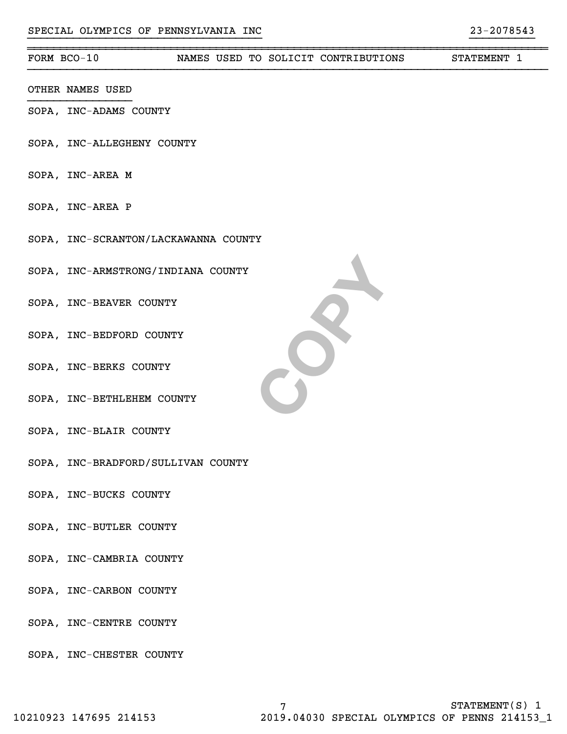SPECIAL OLYMPICS OF PENNSYLVANIA INC 23-2078543

FORM BCO-10 NAMES USED TO SOLICIT CONTRIBUTIONS STATEMENT 1

OTHER NAMES USED

SOPA, INC-ADAMS COUNTY

SOPA, INC-ALLEGHENY COUNTY

SOPA, INC-AREA M

SOPA, INC-AREA P

SOPA, INC-SCRANTON/LACKAWANNA COUNTY

SOPA, INC-ARMSTRONG/INDIANA COUNTY

SOPA, INC-BEAVER COUNTY

SOPA, INC-BEDFORD COUNTY

SOPA, INC-BERKS COUNTY

SOPA, INC-BETHLEHEM COUNTY

SOPA, INC-BLAIR COUNTY

SOPA, INC-BRADFORD/SULLIVAN COUNTY

SOPA, INC-BUCKS COUNTY

SOPA, INC-BUTLER COUNTY

SOPA, INC-CAMBRIA COUNTY

SOPA, INC-CARBON COUNTY

SOPA, INC-CENTRE COUNTY

SOPA, INC-CHESTER COUNTY

STATEMENT(S) 1

10210923 147695 214153 2019.04030 SPECIAL OLYMPICS OF PENNS 214153_1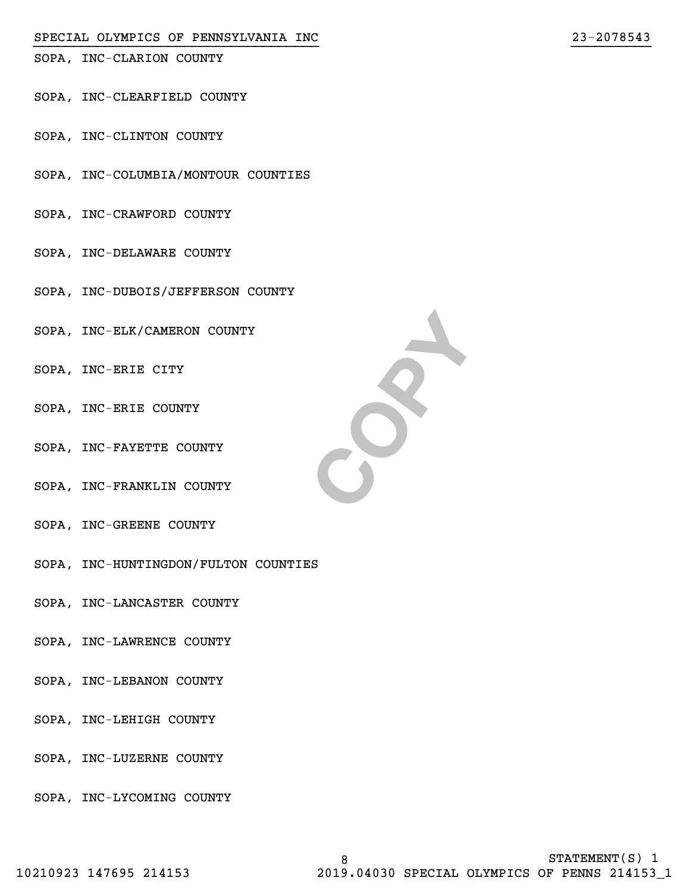SOPA, INC-CLARION COUNTY

SOPA, INC-CLEARFIELD COUNTY

SOPA, INC-CLINTON COUNTY

SOPA, INC-COLUMBIA/MONTOUR COUNTIES

SOPA, INC-CRAWFORD COUNTY

SOPA, INC-DELAWARE COUNTY

SOPA, INC-DUBOIS/JEFFERSON COUNTY

SOPA, INC-ELK/CAMERON COUNTY

SOPA, INC-ERIE CITY

SOPA, INC-ERIE COUNTY

SOPA, INC-FAYETTE COUNTY

SOPA, INC-FRANKLIN COUNTY

SOPA, INC-GREENE COUNTY

SOPA, INC-HUNTINGDON/FULTON COUNTIES

SOPA, INC-LANCASTER COUNTY

SOPA, INC-LAWRENCE COUNTY

SOPA, INC-LEBANON COUNTY

SOPA, INC-LEHIGH COUNTY

SOPA, INC-LUZERNE COUNTY

SOPA, INC-LYCOMING COUNTY

STATEMENT(S) 1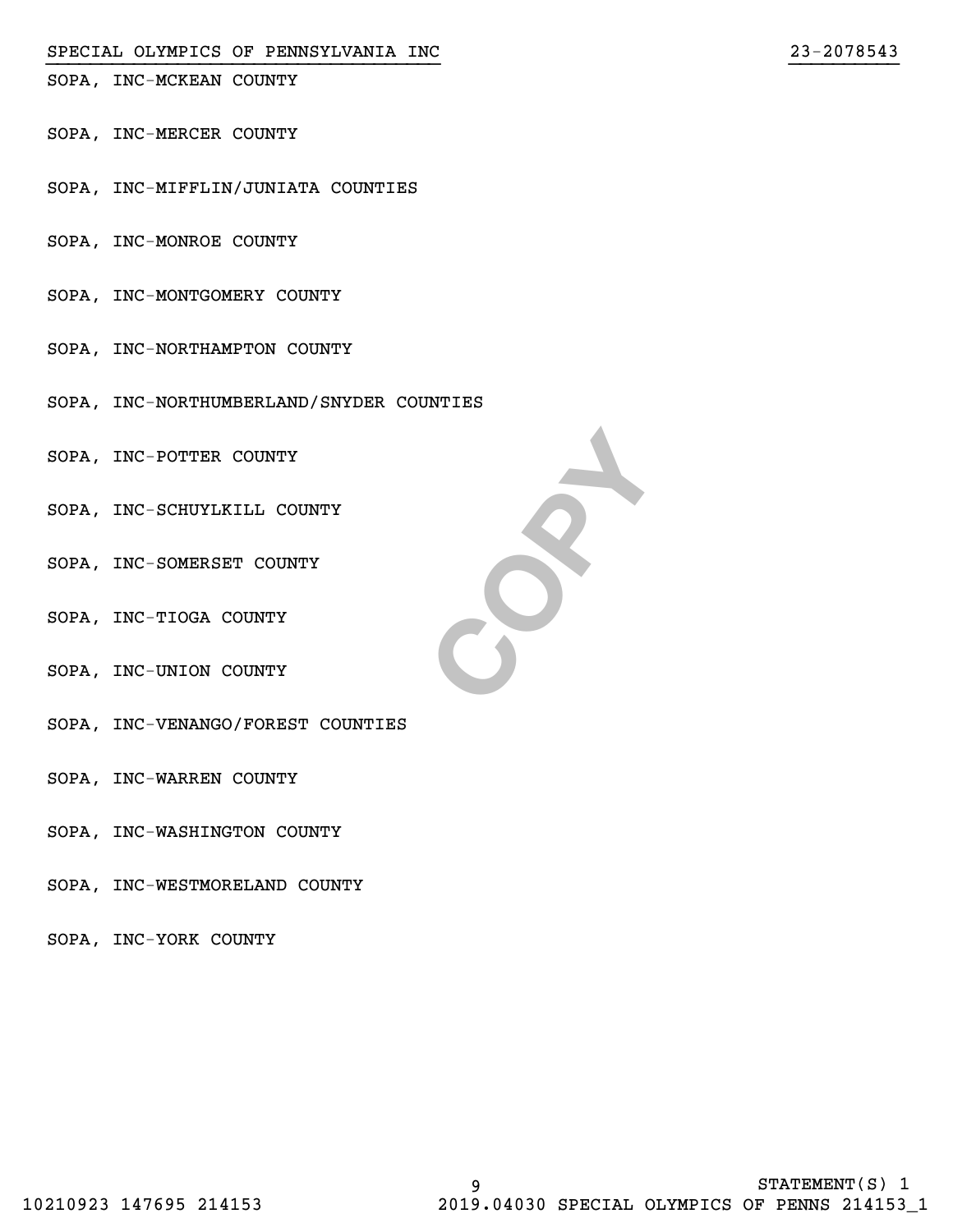SOPA, INC-MCKEAN COUNTY

SOPA, INC-MERCER COUNTY

SOPA, INC-MIFFLIN/JUNIATA COUNTIES

SOPA, INC-MONROE COUNTY

SOPA, INC-MONTGOMERY COUNTY

SOPA, INC-NORTHAMPTON COUNTY

SOPA, INC-NORTHUMBERLAND/SNYDER COUNTIES

SOPA, INC-POTTER COUNTY

SOPA, INC-SCHUYLKILL COUNTY

SOPA, INC-SOMERSET COUNTY

SOPA, INC-TIOGA COUNTY

SOPA, INC-UNION COUNTY

SOPA, INC-VENANGO/FOREST COUNTIES

SOPA, INC-WARREN COUNTY

SOPA, INC-WASHINGTON COUNTY

SOPA, INC-WESTMORELAND COUNTY

SOPA, INC-YORK COUNTY

STATEMENT(S) 1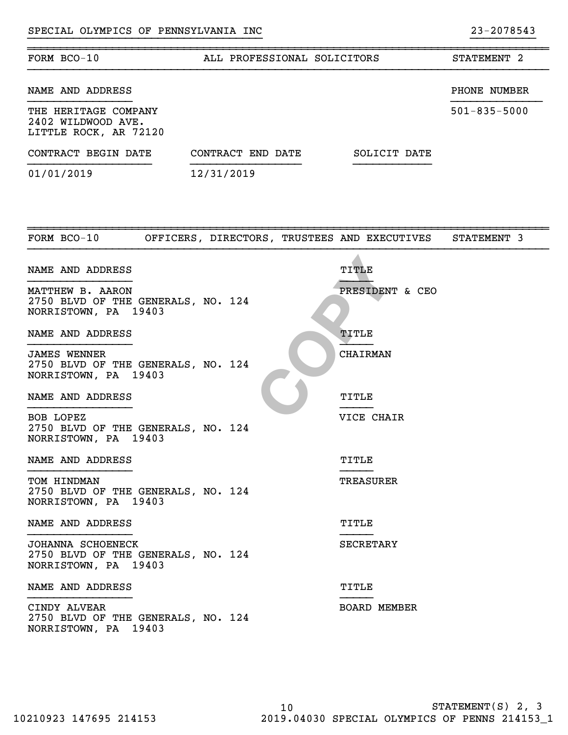SPECIAL OLYMPICS OF PENNSYLVANIA INC 23-2078543

| FORM BCO-10 | ALL PROFESSIONAL SOLICITORS | STATEMENT 2 |
| --- | --- | --- |

| NAME AND ADDRESS | | | PHONE NUMBER |
| --- | --- | --- | --- |
| THE HERITAGE COMPANY<br>2402 WILDWOOD AVE.<br>LITTLE ROCK, AR 72120 | | | 501-835-5000 |

| CONTRACT BEGIN DATE | CONTRACT END DATE | SOLICIT DATE |
| --- | --- | --- |
| 01/01/2019 | 12/31/2019 | |

| FORM BCO-10 | OFFICERS, DIRECTORS, TRUSTEES AND EXECUTIVES | STATEMENT 3 |
| --- | --- | --- |

| NAME AND ADDRESS | TITLE |
| --- | --- |
| MATTHEW B. AARON<br>2750 BLVD OF THE GENERALS, NO. 124<br>NORRISTOWN, PA 19403 | PRESIDENT & CEO |
| JAMES WENNER<br>2750 BLVD OF THE GENERALS, NO. 124<br>NORRISTOWN, PA 19403 | CHAIRMAN |
| BOB LOPEZ<br>2750 BLVD OF THE GENERALS, NO. 124<br>NORRISTOWN, PA 19403 | VICE CHAIR |
| TOM HINDMAN<br>2750 BLVD OF THE GENERALS, NO. 124<br>NORRISTOWN, PA 19403 | TREASURER |
| JOHANNA SCHOENECK<br>2750 BLVD OF THE GENERALS, NO. 124<br>NORRISTOWN, PA 19403 | SECRETARY |
| CINDY ALVEAR<br>2750 BLVD OF THE GENERALS, NO. 124<br>NORRISTOWN, PA 19403 | BOARD MEMBER |

STATEMENT(S) 2, 3

10210923 147695 214153 2019.04030 SPECIAL OLYMPICS OF PENNS 214153_1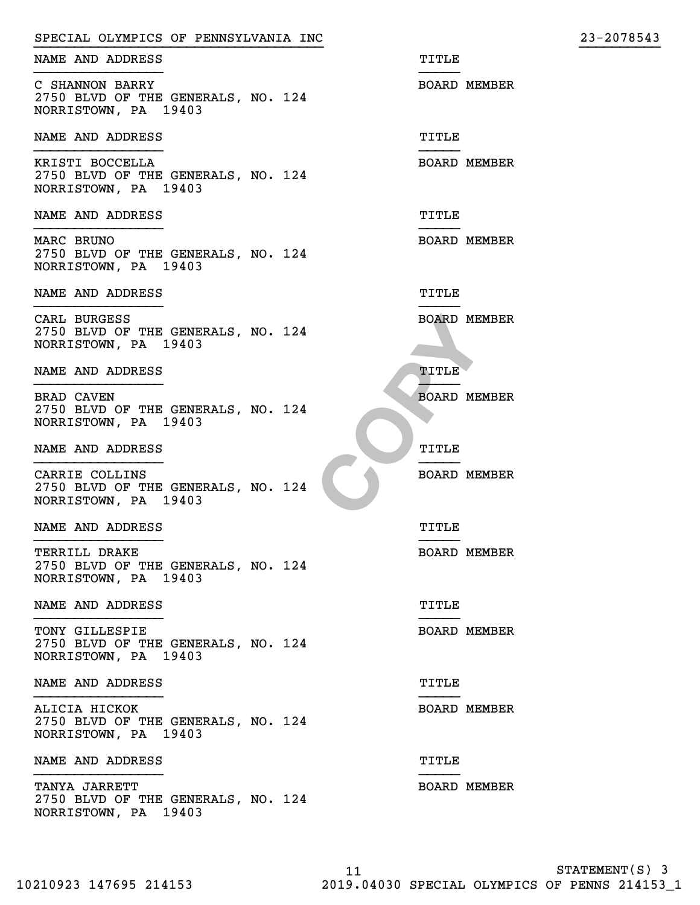SPECIAL OLYMPICS OF PENNSYLVANIA INC 23-2078543

| NAME AND ADDRESS | TITLE |
| --- | --- |
| C SHANNON BARRY<br>2750 BLVD OF THE GENERALS, NO. 124<br>NORRISTOWN, PA 19403 | BOARD MEMBER |
| KRISTI BOCCELLA<br>2750 BLVD OF THE GENERALS, NO. 124<br>NORRISTOWN, PA 19403 | BOARD MEMBER |
| MARC BRUNO<br>2750 BLVD OF THE GENERALS, NO. 124<br>NORRISTOWN, PA 19403 | BOARD MEMBER |
| CARL BURGESS<br>2750 BLVD OF THE GENERALS, NO. 124<br>NORRISTOWN, PA 19403 | BOARD MEMBER |
| BRAD CAVEN<br>2750 BLVD OF THE GENERALS, NO. 124<br>NORRISTOWN, PA 19403 | BOARD MEMBER |
| CARRIE COLLINS<br>2750 BLVD OF THE GENERALS, NO. 124<br>NORRISTOWN, PA 19403 | BOARD MEMBER |
| TERRILL DRAKE<br>2750 BLVD OF THE GENERALS, NO. 124<br>NORRISTOWN, PA 19403 | BOARD MEMBER |
| TONY GILLESPIE<br>2750 BLVD OF THE GENERALS, NO. 124<br>NORRISTOWN, PA 19403 | BOARD MEMBER |
| ALICIA HICKOK<br>2750 BLVD OF THE GENERALS, NO. 124<br>NORRISTOWN, PA 19403 | BOARD MEMBER |
| TANYA JARRETT<br>2750 BLVD OF THE GENERALS, NO. 124<br>NORRISTOWN, PA 19403 | BOARD MEMBER |

COPY

STATEMENT(S) 3

10210923 147695 214153 2019.04030 SPECIAL OLYMPICS OF PENNS 214153_1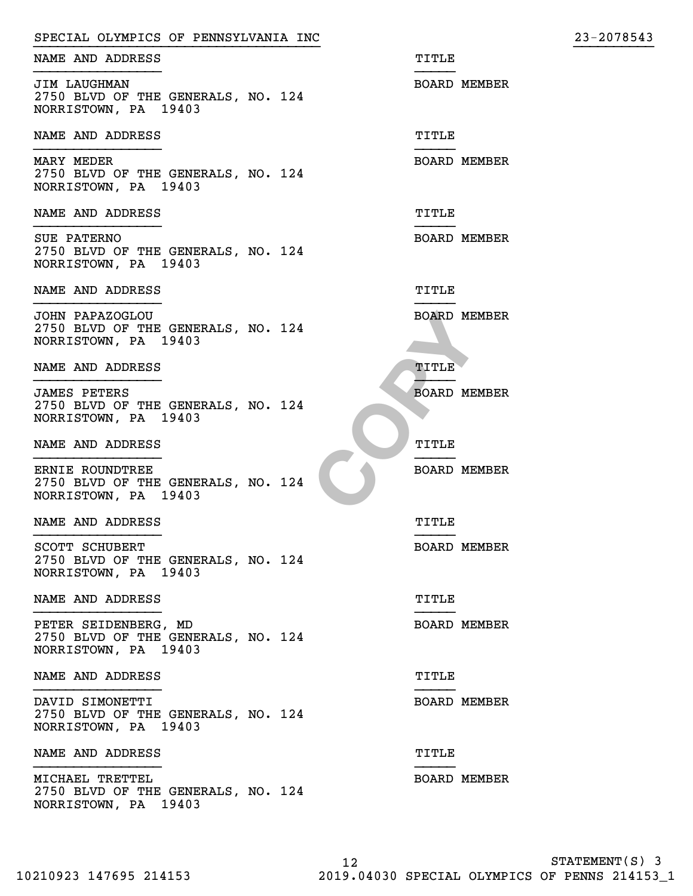SPECIAL OLYMPICS OF PENNSYLVANIA INC 23-2078543

| NAME AND ADDRESS | TITLE |
| --- | --- |
| JIM LAUGHMAN<br>2750 BLVD OF THE GENERALS, NO. 124<br>NORRISTOWN, PA 19403 | BOARD MEMBER |
| MARY MEDER<br>2750 BLVD OF THE GENERALS, NO. 124<br>NORRISTOWN, PA 19403 | BOARD MEMBER |
| SUE PATERNO<br>2750 BLVD OF THE GENERALS, NO. 124<br>NORRISTOWN, PA 19403 | BOARD MEMBER |
| JOHN PAPAZOGLOU<br>2750 BLVD OF THE GENERALS, NO. 124<br>NORRISTOWN, PA 19403 | BOARD MEMBER |
| JAMES PETERS<br>2750 BLVD OF THE GENERALS, NO. 124<br>NORRISTOWN, PA 19403 | BOARD MEMBER |
| ERNIE ROUNDTREE<br>2750 BLVD OF THE GENERALS, NO. 124<br>NORRISTOWN, PA 19403 | BOARD MEMBER |
| SCOTT SCHUBERT<br>2750 BLVD OF THE GENERALS, NO. 124<br>NORRISTOWN, PA 19403 | BOARD MEMBER |
| PETER SEIDENBERG, MD<br>2750 BLVD OF THE GENERALS, NO. 124<br>NORRISTOWN, PA 19403 | BOARD MEMBER |
| DAVID SIMONETTI<br>2750 BLVD OF THE GENERALS, NO. 124<br>NORRISTOWN, PA 19403 | BOARD MEMBER |
| MICHAEL TRETTEL<br>2750 BLVD OF THE GENERALS, NO. 124<br>NORRISTOWN, PA 19403 | BOARD MEMBER |

STATEMENT(S) 3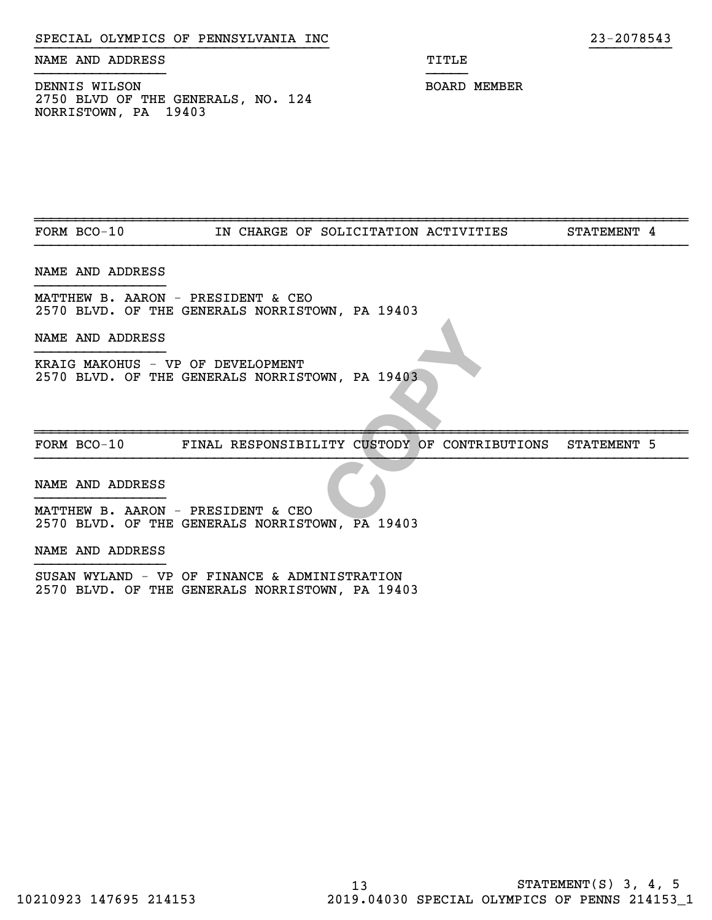SPECIAL OLYMPICS OF PENNSYLVANIA INC 23-2078543

| NAME AND ADDRESS | TITLE |
|---|---|
| DENNIS WILSON<br>2750 BLVD OF THE GENERALS, NO. 124<br>NORRISTOWN, PA 19403 | BOARD MEMBER |

---

FORM BCO-10 IN CHARGE OF SOLICITATION ACTIVITIES STATEMENT 4

---

NAME AND ADDRESS

MATTHEW B. AARON - PRESIDENT & CEO
2570 BLVD. OF THE GENERALS NORRISTOWN, PA 19403

NAME AND ADDRESS

KRAIG MAKOHUS - VP OF DEVELOPMENT
2570 BLVD. OF THE GENERALS NORRISTOWN, PA 19403

---

FORM BCO-10 FINAL RESPONSIBILITY CUSTODY OF CONTRIBUTIONS STATEMENT 5

---

NAME AND ADDRESS

MATTHEW B. AARON - PRESIDENT & CEO
2570 BLVD. OF THE GENERALS NORRISTOWN, PA 19403

NAME AND ADDRESS

SUSAN WYLAND - VP OF FINANCE & ADMINISTRATION
2570 BLVD. OF THE GENERALS NORRISTOWN, PA 19403

COPY

STATEMENT(S) 3, 4, 5

10210923 147695 214153 2019.04030 SPECIAL OLYMPICS OF PENNS 214153_1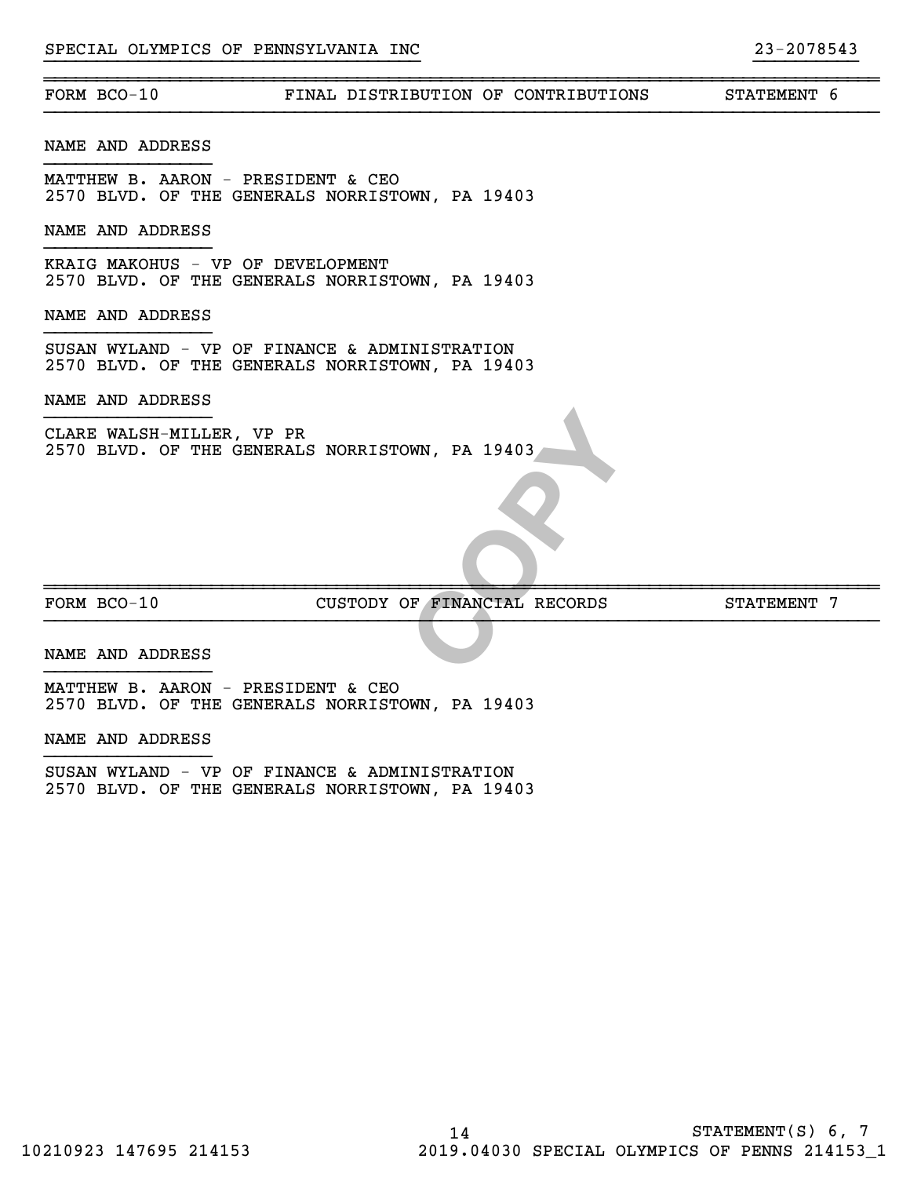| FORM BCO-10 | FINAL DISTRIBUTION OF CONTRIBUTIONS | STATEMENT 6 |
|---|---|---|

NAME AND ADDRESS

MATTHEW B. AARON - PRESIDENT & CEO
2570 BLVD. OF THE GENERALS NORRISTOWN, PA 19403

NAME AND ADDRESS

KRAIG MAKOHUS - VP OF DEVELOPMENT
2570 BLVD. OF THE GENERALS NORRISTOWN, PA 19403

NAME AND ADDRESS

SUSAN WYLAND - VP OF FINANCE & ADMINISTRATION
2570 BLVD. OF THE GENERALS NORRISTOWN, PA 19403

NAME AND ADDRESS

CLARE WALSH-MILLER, VP PR
2570 BLVD. OF THE GENERALS NORRISTOWN, PA 19403

| FORM BCO-10 | CUSTODY OF FINANCIAL RECORDS | STATEMENT 7 |
|---|---|---|

NAME AND ADDRESS

MATTHEW B. AARON - PRESIDENT & CEO
2570 BLVD. OF THE GENERALS NORRISTOWN, PA 19403

NAME AND ADDRESS

SUSAN WYLAND - VP OF FINANCE & ADMINISTRATION
2570 BLVD. OF THE GENERALS NORRISTOWN, PA 19403